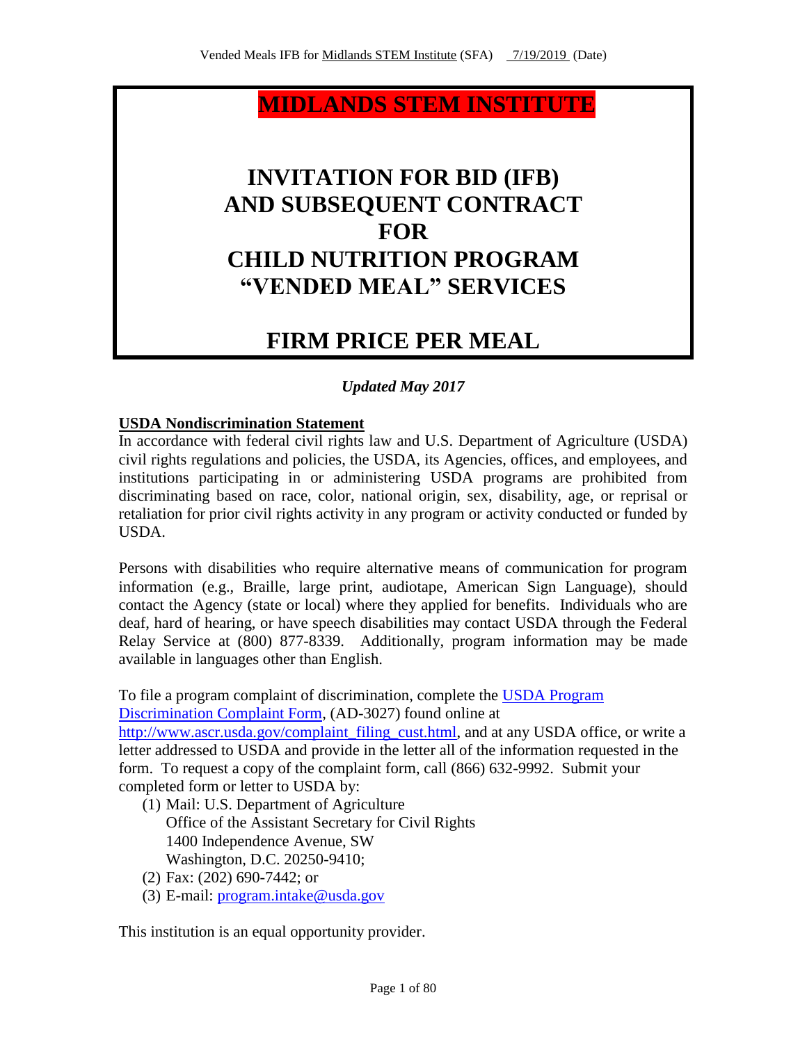# MIDLANDS STEM INSTITUTE

# INVITATION FOR BID (IFB) AND SUBSEQUENT CONTRACT FOR CHILD NUTRITION PROGRAM "VENDED MEAL" SERVICES

# FIRM PRICE PER MEAL

*Updated May 2017*

**USDA Nondiscrimination Statement**

In accordance with federal civil rights law and U.S. Department of Agriculture (USDA) civil rights regulations and policies, the USDA, its Agencies, offices, and employees, and institutions participating in or administering USDA programs are prohibited from discriminating based on race, color, national origin, sex, disability, age, or reprisal or retaliation for prior civil rights activity in any program or activity conducted or funded by USDA.

Persons with disabilities who require alternative means of communication for program information (e.g., Braille, large print, audiotape, American Sign Language), should contact the Agency (state or local) where they applied for benefits. Individuals who are deaf, hard of hearing, or have speech disabilities may contact USDA through the Federal Relay Service at (800) 877-8339. Additionally, program information may be made available in languages other than English.

To file a program complaint of discrimination, complete the [USDA Program Discrimination Complaint Form](http://www.ascr.usda.gov/complaint_filing_cust.html), (AD-3027) found online at http://www.ascr.usda.gov/complaint_filing_cust.html, and at any USDA office, or write a letter addressed to USDA and provide in the letter all of the information requested in the form. To request a copy of the complaint form, call (866) 632-9992. Submit your completed form or letter to USDA by:

(1) Mail: U.S. Department of Agriculture
Office of the Assistant Secretary for Civil Rights
1400 Independence Avenue, SW
Washington, D.C. 20250-9410;

(2) Fax: (202) 690-7442; or

(3) E-mail: program.intake@usda.gov

This institution is an equal opportunity provider.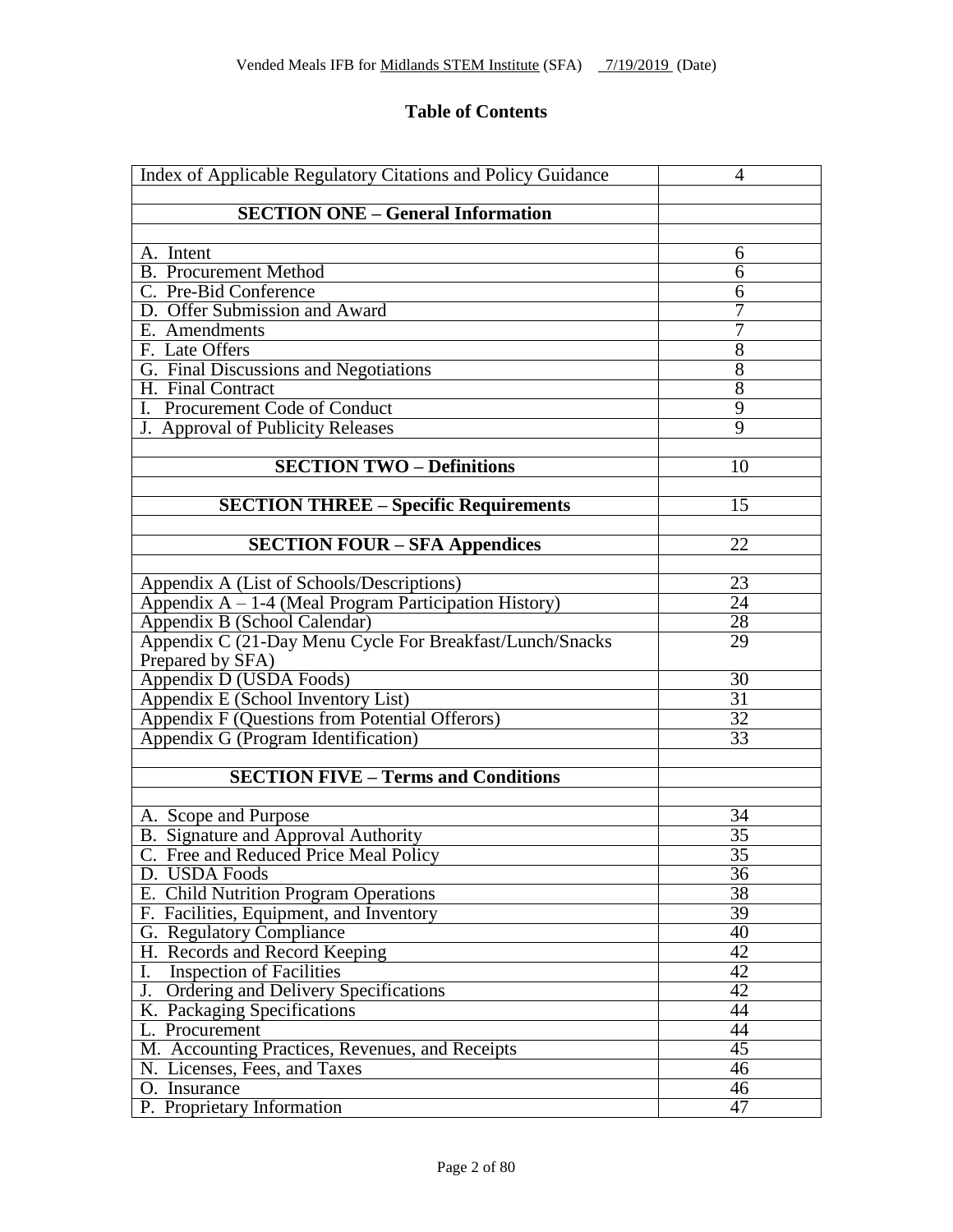# Table of Contents

| | |
|---|---|
| Index of Applicable Regulatory Citations and Policy Guidance | 4 |
| | |
| **SECTION ONE – General Information** | |
| | |
| A. Intent | 6 |
| B. Procurement Method | 6 |
| C. Pre-Bid Conference | 6 |
| D. Offer Submission and Award | 7 |
| E. Amendments | 7 |
| F. Late Offers | 8 |
| G. Final Discussions and Negotiations | 8 |
| H. Final Contract | 8 |
| I. Procurement Code of Conduct | 9 |
| J. Approval of Publicity Releases | 9 |
| | |
| **SECTION TWO – Definitions** | 10 |
| | |
| **SECTION THREE – Specific Requirements** | 15 |
| | |
| **SECTION FOUR – SFA Appendices** | 22 |
| | |
| Appendix A (List of Schools/Descriptions) | 23 |
| Appendix A – 1-4 (Meal Program Participation History) | 24 |
| Appendix B (School Calendar) | 28 |
| Appendix C (21-Day Menu Cycle For Breakfast/Lunch/Snacks Prepared by SFA) | 29 |
| Appendix D (USDA Foods) | 30 |
| Appendix E (School Inventory List) | 31 |
| Appendix F (Questions from Potential Offerors) | 32 |
| Appendix G (Program Identification) | 33 |
| | |
| **SECTION FIVE – Terms and Conditions** | |
| | |
| A. Scope and Purpose | 34 |
| B. Signature and Approval Authority | 35 |
| C. Free and Reduced Price Meal Policy | 35 |
| D. USDA Foods | 36 |
| E. Child Nutrition Program Operations | 38 |
| F. Facilities, Equipment, and Inventory | 39 |
| G. Regulatory Compliance | 40 |
| H. Records and Record Keeping | 42 |
| I. Inspection of Facilities | 42 |
| J. Ordering and Delivery Specifications | 42 |
| K. Packaging Specifications | 44 |
| L. Procurement | 44 |
| M. Accounting Practices, Revenues, and Receipts | 45 |
| N. Licenses, Fees, and Taxes | 46 |
| O. Insurance | 46 |
| P. Proprietary Information | 47 |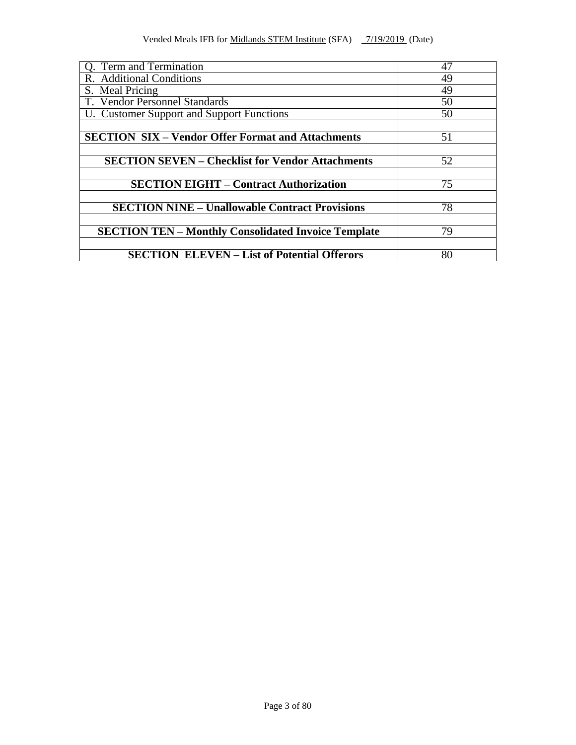| | |
|---|---|
| Q. Term and Termination | 47 |
| R. Additional Conditions | 49 |
| S. Meal Pricing | 49 |
| T. Vendor Personnel Standards | 50 |
| U. Customer Support and Support Functions | 50 |
| | |
| **SECTION SIX – Vendor Offer Format and Attachments** | 51 |
| | |
| **SECTION SEVEN – Checklist for Vendor Attachments** | 52 |
| | |
| **SECTION EIGHT – Contract Authorization** | 75 |
| | |
| **SECTION NINE – Unallowable Contract Provisions** | 78 |
| | |
| **SECTION TEN – Monthly Consolidated Invoice Template** | 79 |
| | |
| **SECTION ELEVEN – List of Potential Offerors** | 80 |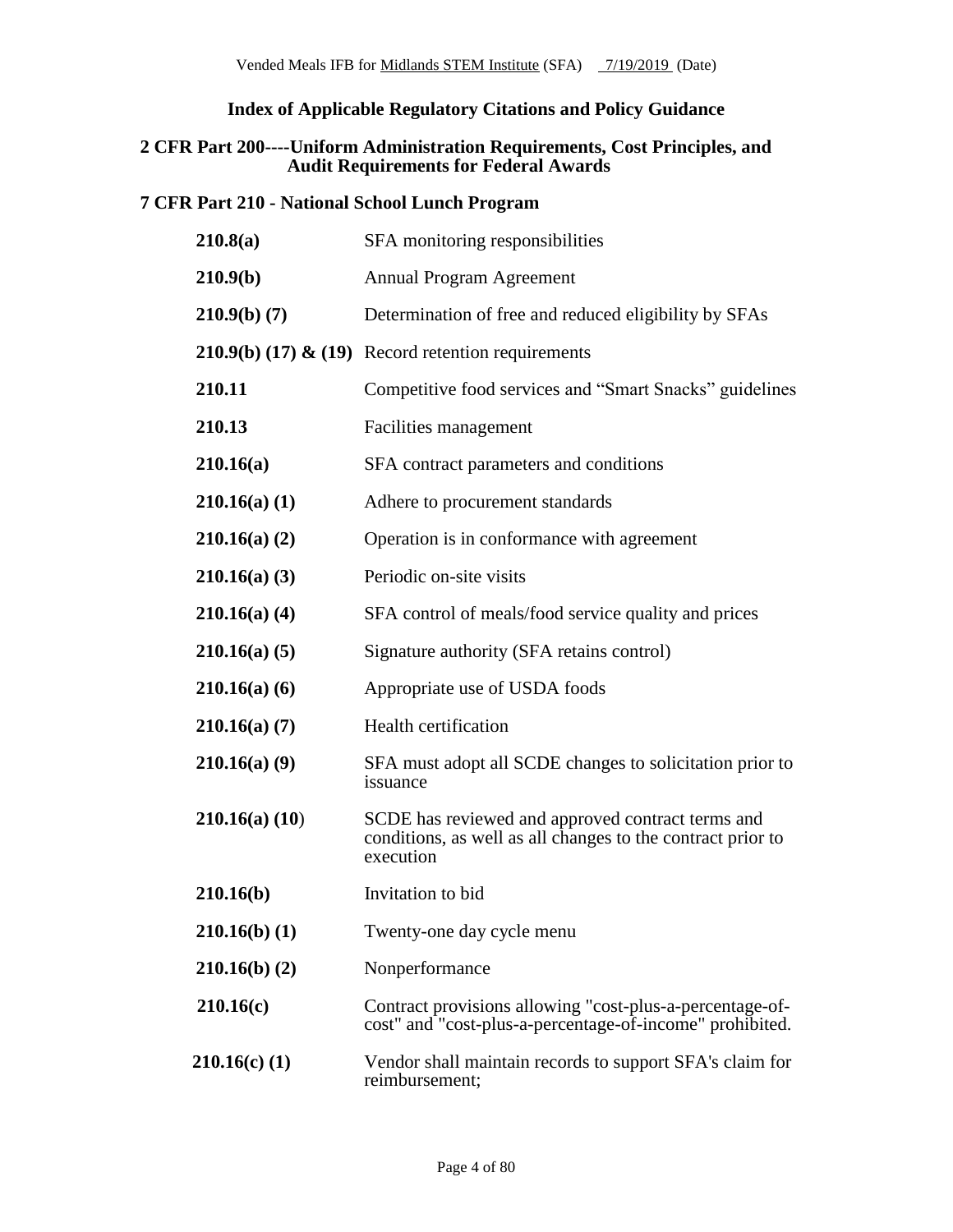## Index of Applicable Regulatory Citations and Policy Guidance

### 2 CFR Part 200----Uniform Administration Requirements, Cost Principles, and Audit Requirements for Federal Awards

### 7 CFR Part 210 - National School Lunch Program

| | |
|---|---|
| **210.8(a)** | SFA monitoring responsibilities |
| **210.9(b)** | Annual Program Agreement |
| **210.9(b) (7)** | Determination of free and reduced eligibility by SFAs |
| **210.9(b) (17) & (19)** | Record retention requirements |
| **210.11** | Competitive food services and "Smart Snacks" guidelines |
| **210.13** | Facilities management |
| **210.16(a)** | SFA contract parameters and conditions |
| **210.16(a) (1)** | Adhere to procurement standards |
| **210.16(a) (2)** | Operation is in conformance with agreement |
| **210.16(a) (3)** | Periodic on-site visits |
| **210.16(a) (4)** | SFA control of meals/food service quality and prices |
| **210.16(a) (5)** | Signature authority (SFA retains control) |
| **210.16(a) (6)** | Appropriate use of USDA foods |
| **210.16(a) (7)** | Health certification |
| **210.16(a) (9)** | SFA must adopt all SCDE changes to solicitation prior to issuance |
| **210.16(a) (10)** | SCDE has reviewed and approved contract terms and conditions, as well as all changes to the contract prior to execution |
| **210.16(b)** | Invitation to bid |
| **210.16(b) (1)** | Twenty-one day cycle menu |
| **210.16(b) (2)** | Nonperformance |
| **210.16(c)** | Contract provisions allowing "cost-plus-a-percentage-of-cost" and "cost-plus-a-percentage-of-income" prohibited. |
| **210.16(c) (1)** | Vendor shall maintain records to support SFA's claim for reimbursement; |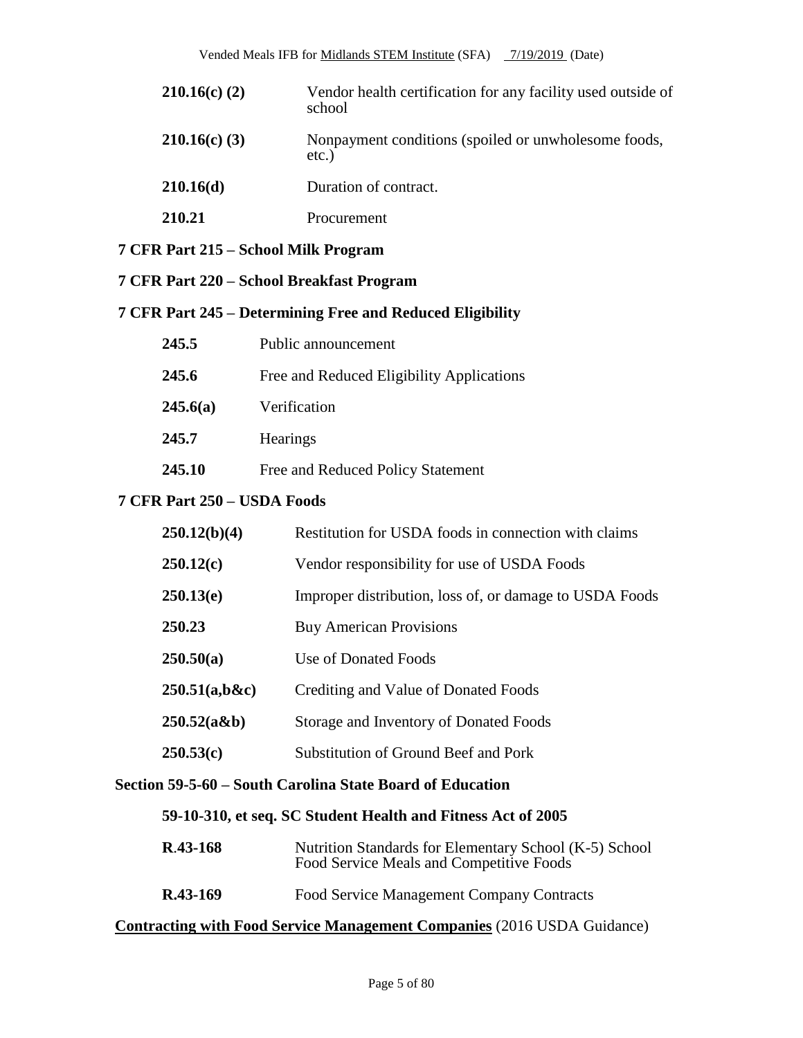| | |
|---|---|
| **210.16(c) (2)** | Vendor health certification for any facility used outside of school |
| **210.16(c) (3)** | Nonpayment conditions (spoiled or unwholesome foods, etc.) |
| **210.16(d)** | Duration of contract. |
| **210.21** | Procurement |

**7 CFR Part 215 – School Milk Program**

**7 CFR Part 220 – School Breakfast Program**

**7 CFR Part 245 – Determining Free and Reduced Eligibility**

| | |
|---|---|
| **245.5** | Public announcement |
| **245.6** | Free and Reduced Eligibility Applications |
| **245.6(a)** | Verification |
| **245.7** | Hearings |
| **245.10** | Free and Reduced Policy Statement |

**7 CFR Part 250 – USDA Foods**

| | |
|---|---|
| **250.12(b)(4)** | Restitution for USDA foods in connection with claims |
| **250.12(c)** | Vendor responsibility for use of USDA Foods |
| **250.13(e)** | Improper distribution, loss of, or damage to USDA Foods |
| **250.23** | Buy American Provisions |
| **250.50(a)** | Use of Donated Foods |
| **250.51(a,b&c)** | Crediting and Value of Donated Foods |
| **250.52(a&b)** | Storage and Inventory of Donated Foods |
| **250.53(c)** | Substitution of Ground Beef and Pork |

**Section 59-5-60 – South Carolina State Board of Education**

**59-10-310, et seq. SC Student Health and Fitness Act of 2005**

| | |
|---|---|
| **R.43-168** | Nutrition Standards for Elementary School (K-5) School Food Service Meals and Competitive Foods |
| **R.43-169** | Food Service Management Company Contracts |

**<u>Contracting with Food Service Management Companies</u>** (2016 USDA Guidance)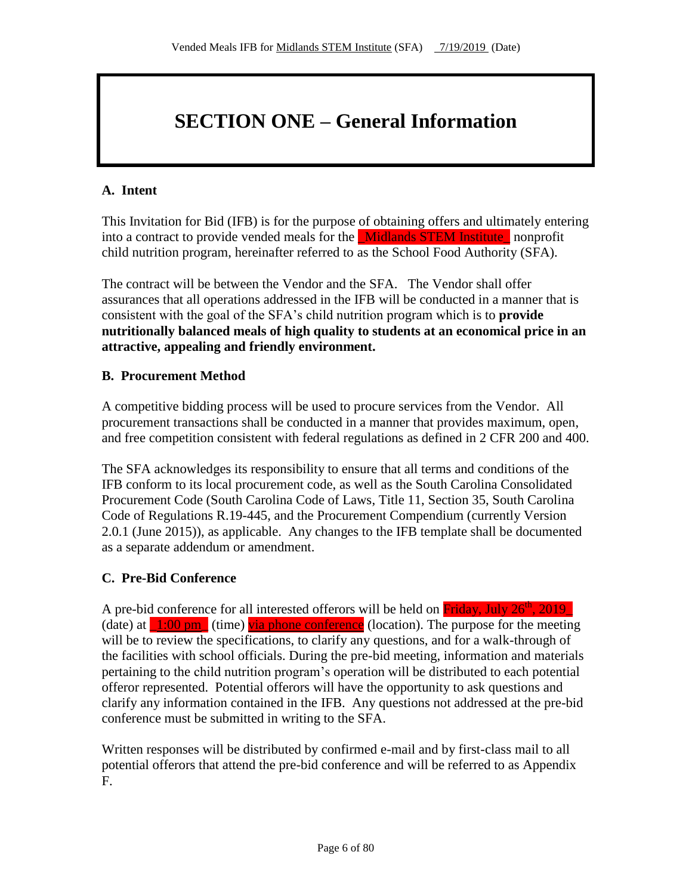# SECTION ONE – General Information

## A. Intent

This Invitation for Bid (IFB) is for the purpose of obtaining offers and ultimately entering into a contract to provide vended meals for the _Midlands STEM Institute_ nonprofit child nutrition program, hereinafter referred to as the School Food Authority (SFA).

The contract will be between the Vendor and the SFA. The Vendor shall offer assurances that all operations addressed in the IFB will be conducted in a manner that is consistent with the goal of the SFA's child nutrition program which is to **provide nutritionally balanced meals of high quality to students at an economical price in an attractive, appealing and friendly environment.**

## B. Procurement Method

A competitive bidding process will be used to procure services from the Vendor. All procurement transactions shall be conducted in a manner that provides maximum, open, and free competition consistent with federal regulations as defined in 2 CFR 200 and 400.

The SFA acknowledges its responsibility to ensure that all terms and conditions of the IFB conform to its local procurement code, as well as the South Carolina Consolidated Procurement Code (South Carolina Code of Laws, Title 11, Section 35, South Carolina Code of Regulations R.19-445, and the Procurement Compendium (currently Version 2.0.1 (June 2015)), as applicable. Any changes to the IFB template shall be documented as a separate addendum or amendment.

## C. Pre-Bid Conference

A pre-bid conference for all interested offerors will be held on Friday, July 26th, 2019_ (date) at _1:00 pm_ (time) via phone conference (location). The purpose for the meeting will be to review the specifications, to clarify any questions, and for a walk-through of the facilities with school officials. During the pre-bid meeting, information and materials pertaining to the child nutrition program's operation will be distributed to each potential offeror represented. Potential offerors will have the opportunity to ask questions and clarify any information contained in the IFB. Any questions not addressed at the pre-bid conference must be submitted in writing to the SFA.

Written responses will be distributed by confirmed e-mail and by first-class mail to all potential offerors that attend the pre-bid conference and will be referred to as Appendix F.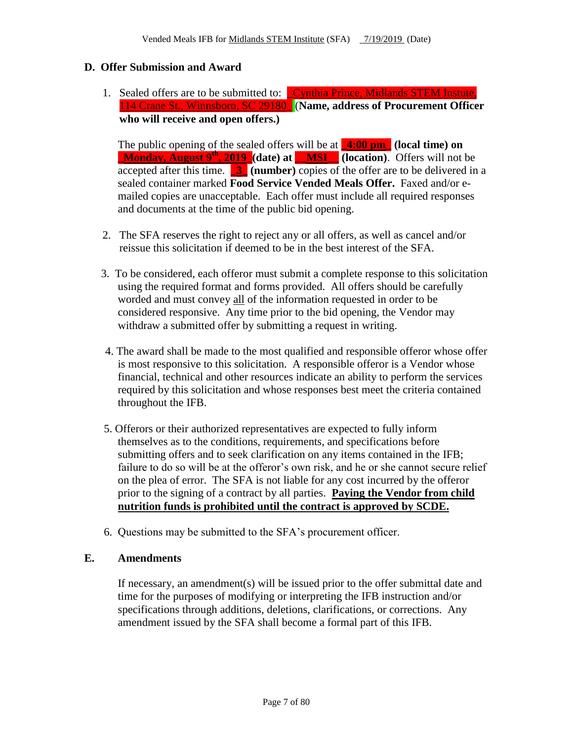## D. Offer Submission and Award

1. Sealed offers are to be submitted to: _Cynthia Prince, Midlands STEM Instute, 114 Crane St., Winnsboro, SC 29180_ **(Name, address of Procurement Officer who will receive and open offers.)**

   The public opening of the sealed offers will be at **_4:00 pm_ (local time) on _Monday, August 9th, 2019_ (date) at __MSI__ (location)**. Offers will not be accepted after this time. **_3_ (number)** copies of the offer are to be delivered in a sealed container marked **Food Service Vended Meals Offer.** Faxed and/or e-mailed copies are unacceptable. Each offer must include all required responses and documents at the time of the public bid opening.

2. The SFA reserves the right to reject any or all offers, as well as cancel and/or reissue this solicitation if deemed to be in the best interest of the SFA.

3. To be considered, each offeror must submit a complete response to this solicitation using the required format and forms provided. All offers should be carefully worded and must convey all of the information requested in order to be considered responsive. Any time prior to the bid opening, the Vendor may withdraw a submitted offer by submitting a request in writing.

4. The award shall be made to the most qualified and responsible offeror whose offer is most responsive to this solicitation. A responsible offeror is a Vendor whose financial, technical and other resources indicate an ability to perform the services required by this solicitation and whose responses best meet the criteria contained throughout the IFB.

5. Offerors or their authorized representatives are expected to fully inform themselves as to the conditions, requirements, and specifications before submitting offers and to seek clarification on any items contained in the IFB; failure to do so will be at the offeror's own risk, and he or she cannot secure relief on the plea of error. The SFA is not liable for any cost incurred by the offeror prior to the signing of a contract by all parties. **Paying the Vendor from child nutrition funds is prohibited until the contract is approved by SCDE.**

6. Questions may be submitted to the SFA's procurement officer.

## E. Amendments

If necessary, an amendment(s) will be issued prior to the offer submittal date and time for the purposes of modifying or interpreting the IFB instruction and/or specifications through additions, deletions, clarifications, or corrections. Any amendment issued by the SFA shall become a formal part of this IFB.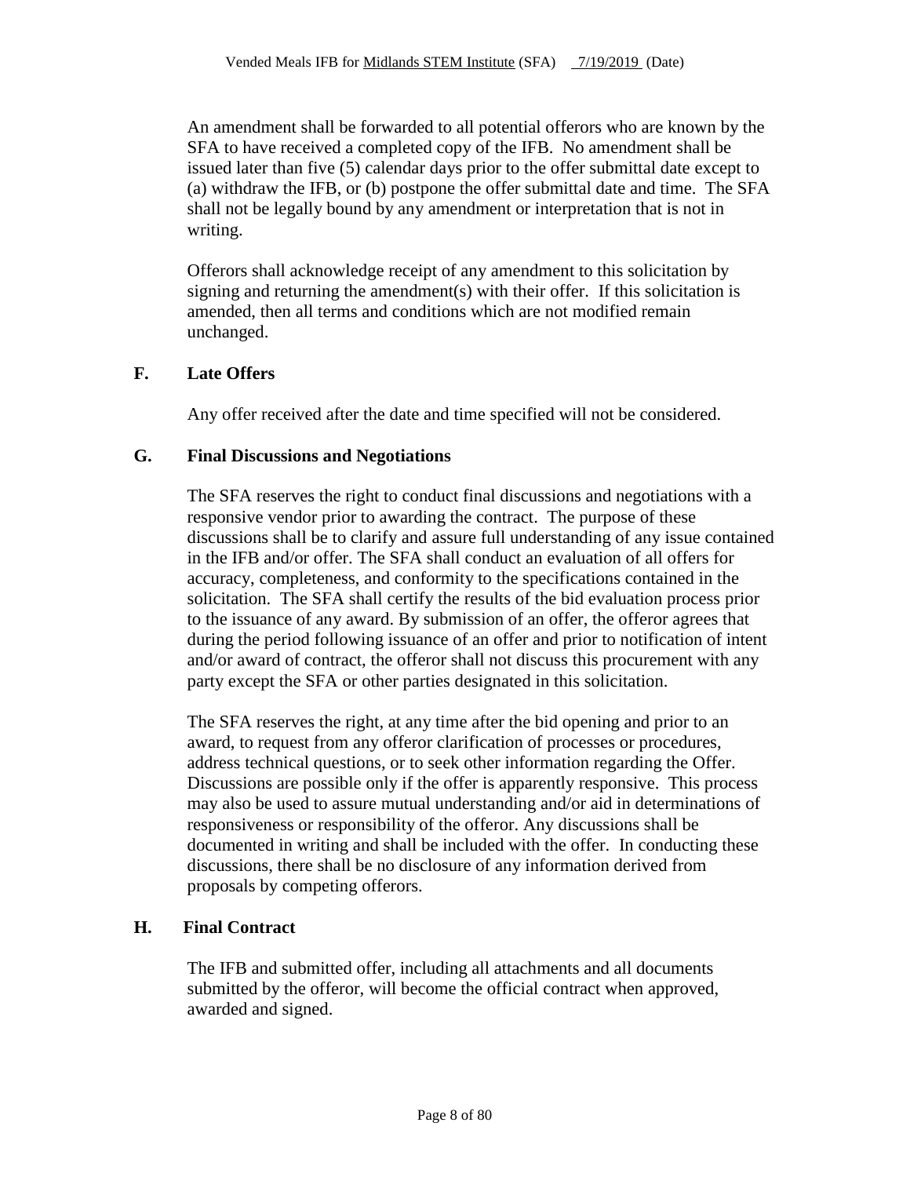An amendment shall be forwarded to all potential offerors who are known by the SFA to have received a completed copy of the IFB. No amendment shall be issued later than five (5) calendar days prior to the offer submittal date except to (a) withdraw the IFB, or (b) postpone the offer submittal date and time. The SFA shall not be legally bound by any amendment or interpretation that is not in writing.

Offerors shall acknowledge receipt of any amendment to this solicitation by signing and returning the amendment(s) with their offer. If this solicitation is amended, then all terms and conditions which are not modified remain unchanged.

**F. Late Offers**

Any offer received after the date and time specified will not be considered.

**G. Final Discussions and Negotiations**

The SFA reserves the right to conduct final discussions and negotiations with a responsive vendor prior to awarding the contract. The purpose of these discussions shall be to clarify and assure full understanding of any issue contained in the IFB and/or offer. The SFA shall conduct an evaluation of all offers for accuracy, completeness, and conformity to the specifications contained in the solicitation. The SFA shall certify the results of the bid evaluation process prior to the issuance of any award. By submission of an offer, the offeror agrees that during the period following issuance of an offer and prior to notification of intent and/or award of contract, the offeror shall not discuss this procurement with any party except the SFA or other parties designated in this solicitation.

The SFA reserves the right, at any time after the bid opening and prior to an award, to request from any offeror clarification of processes or procedures, address technical questions, or to seek other information regarding the Offer. Discussions are possible only if the offer is apparently responsive. This process may also be used to assure mutual understanding and/or aid in determinations of responsiveness or responsibility of the offeror. Any discussions shall be documented in writing and shall be included with the offer. In conducting these discussions, there shall be no disclosure of any information derived from proposals by competing offerors.

**H. Final Contract**

The IFB and submitted offer, including all attachments and all documents submitted by the offeror, will become the official contract when approved, awarded and signed.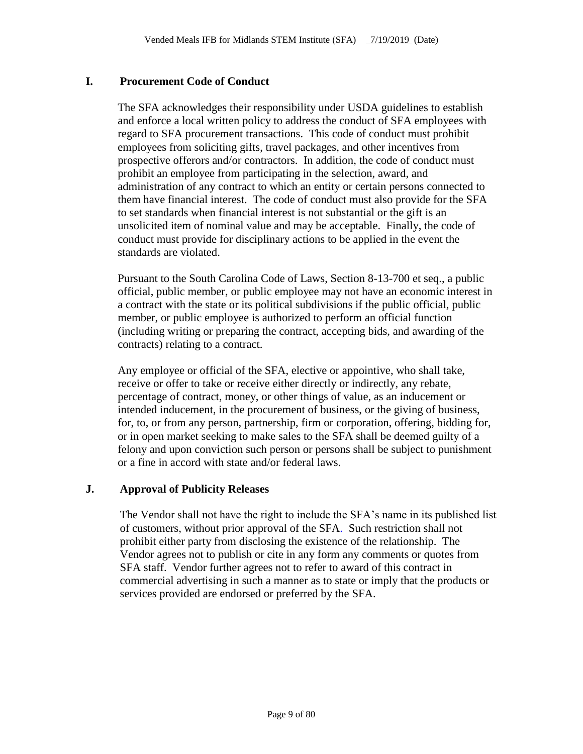## I. Procurement Code of Conduct

The SFA acknowledges their responsibility under USDA guidelines to establish and enforce a local written policy to address the conduct of SFA employees with regard to SFA procurement transactions. This code of conduct must prohibit employees from soliciting gifts, travel packages, and other incentives from prospective offerors and/or contractors. In addition, the code of conduct must prohibit an employee from participating in the selection, award, and administration of any contract to which an entity or certain persons connected to them have financial interest. The code of conduct must also provide for the SFA to set standards when financial interest is not substantial or the gift is an unsolicited item of nominal value and may be acceptable. Finally, the code of conduct must provide for disciplinary actions to be applied in the event the standards are violated.

Pursuant to the South Carolina Code of Laws, Section 8-13-700 et seq., a public official, public member, or public employee may not have an economic interest in a contract with the state or its political subdivisions if the public official, public member, or public employee is authorized to perform an official function (including writing or preparing the contract, accepting bids, and awarding of the contracts) relating to a contract.

Any employee or official of the SFA, elective or appointive, who shall take, receive or offer to take or receive either directly or indirectly, any rebate, percentage of contract, money, or other things of value, as an inducement or intended inducement, in the procurement of business, or the giving of business, for, to, or from any person, partnership, firm or corporation, offering, bidding for, or in open market seeking to make sales to the SFA shall be deemed guilty of a felony and upon conviction such person or persons shall be subject to punishment or a fine in accord with state and/or federal laws.

## J. Approval of Publicity Releases

The Vendor shall not have the right to include the SFA's name in its published list of customers, without prior approval of the SFA. Such restriction shall not prohibit either party from disclosing the existence of the relationship. The Vendor agrees not to publish or cite in any form any comments or quotes from SFA staff. Vendor further agrees not to refer to award of this contract in commercial advertising in such a manner as to state or imply that the products or services provided are endorsed or preferred by the SFA.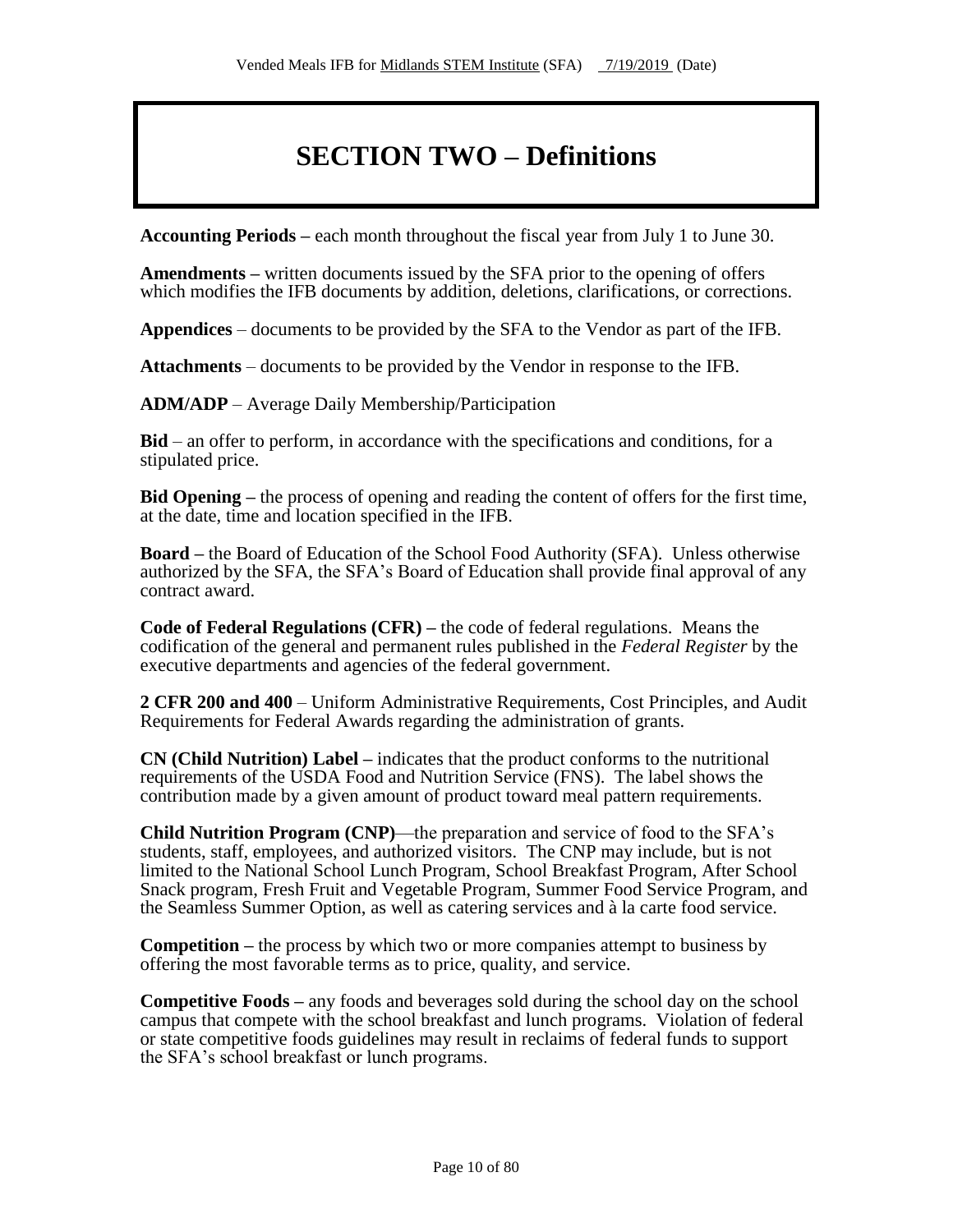# SECTION TWO – Definitions

**Accounting Periods –** each month throughout the fiscal year from July 1 to June 30.

**Amendments –** written documents issued by the SFA prior to the opening of offers which modifies the IFB documents by addition, deletions, clarifications, or corrections.

**Appendices** – documents to be provided by the SFA to the Vendor as part of the IFB.

**Attachments** – documents to be provided by the Vendor in response to the IFB.

**ADM/ADP** – Average Daily Membership/Participation

**Bid** – an offer to perform, in accordance with the specifications and conditions, for a stipulated price.

**Bid Opening –** the process of opening and reading the content of offers for the first time, at the date, time and location specified in the IFB.

**Board –** the Board of Education of the School Food Authority (SFA). Unless otherwise authorized by the SFA, the SFA's Board of Education shall provide final approval of any contract award.

**Code of Federal Regulations (CFR) –** the code of federal regulations. Means the codification of the general and permanent rules published in the *Federal Register* by the executive departments and agencies of the federal government.

**2 CFR 200 and 400** – Uniform Administrative Requirements, Cost Principles, and Audit Requirements for Federal Awards regarding the administration of grants.

**CN (Child Nutrition) Label –** indicates that the product conforms to the nutritional requirements of the USDA Food and Nutrition Service (FNS). The label shows the contribution made by a given amount of product toward meal pattern requirements.

**Child Nutrition Program (CNP)**—the preparation and service of food to the SFA's students, staff, employees, and authorized visitors. The CNP may include, but is not limited to the National School Lunch Program, School Breakfast Program, After School Snack program, Fresh Fruit and Vegetable Program, Summer Food Service Program, and the Seamless Summer Option, as well as catering services and à la carte food service.

**Competition –** the process by which two or more companies attempt to business by offering the most favorable terms as to price, quality, and service.

**Competitive Foods –** any foods and beverages sold during the school day on the school campus that compete with the school breakfast and lunch programs. Violation of federal or state competitive foods guidelines may result in reclaims of federal funds to support the SFA's school breakfast or lunch programs.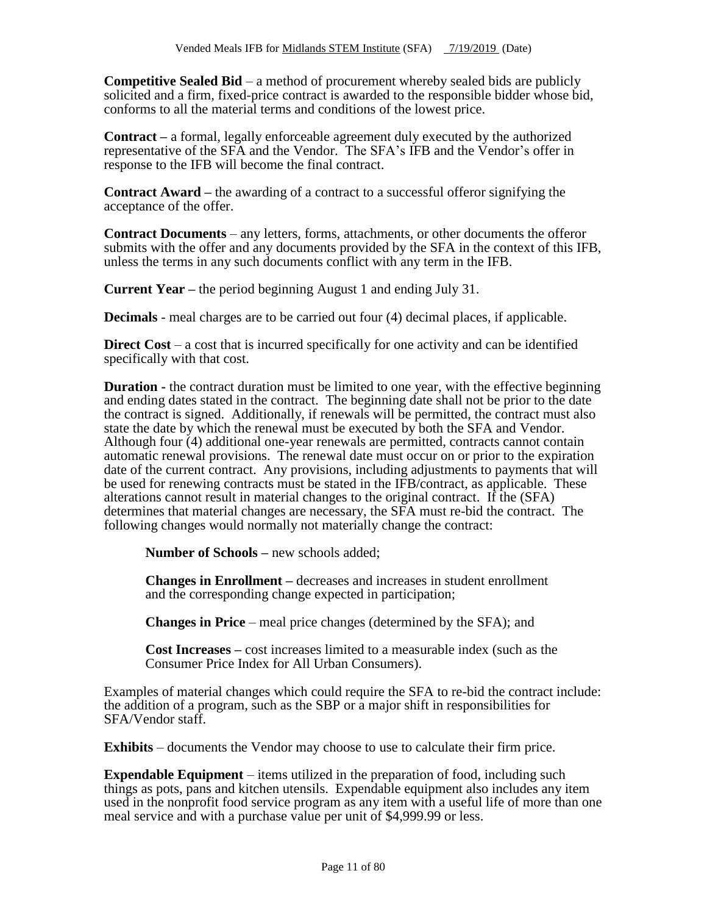**Competitive Sealed Bid** – a method of procurement whereby sealed bids are publicly solicited and a firm, fixed-price contract is awarded to the responsible bidder whose bid, conforms to all the material terms and conditions of the lowest price.

**Contract –** a formal, legally enforceable agreement duly executed by the authorized representative of the SFA and the Vendor. The SFA's IFB and the Vendor's offer in response to the IFB will become the final contract.

**Contract Award –** the awarding of a contract to a successful offeror signifying the acceptance of the offer.

**Contract Documents** – any letters, forms, attachments, or other documents the offeror submits with the offer and any documents provided by the SFA in the context of this IFB, unless the terms in any such documents conflict with any term in the IFB.

**Current Year –** the period beginning August 1 and ending July 31.

**Decimals** - meal charges are to be carried out four (4) decimal places, if applicable.

**Direct Cost** – a cost that is incurred specifically for one activity and can be identified specifically with that cost.

**Duration -** the contract duration must be limited to one year, with the effective beginning and ending dates stated in the contract. The beginning date shall not be prior to the date the contract is signed. Additionally, if renewals will be permitted, the contract must also state the date by which the renewal must be executed by both the SFA and Vendor. Although four (4) additional one-year renewals are permitted, contracts cannot contain automatic renewal provisions. The renewal date must occur on or prior to the expiration date of the current contract. Any provisions, including adjustments to payments that will be used for renewing contracts must be stated in the IFB/contract, as applicable. These alterations cannot result in material changes to the original contract. If the (SFA) determines that material changes are necessary, the SFA must re-bid the contract. The following changes would normally not materially change the contract:

> **Number of Schools –** new schools added;
>
> **Changes in Enrollment –** decreases and increases in student enrollment and the corresponding change expected in participation;
>
> **Changes in Price** – meal price changes (determined by the SFA); and
>
> **Cost Increases –** cost increases limited to a measurable index (such as the Consumer Price Index for All Urban Consumers).

Examples of material changes which could require the SFA to re-bid the contract include: the addition of a program, such as the SBP or a major shift in responsibilities for SFA/Vendor staff.

**Exhibits** – documents the Vendor may choose to use to calculate their firm price.

**Expendable Equipment** – items utilized in the preparation of food, including such things as pots, pans and kitchen utensils. Expendable equipment also includes any item used in the nonprofit food service program as any item with a useful life of more than one meal service and with a purchase value per unit of $4,999.99 or less.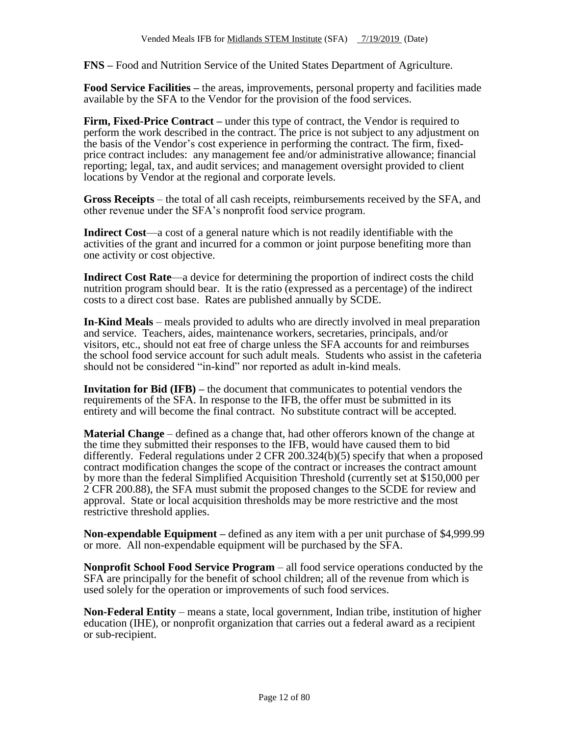**FNS –** Food and Nutrition Service of the United States Department of Agriculture.

**Food Service Facilities –** the areas, improvements, personal property and facilities made available by the SFA to the Vendor for the provision of the food services.

**Firm, Fixed-Price Contract –** under this type of contract, the Vendor is required to perform the work described in the contract. The price is not subject to any adjustment on the basis of the Vendor's cost experience in performing the contract. The firm, fixed-price contract includes: any management fee and/or administrative allowance; financial reporting; legal, tax, and audit services; and management oversight provided to client locations by Vendor at the regional and corporate levels.

**Gross Receipts** – the total of all cash receipts, reimbursements received by the SFA, and other revenue under the SFA's nonprofit food service program.

**Indirect Cost**—a cost of a general nature which is not readily identifiable with the activities of the grant and incurred for a common or joint purpose benefiting more than one activity or cost objective.

**Indirect Cost Rate**—a device for determining the proportion of indirect costs the child nutrition program should bear. It is the ratio (expressed as a percentage) of the indirect costs to a direct cost base. Rates are published annually by SCDE.

**In-Kind Meals** – meals provided to adults who are directly involved in meal preparation and service. Teachers, aides, maintenance workers, secretaries, principals, and/or visitors, etc., should not eat free of charge unless the SFA accounts for and reimburses the school food service account for such adult meals. Students who assist in the cafeteria should not be considered "in-kind" nor reported as adult in-kind meals.

**Invitation for Bid (IFB) –** the document that communicates to potential vendors the requirements of the SFA. In response to the IFB, the offer must be submitted in its entirety and will become the final contract. No substitute contract will be accepted.

**Material Change** – defined as a change that, had other offerors known of the change at the time they submitted their responses to the IFB, would have caused them to bid differently. Federal regulations under 2 CFR 200.324(b)(5) specify that when a proposed contract modification changes the scope of the contract or increases the contract amount by more than the federal Simplified Acquisition Threshold (currently set at $150,000 per 2 CFR 200.88), the SFA must submit the proposed changes to the SCDE for review and approval. State or local acquisition thresholds may be more restrictive and the most restrictive threshold applies.

**Non-expendable Equipment –** defined as any item with a per unit purchase of $4,999.99 or more. All non-expendable equipment will be purchased by the SFA.

**Nonprofit School Food Service Program** – all food service operations conducted by the SFA are principally for the benefit of school children; all of the revenue from which is used solely for the operation or improvements of such food services.

**Non-Federal Entity** – means a state, local government, Indian tribe, institution of higher education (IHE), or nonprofit organization that carries out a federal award as a recipient or sub-recipient.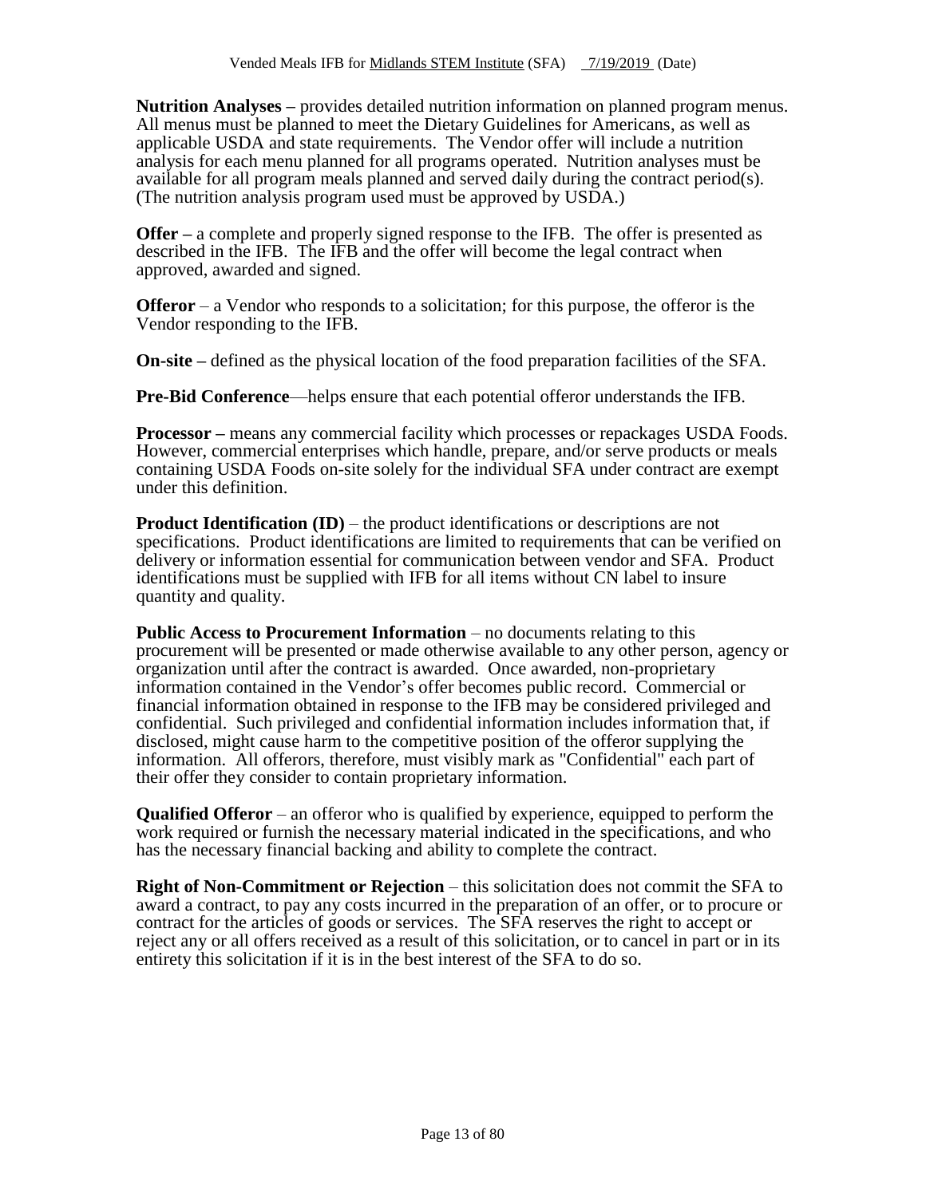**Nutrition Analyses –** provides detailed nutrition information on planned program menus. All menus must be planned to meet the Dietary Guidelines for Americans, as well as applicable USDA and state requirements. The Vendor offer will include a nutrition analysis for each menu planned for all programs operated. Nutrition analyses must be available for all program meals planned and served daily during the contract period(s). (The nutrition analysis program used must be approved by USDA.)

**Offer –** a complete and properly signed response to the IFB. The offer is presented as described in the IFB. The IFB and the offer will become the legal contract when approved, awarded and signed.

**Offeror** – a Vendor who responds to a solicitation; for this purpose, the offeror is the Vendor responding to the IFB.

**On-site –** defined as the physical location of the food preparation facilities of the SFA.

**Pre-Bid Conference**—helps ensure that each potential offeror understands the IFB.

**Processor –** means any commercial facility which processes or repackages USDA Foods. However, commercial enterprises which handle, prepare, and/or serve products or meals containing USDA Foods on-site solely for the individual SFA under contract are exempt under this definition.

**Product Identification (ID)** – the product identifications or descriptions are not specifications. Product identifications are limited to requirements that can be verified on delivery or information essential for communication between vendor and SFA. Product identifications must be supplied with IFB for all items without CN label to insure quantity and quality.

**Public Access to Procurement Information** – no documents relating to this procurement will be presented or made otherwise available to any other person, agency or organization until after the contract is awarded. Once awarded, non-proprietary information contained in the Vendor's offer becomes public record. Commercial or financial information obtained in response to the IFB may be considered privileged and confidential. Such privileged and confidential information includes information that, if disclosed, might cause harm to the competitive position of the offeror supplying the information. All offerors, therefore, must visibly mark as "Confidential" each part of their offer they consider to contain proprietary information.

**Qualified Offeror** – an offeror who is qualified by experience, equipped to perform the work required or furnish the necessary material indicated in the specifications, and who has the necessary financial backing and ability to complete the contract.

**Right of Non-Commitment or Rejection** – this solicitation does not commit the SFA to award a contract, to pay any costs incurred in the preparation of an offer, or to procure or contract for the articles of goods or services. The SFA reserves the right to accept or reject any or all offers received as a result of this solicitation, or to cancel in part or in its entirety this solicitation if it is in the best interest of the SFA to do so.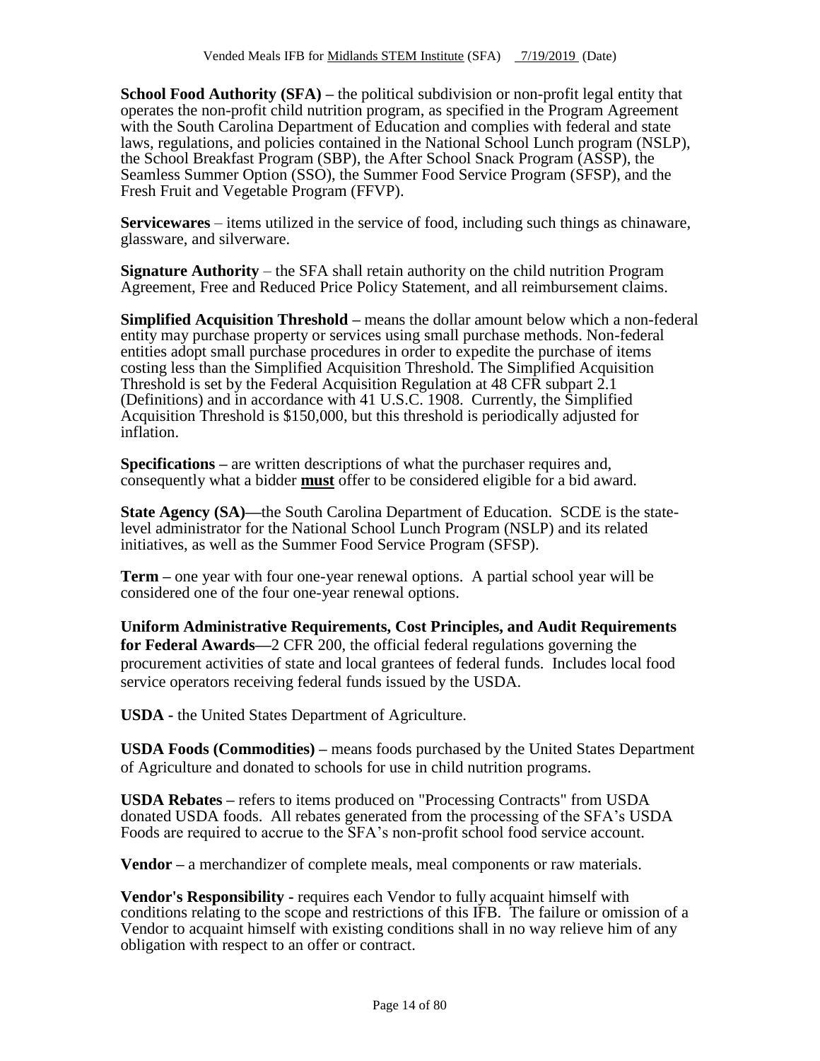**School Food Authority (SFA) –** the political subdivision or non-profit legal entity that operates the non-profit child nutrition program, as specified in the Program Agreement with the South Carolina Department of Education and complies with federal and state laws, regulations, and policies contained in the National School Lunch program (NSLP), the School Breakfast Program (SBP), the After School Snack Program (ASSP), the Seamless Summer Option (SSO), the Summer Food Service Program (SFSP), and the Fresh Fruit and Vegetable Program (FFVP).

**Servicewares** – items utilized in the service of food, including such things as chinaware, glassware, and silverware.

**Signature Authority** – the SFA shall retain authority on the child nutrition Program Agreement, Free and Reduced Price Policy Statement, and all reimbursement claims.

**Simplified Acquisition Threshold –** means the dollar amount below which a non-federal entity may purchase property or services using small purchase methods. Non-federal entities adopt small purchase procedures in order to expedite the purchase of items costing less than the Simplified Acquisition Threshold. The Simplified Acquisition Threshold is set by the Federal Acquisition Regulation at 48 CFR subpart 2.1 (Definitions) and in accordance with 41 U.S.C. 1908. Currently, the Simplified Acquisition Threshold is $150,000, but this threshold is periodically adjusted for inflation.

**Specifications –** are written descriptions of what the purchaser requires and, consequently what a bidder **must** offer to be considered eligible for a bid award.

**State Agency (SA)—**the South Carolina Department of Education. SCDE is the state-level administrator for the National School Lunch Program (NSLP) and its related initiatives, as well as the Summer Food Service Program (SFSP).

**Term –** one year with four one-year renewal options. A partial school year will be considered one of the four one-year renewal options.

**Uniform Administrative Requirements, Cost Principles, and Audit Requirements for Federal Awards—**2 CFR 200, the official federal regulations governing the procurement activities of state and local grantees of federal funds. Includes local food service operators receiving federal funds issued by the USDA.

**USDA -** the United States Department of Agriculture.

**USDA Foods (Commodities) –** means foods purchased by the United States Department of Agriculture and donated to schools for use in child nutrition programs.

**USDA Rebates –** refers to items produced on "Processing Contracts" from USDA donated USDA foods. All rebates generated from the processing of the SFA's USDA Foods are required to accrue to the SFA's non-profit school food service account.

**Vendor –** a merchandizer of complete meals, meal components or raw materials.

**Vendor's Responsibility -** requires each Vendor to fully acquaint himself with conditions relating to the scope and restrictions of this IFB. The failure or omission of a Vendor to acquaint himself with existing conditions shall in no way relieve him of any obligation with respect to an offer or contract.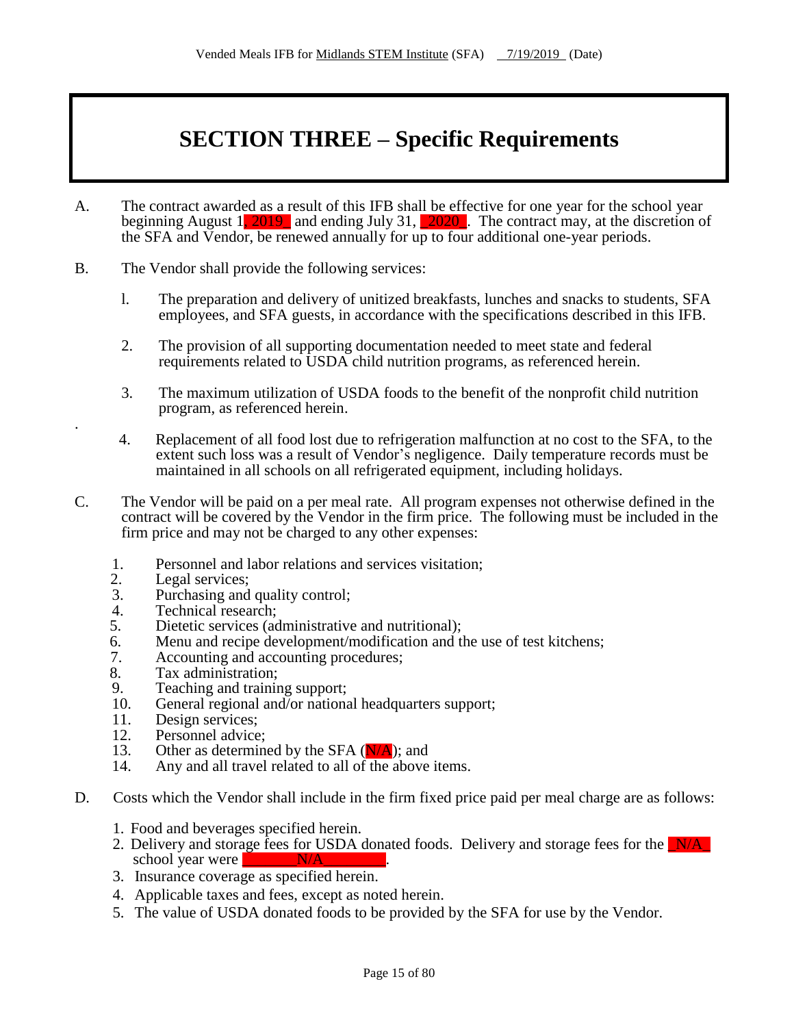# SECTION THREE – Specific Requirements

A. The contract awarded as a result of this IFB shall be effective for one year for the school year beginning August 1, 2019_ and ending July 31, _2020_. The contract may, at the discretion of the SFA and Vendor, be renewed annually for up to four additional one-year periods.

B. The Vendor shall provide the following services:

1. The preparation and delivery of unitized breakfasts, lunches and snacks to students, SFA employees, and SFA guests, in accordance with the specifications described in this IFB.

2. The provision of all supporting documentation needed to meet state and federal requirements related to USDA child nutrition programs, as referenced herein.

3. The maximum utilization of USDA foods to the benefit of the nonprofit child nutrition program, as referenced herein.

4. Replacement of all food lost due to refrigeration malfunction at no cost to the SFA, to the extent such loss was a result of Vendor's negligence. Daily temperature records must be maintained in all schools on all refrigerated equipment, including holidays.

C. The Vendor will be paid on a per meal rate. All program expenses not otherwise defined in the contract will be covered by the Vendor in the firm price. The following must be included in the firm price and may not be charged to any other expenses:

1. Personnel and labor relations and services visitation;
2. Legal services;
3. Purchasing and quality control;
4. Technical research;
5. Dietetic services (administrative and nutritional);
6. Menu and recipe development/modification and the use of test kitchens;
7. Accounting and accounting procedures;
8. Tax administration;
9. Teaching and training support;
10. General regional and/or national headquarters support;
11. Design services;
12. Personnel advice;
13. Other as determined by the SFA (N/A); and
14. Any and all travel related to all of the above items.

D. Costs which the Vendor shall include in the firm fixed price paid per meal charge are as follows:

1. Food and beverages specified herein.
2. Delivery and storage fees for USDA donated foods. Delivery and storage fees for the _N/A_ school year were _______N/A_______.
3. Insurance coverage as specified herein.
4. Applicable taxes and fees, except as noted herein.
5. The value of USDA donated foods to be provided by the SFA for use by the Vendor.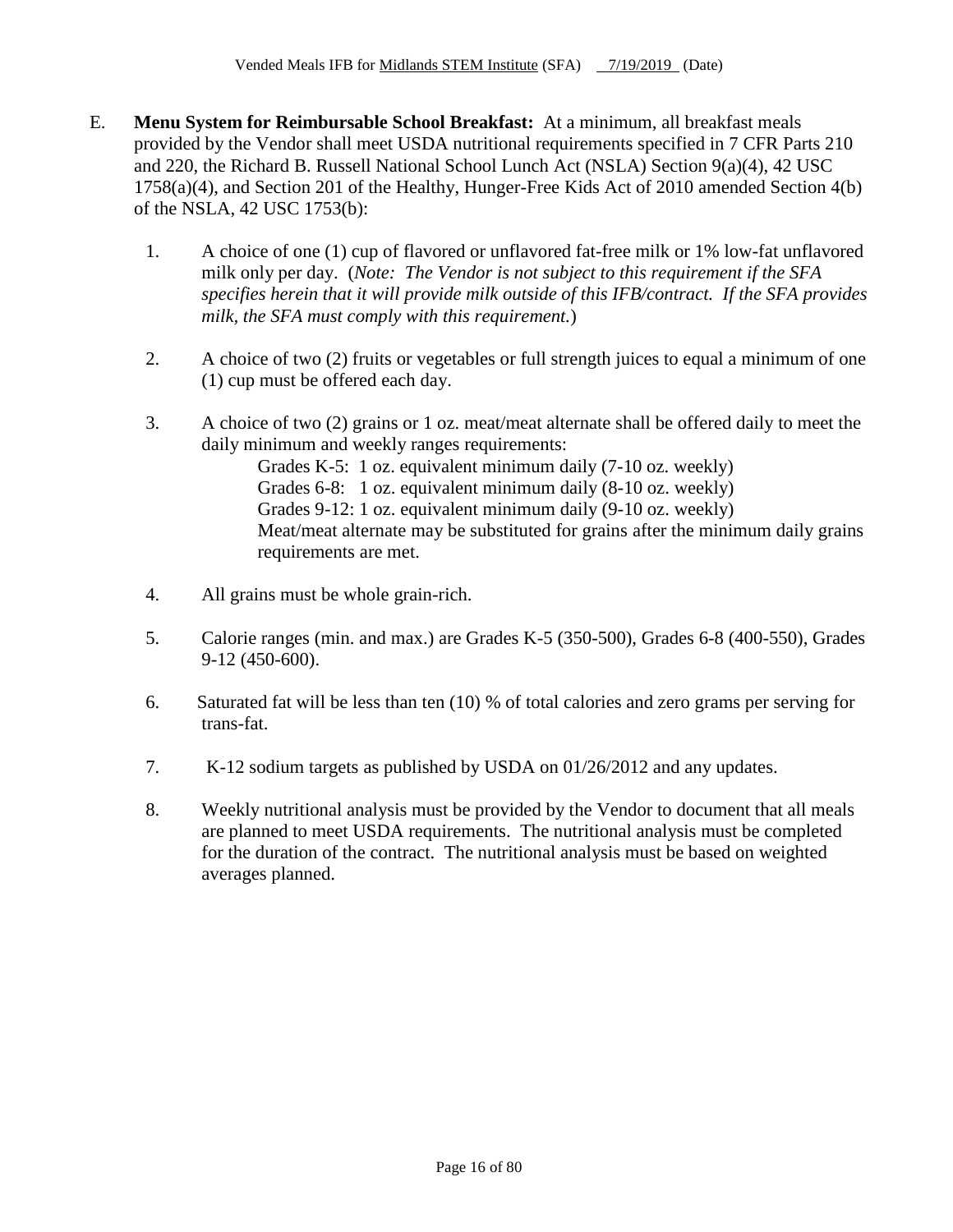E. **Menu System for Reimbursable School Breakfast:** At a minimum, all breakfast meals provided by the Vendor shall meet USDA nutritional requirements specified in 7 CFR Parts 210 and 220, the Richard B. Russell National School Lunch Act (NSLA) Section 9(a)(4), 42 USC 1758(a)(4), and Section 201 of the Healthy, Hunger-Free Kids Act of 2010 amended Section 4(b) of the NSLA, 42 USC 1753(b):

1. A choice of one (1) cup of flavored or unflavored fat-free milk or 1% low-fat unflavored milk only per day. (*Note: The Vendor is not subject to this requirement if the SFA specifies herein that it will provide milk outside of this IFB/contract. If the SFA provides milk, the SFA must comply with this requirement.*)

2. A choice of two (2) fruits or vegetables or full strength juices to equal a minimum of one (1) cup must be offered each day.

3. A choice of two (2) grains or 1 oz. meat/meat alternate shall be offered daily to meet the daily minimum and weekly ranges requirements:

   Grades K-5: 1 oz. equivalent minimum daily (7-10 oz. weekly)
   Grades 6-8: 1 oz. equivalent minimum daily (8-10 oz. weekly)
   Grades 9-12: 1 oz. equivalent minimum daily (9-10 oz. weekly)
   Meat/meat alternate may be substituted for grains after the minimum daily grains requirements are met.

4. All grains must be whole grain-rich.

5. Calorie ranges (min. and max.) are Grades K-5 (350-500), Grades 6-8 (400-550), Grades 9-12 (450-600).

6. Saturated fat will be less than ten (10) % of total calories and zero grams per serving for trans-fat.

7. K-12 sodium targets as published by USDA on 01/26/2012 and any updates.

8. Weekly nutritional analysis must be provided by the Vendor to document that all meals are planned to meet USDA requirements. The nutritional analysis must be completed for the duration of the contract. The nutritional analysis must be based on weighted averages planned.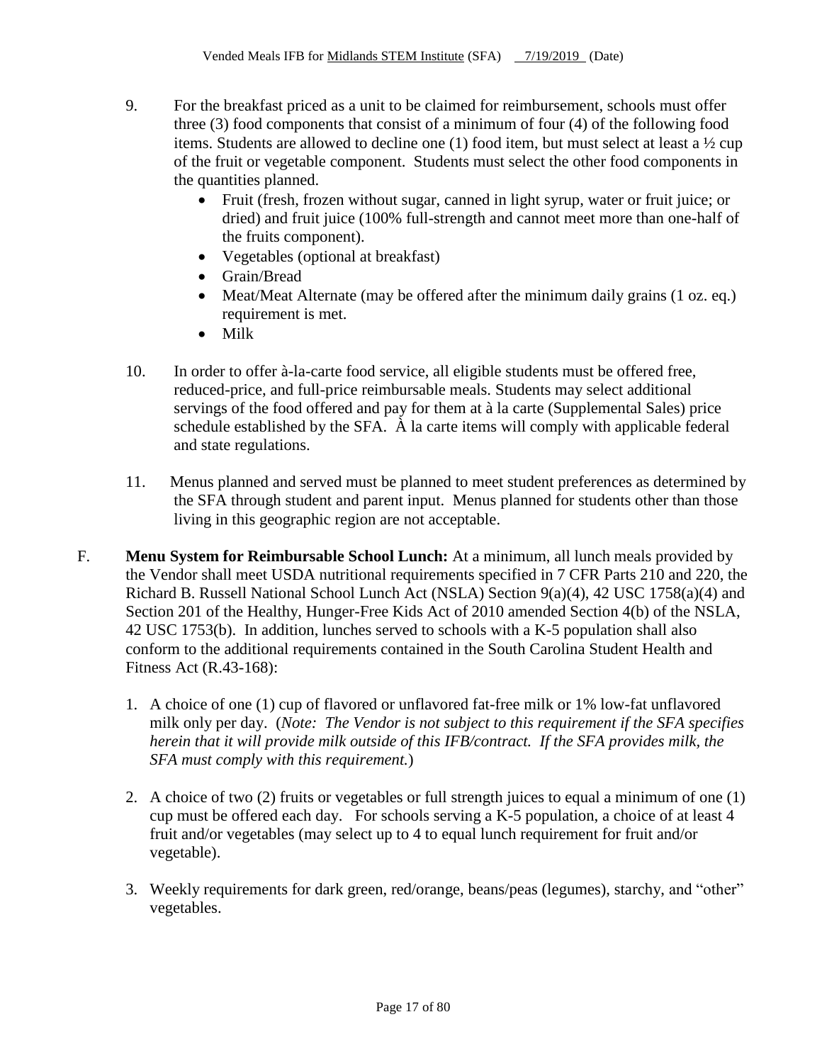9. For the breakfast priced as a unit to be claimed for reimbursement, schools must offer three (3) food components that consist of a minimum of four (4) of the following food items. Students are allowed to decline one (1) food item, but must select at least a ½ cup of the fruit or vegetable component. Students must select the other food components in the quantities planned.
   - Fruit (fresh, frozen without sugar, canned in light syrup, water or fruit juice; or dried) and fruit juice (100% full-strength and cannot meet more than one-half of the fruits component).
   - Vegetables (optional at breakfast)
   - Grain/Bread
   - Meat/Meat Alternate (may be offered after the minimum daily grains (1 oz. eq.) requirement is met.
   - Milk

10. In order to offer à-la-carte food service, all eligible students must be offered free, reduced-price, and full-price reimbursable meals. Students may select additional servings of the food offered and pay for them at à la carte (Supplemental Sales) price schedule established by the SFA. À la carte items will comply with applicable federal and state regulations.

11. Menus planned and served must be planned to meet student preferences as determined by the SFA through student and parent input. Menus planned for students other than those living in this geographic region are not acceptable.

F. **Menu System for Reimbursable School Lunch:** At a minimum, all lunch meals provided by the Vendor shall meet USDA nutritional requirements specified in 7 CFR Parts 210 and 220, the Richard B. Russell National School Lunch Act (NSLA) Section 9(a)(4), 42 USC 1758(a)(4) and Section 201 of the Healthy, Hunger-Free Kids Act of 2010 amended Section 4(b) of the NSLA, 42 USC 1753(b). In addition, lunches served to schools with a K-5 population shall also conform to the additional requirements contained in the South Carolina Student Health and Fitness Act (R.43-168):

   1. A choice of one (1) cup of flavored or unflavored fat-free milk or 1% low-fat unflavored milk only per day. (*Note: The Vendor is not subject to this requirement if the SFA specifies herein that it will provide milk outside of this IFB/contract. If the SFA provides milk, the SFA must comply with this requirement.*)

   2. A choice of two (2) fruits or vegetables or full strength juices to equal a minimum of one (1) cup must be offered each day. For schools serving a K-5 population, a choice of at least 4 fruit and/or vegetables (may select up to 4 to equal lunch requirement for fruit and/or vegetable).

   3. Weekly requirements for dark green, red/orange, beans/peas (legumes), starchy, and "other" vegetables.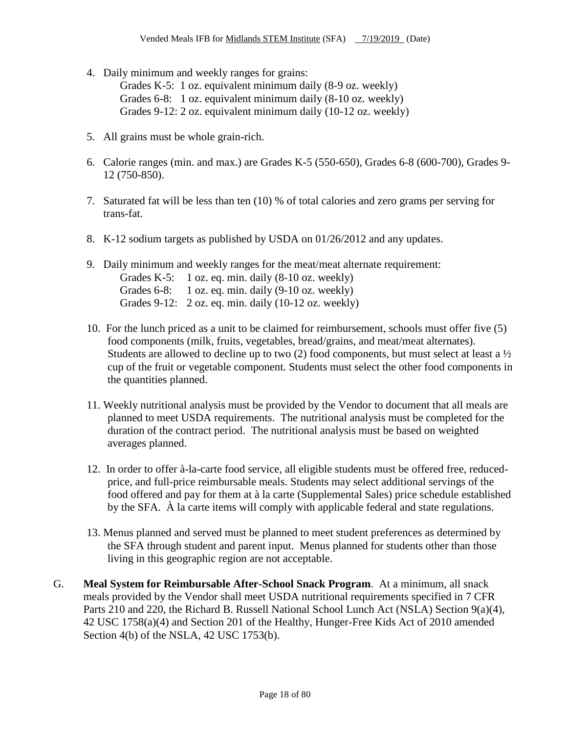4. Daily minimum and weekly ranges for grains:
   Grades K-5: 1 oz. equivalent minimum daily (8-9 oz. weekly)
   Grades 6-8: 1 oz. equivalent minimum daily (8-10 oz. weekly)
   Grades 9-12: 2 oz. equivalent minimum daily (10-12 oz. weekly)

5. All grains must be whole grain-rich.

6. Calorie ranges (min. and max.) are Grades K-5 (550-650), Grades 6-8 (600-700), Grades 9-12 (750-850).

7. Saturated fat will be less than ten (10) % of total calories and zero grams per serving for trans-fat.

8. K-12 sodium targets as published by USDA on 01/26/2012 and any updates.

9. Daily minimum and weekly ranges for the meat/meat alternate requirement:
   Grades K-5: 1 oz. eq. min. daily (8-10 oz. weekly)
   Grades 6-8: 1 oz. eq. min. daily (9-10 oz. weekly)
   Grades 9-12: 2 oz. eq. min. daily (10-12 oz. weekly)

10. For the lunch priced as a unit to be claimed for reimbursement, schools must offer five (5) food components (milk, fruits, vegetables, bread/grains, and meat/meat alternates). Students are allowed to decline up to two (2) food components, but must select at least a ½ cup of the fruit or vegetable component. Students must select the other food components in the quantities planned.

11. Weekly nutritional analysis must be provided by the Vendor to document that all meals are planned to meet USDA requirements. The nutritional analysis must be completed for the duration of the contract period. The nutritional analysis must be based on weighted averages planned.

12. In order to offer à-la-carte food service, all eligible students must be offered free, reduced-price, and full-price reimbursable meals. Students may select additional servings of the food offered and pay for them at à la carte (Supplemental Sales) price schedule established by the SFA. À la carte items will comply with applicable federal and state regulations.

13. Menus planned and served must be planned to meet student preferences as determined by the SFA through student and parent input. Menus planned for students other than those living in this geographic region are not acceptable.

G. **Meal System for Reimbursable After-School Snack Program**. At a minimum, all snack meals provided by the Vendor shall meet USDA nutritional requirements specified in 7 CFR Parts 210 and 220, the Richard B. Russell National School Lunch Act (NSLA) Section 9(a)(4), 42 USC 1758(a)(4) and Section 201 of the Healthy, Hunger-Free Kids Act of 2010 amended Section 4(b) of the NSLA, 42 USC 1753(b).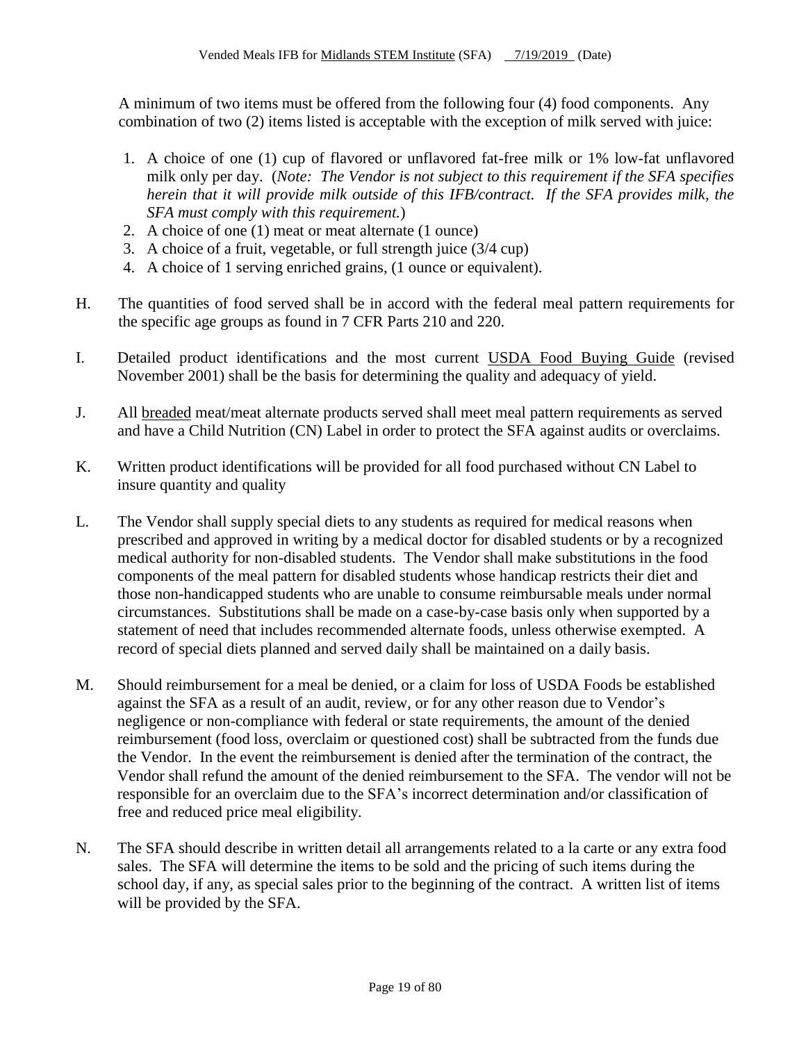A minimum of two items must be offered from the following four (4) food components. Any combination of two (2) items listed is acceptable with the exception of milk served with juice:

1. A choice of one (1) cup of flavored or unflavored fat-free milk or 1% low-fat unflavored milk only per day. (*Note: The Vendor is not subject to this requirement if the SFA specifies herein that it will provide milk outside of this IFB/contract. If the SFA provides milk, the SFA must comply with this requirement.*)
2. A choice of one (1) meat or meat alternate (1 ounce)
3. A choice of a fruit, vegetable, or full strength juice (3/4 cup)
4. A choice of 1 serving enriched grains, (1 ounce or equivalent).

H. The quantities of food served shall be in accord with the federal meal pattern requirements for the specific age groups as found in 7 CFR Parts 210 and 220.

I. Detailed product identifications and the most current USDA Food Buying Guide (revised November 2001) shall be the basis for determining the quality and adequacy of yield.

J. All breaded meat/meat alternate products served shall meet meal pattern requirements as served and have a Child Nutrition (CN) Label in order to protect the SFA against audits or overclaims.

K. Written product identifications will be provided for all food purchased without CN Label to insure quantity and quality

L. The Vendor shall supply special diets to any students as required for medical reasons when prescribed and approved in writing by a medical doctor for disabled students or by a recognized medical authority for non-disabled students. The Vendor shall make substitutions in the food components of the meal pattern for disabled students whose handicap restricts their diet and those non-handicapped students who are unable to consume reimbursable meals under normal circumstances. Substitutions shall be made on a case-by-case basis only when supported by a statement of need that includes recommended alternate foods, unless otherwise exempted. A record of special diets planned and served daily shall be maintained on a daily basis.

M. Should reimbursement for a meal be denied, or a claim for loss of USDA Foods be established against the SFA as a result of an audit, review, or for any other reason due to Vendor's negligence or non-compliance with federal or state requirements, the amount of the denied reimbursement (food loss, overclaim or questioned cost) shall be subtracted from the funds due the Vendor. In the event the reimbursement is denied after the termination of the contract, the Vendor shall refund the amount of the denied reimbursement to the SFA. The vendor will not be responsible for an overclaim due to the SFA's incorrect determination and/or classification of free and reduced price meal eligibility.

N. The SFA should describe in written detail all arrangements related to a la carte or any extra food sales. The SFA will determine the items to be sold and the pricing of such items during the school day, if any, as special sales prior to the beginning of the contract. A written list of items will be provided by the SFA.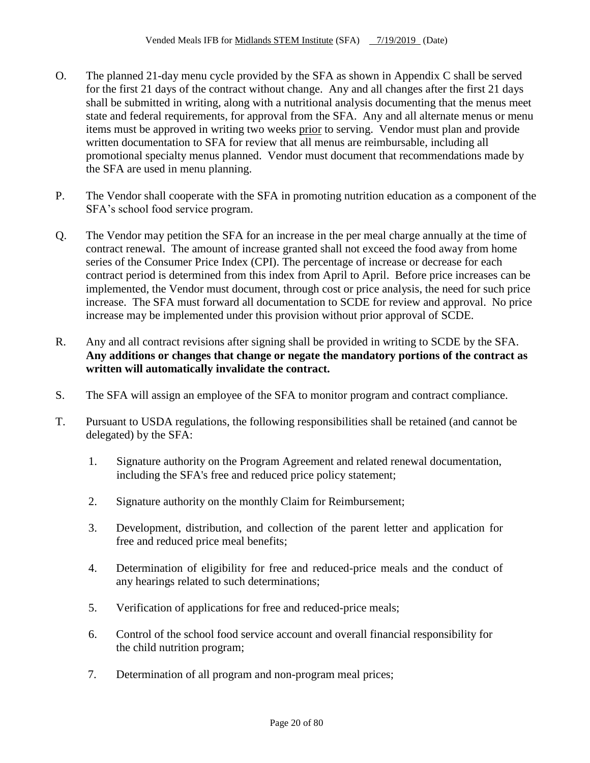O. The planned 21-day menu cycle provided by the SFA as shown in Appendix C shall be served for the first 21 days of the contract without change. Any and all changes after the first 21 days shall be submitted in writing, along with a nutritional analysis documenting that the menus meet state and federal requirements, for approval from the SFA. Any and all alternate menus or menu items must be approved in writing two weeks prior to serving. Vendor must plan and provide written documentation to SFA for review that all menus are reimbursable, including all promotional specialty menus planned. Vendor must document that recommendations made by the SFA are used in menu planning.

P. The Vendor shall cooperate with the SFA in promoting nutrition education as a component of the SFA's school food service program.

Q. The Vendor may petition the SFA for an increase in the per meal charge annually at the time of contract renewal. The amount of increase granted shall not exceed the food away from home series of the Consumer Price Index (CPI). The percentage of increase or decrease for each contract period is determined from this index from April to April. Before price increases can be implemented, the Vendor must document, through cost or price analysis, the need for such price increase. The SFA must forward all documentation to SCDE for review and approval. No price increase may be implemented under this provision without prior approval of SCDE.

R. Any and all contract revisions after signing shall be provided in writing to SCDE by the SFA. **Any additions or changes that change or negate the mandatory portions of the contract as written will automatically invalidate the contract.**

S. The SFA will assign an employee of the SFA to monitor program and contract compliance.

T. Pursuant to USDA regulations, the following responsibilities shall be retained (and cannot be delegated) by the SFA:

1. Signature authority on the Program Agreement and related renewal documentation, including the SFA's free and reduced price policy statement;
2. Signature authority on the monthly Claim for Reimbursement;
3. Development, distribution, and collection of the parent letter and application for free and reduced price meal benefits;
4. Determination of eligibility for free and reduced-price meals and the conduct of any hearings related to such determinations;
5. Verification of applications for free and reduced-price meals;
6. Control of the school food service account and overall financial responsibility for the child nutrition program;
7. Determination of all program and non-program meal prices;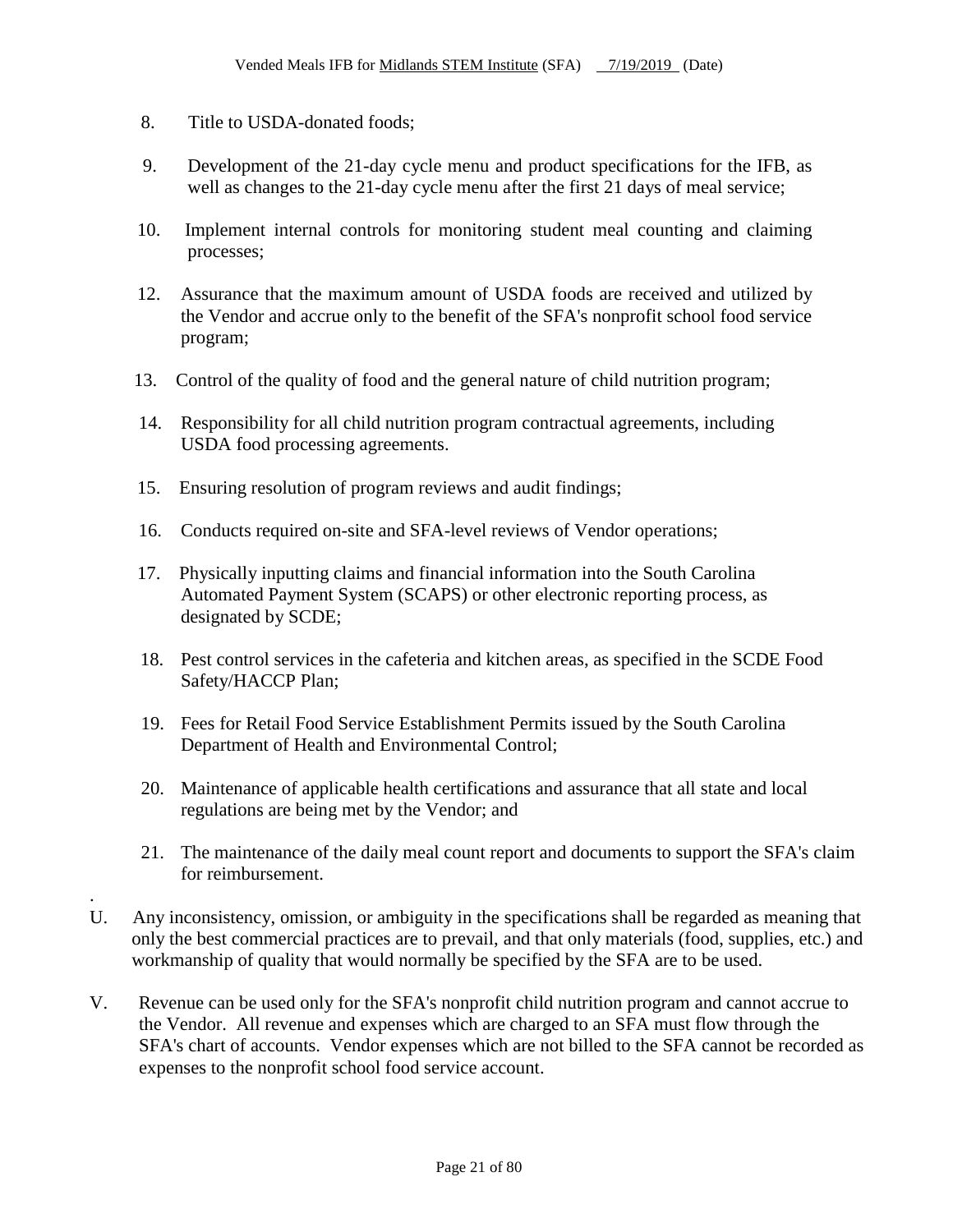8. Title to USDA-donated foods;

9. Development of the 21-day cycle menu and product specifications for the IFB, as well as changes to the 21-day cycle menu after the first 21 days of meal service;

10. Implement internal controls for monitoring student meal counting and claiming processes;

12. Assurance that the maximum amount of USDA foods are received and utilized by the Vendor and accrue only to the benefit of the SFA's nonprofit school food service program;

13. Control of the quality of food and the general nature of child nutrition program;

14. Responsibility for all child nutrition program contractual agreements, including USDA food processing agreements.

15. Ensuring resolution of program reviews and audit findings;

16. Conducts required on-site and SFA-level reviews of Vendor operations;

17. Physically inputting claims and financial information into the South Carolina Automated Payment System (SCAPS) or other electronic reporting process, as designated by SCDE;

18. Pest control services in the cafeteria and kitchen areas, as specified in the SCDE Food Safety/HACCP Plan;

19. Fees for Retail Food Service Establishment Permits issued by the South Carolina Department of Health and Environmental Control;

20. Maintenance of applicable health certifications and assurance that all state and local regulations are being met by the Vendor; and

21. The maintenance of the daily meal count report and documents to support the SFA's claim for reimbursement.

.

U. Any inconsistency, omission, or ambiguity in the specifications shall be regarded as meaning that only the best commercial practices are to prevail, and that only materials (food, supplies, etc.) and workmanship of quality that would normally be specified by the SFA are to be used.

V. Revenue can be used only for the SFA's nonprofit child nutrition program and cannot accrue to the Vendor. All revenue and expenses which are charged to an SFA must flow through the SFA's chart of accounts. Vendor expenses which are not billed to the SFA cannot be recorded as expenses to the nonprofit school food service account.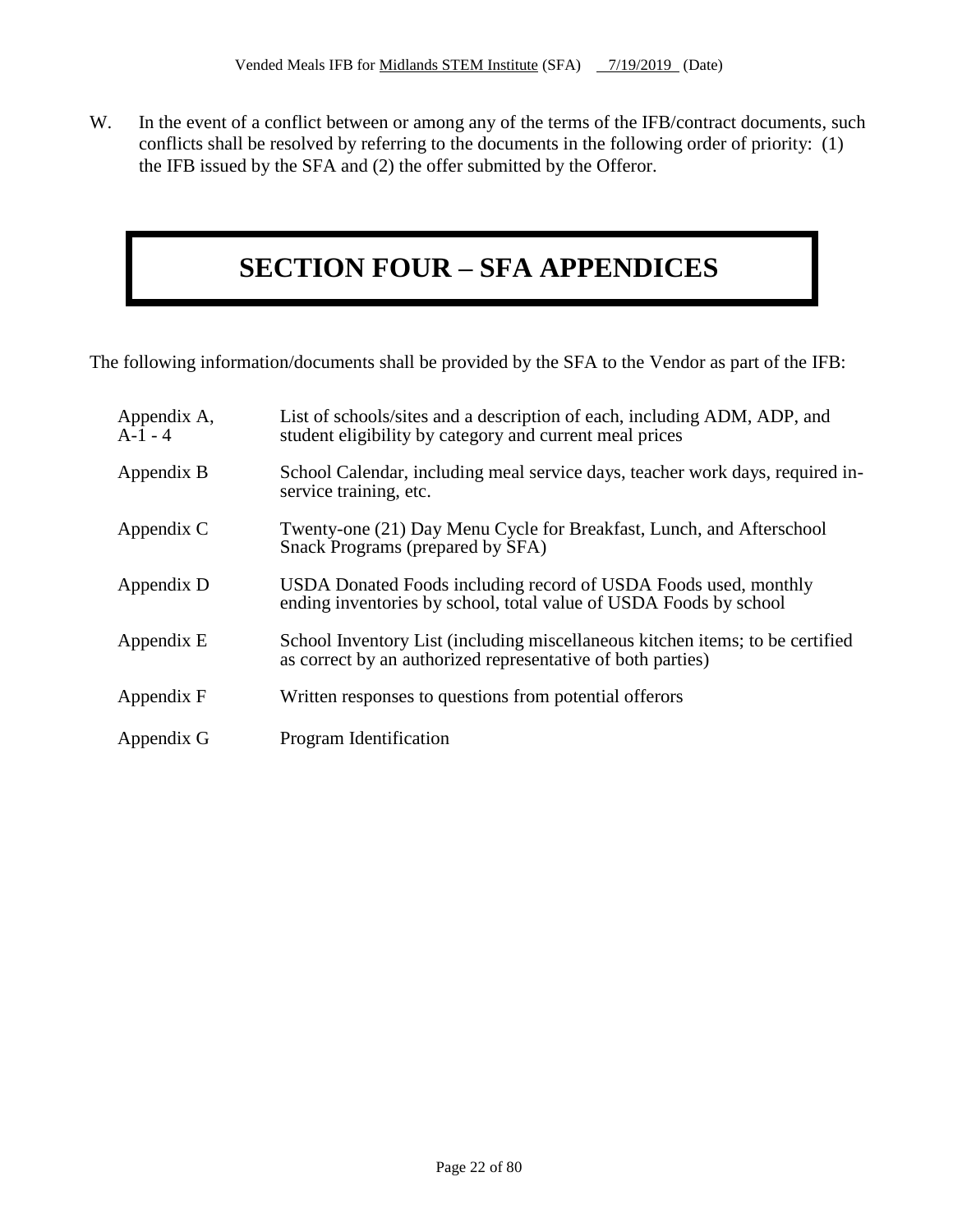W. In the event of a conflict between or among any of the terms of the IFB/contract documents, such conflicts shall be resolved by referring to the documents in the following order of priority: (1) the IFB issued by the SFA and (2) the offer submitted by the Offeror.

# SECTION FOUR – SFA APPENDICES

The following information/documents shall be provided by the SFA to the Vendor as part of the IFB:

| | |
|---|---|
| Appendix A, A-1 - 4 | List of schools/sites and a description of each, including ADM, ADP, and student eligibility by category and current meal prices |
| Appendix B | School Calendar, including meal service days, teacher work days, required in-service training, etc. |
| Appendix C | Twenty-one (21) Day Menu Cycle for Breakfast, Lunch, and Afterschool Snack Programs (prepared by SFA) |
| Appendix D | USDA Donated Foods including record of USDA Foods used, monthly ending inventories by school, total value of USDA Foods by school |
| Appendix E | School Inventory List (including miscellaneous kitchen items; to be certified as correct by an authorized representative of both parties) |
| Appendix F | Written responses to questions from potential offerors |
| Appendix G | Program Identification |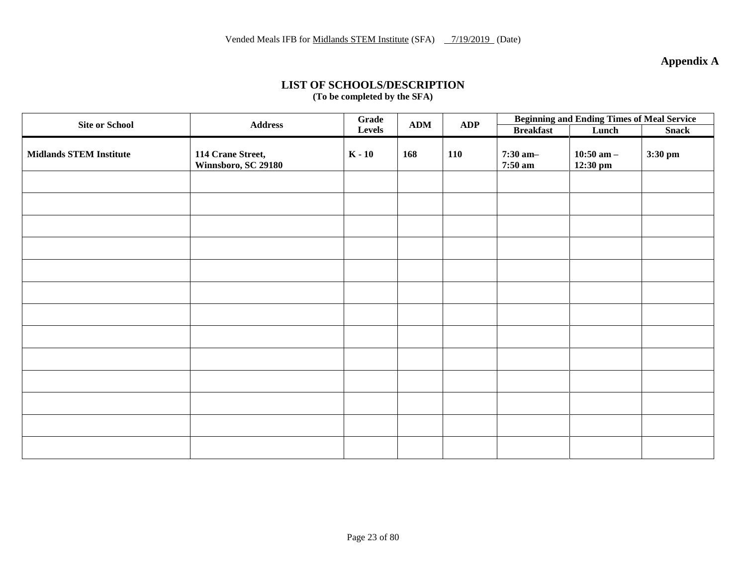Vended Meals IFB for Midlands STEM Institute (SFA) 7/19/2019 (Date)

**Appendix A**

## LIST OF SCHOOLS/DESCRIPTION

**(To be completed by the SFA)**

| Site or School | Address | Grade Levels | ADM | ADP | Beginning and Ending Times of Meal Service | | |
|---|---|---|---|---|---|---|---|
| | | | | | Breakfast | Lunch | Snack |
| **Midlands STEM Institute** | **114 Crane Street, Winnsboro, SC 29180** | **K - 10** | **168** | **110** | **7:30 am– 7:50 am** | **10:50 am – 12:30 pm** | **3:30 pm** |
| | | | | | | | |
| | | | | | | | |
| | | | | | | | |
| | | | | | | | |
| | | | | | | | |
| | | | | | | | |
| | | | | | | | |
| | | | | | | | |
| | | | | | | | |
| | | | | | | | |
| | | | | | | | |
| | | | | | | | |
| | | | | | | | |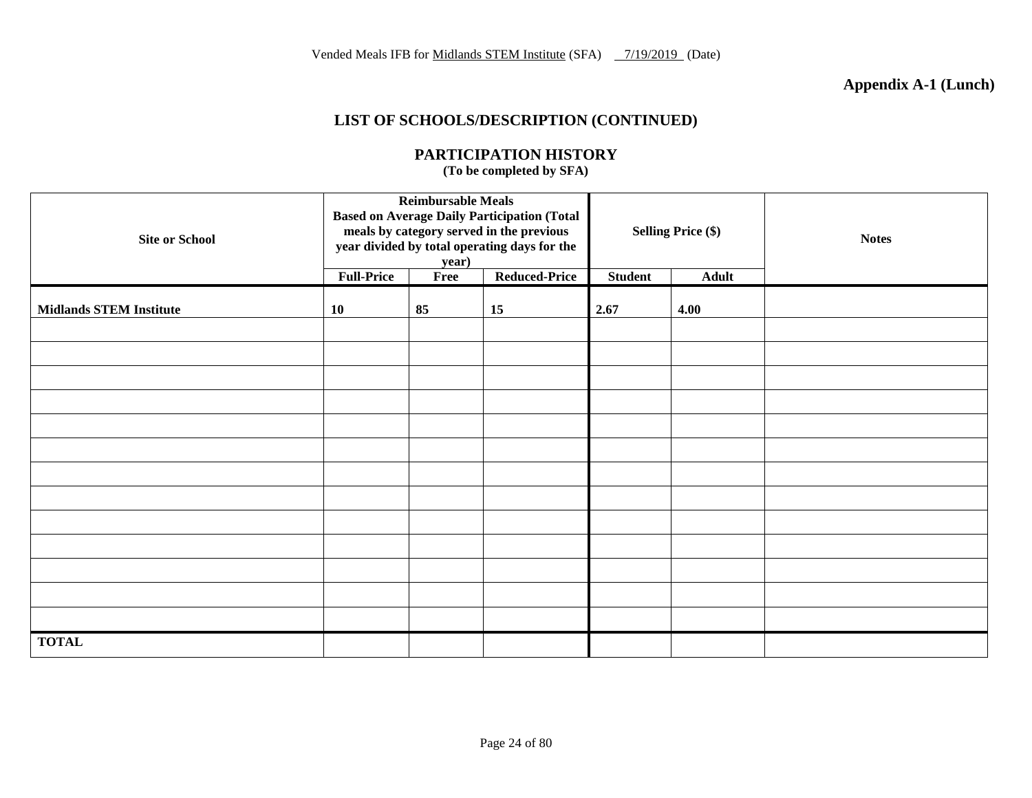Vended Meals IFB for Midlands STEM Institute (SFA) 7/19/2019 (Date)

**Appendix A-1 (Lunch)**

## LIST OF SCHOOLS/DESCRIPTION (CONTINUED)

## PARTICIPATION HISTORY

**(To be completed by SFA)**

| Site or School | Reimbursable Meals Based on Average Daily Participation (Total meals by category served in the previous year divided by total operating days for the year) | | | Selling Price ($) | | Notes |
|---|---|---|---|---|---|---|
| | **Full-Price** | **Free** | **Reduced-Price** | **Student** | **Adult** | |
| **Midlands STEM Institute** | **10** | **85** | **15** | **2.67** | **4.00** | |
| | | | | | | |
| | | | | | | |
| | | | | | | |
| | | | | | | |
| | | | | | | |
| | | | | | | |
| | | | | | | |
| | | | | | | |
| | | | | | | |
| | | | | | | |
| | | | | | | |
| | | | | | | |
| | | | | | | |
| **TOTAL** | | | | | | |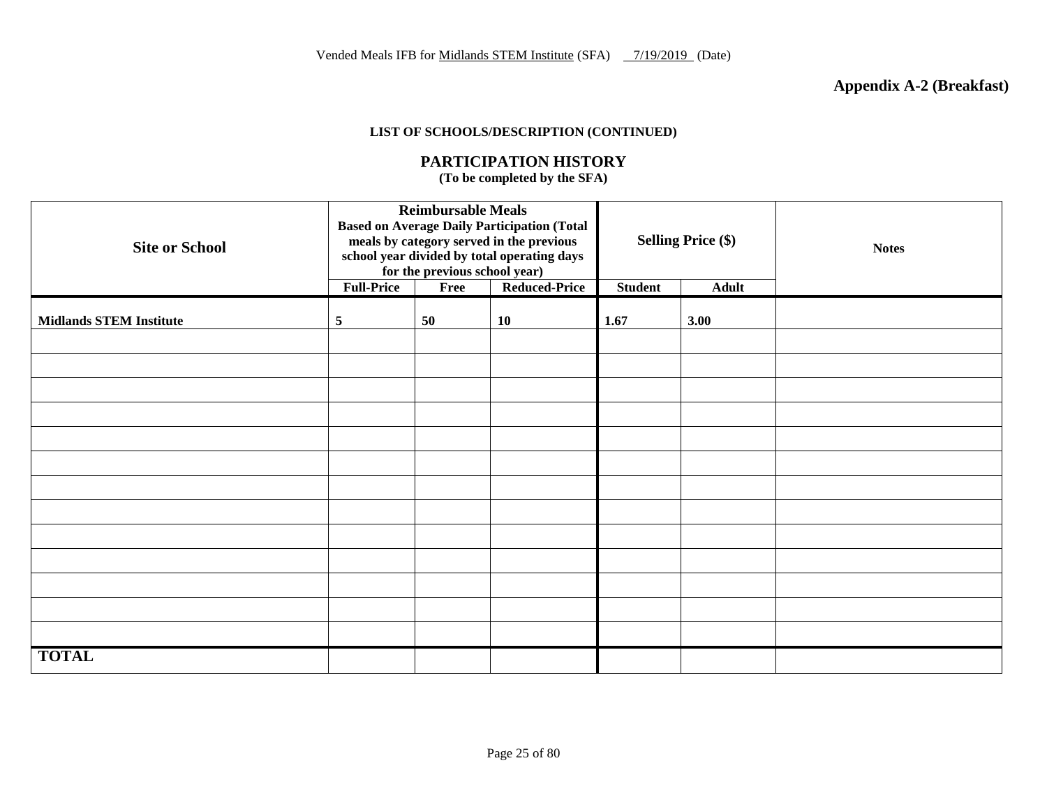Vended Meals IFB for Midlands STEM Institute (SFA) 7/19/2019 (Date)

**Appendix A-2 (Breakfast)**

**LIST OF SCHOOLS/DESCRIPTION (CONTINUED)**

## PARTICIPATION HISTORY

**(To be completed by the SFA)**

| Site or School | Reimbursable Meals Based on Average Daily Participation (Total meals by category served in the previous school year divided by total operating days for the previous school year) | | | Selling Price ($) | | Notes |
|---|---|---|---|---|---|---|
| | Full-Price | Free | Reduced-Price | Student | Adult | |
| **Midlands STEM Institute** | **5** | **50** | **10** | **1.67** | **3.00** | |
| | | | | | | |
| | | | | | | |
| | | | | | | |
| | | | | | | |
| | | | | | | |
| | | | | | | |
| | | | | | | |
| | | | | | | |
| | | | | | | |
| | | | | | | |
| | | | | | | |
| | | | | | | |
| | | | | | | |
| **TOTAL** | | | | | | |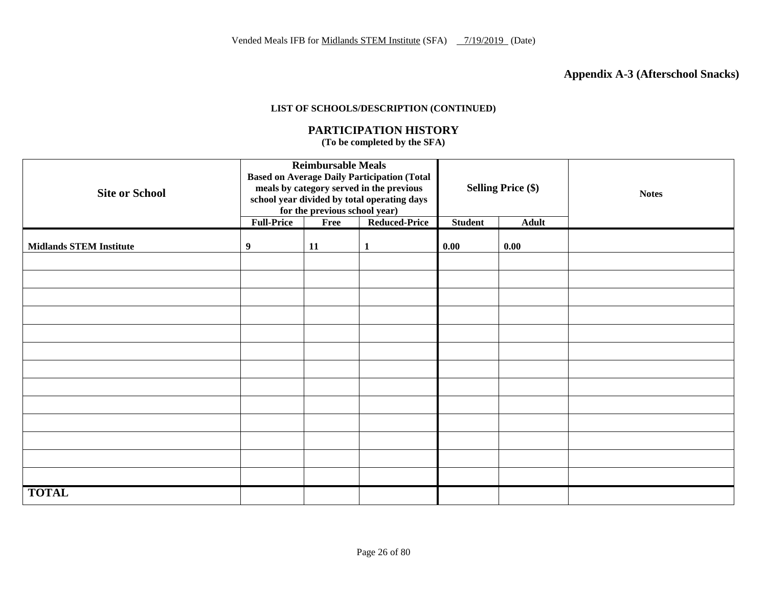Vended Meals IFB for Midlands STEM Institute (SFA) 7/19/2019 (Date)

**Appendix A-3 (Afterschool Snacks)**

**LIST OF SCHOOLS/DESCRIPTION (CONTINUED)**

## PARTICIPATION HISTORY

**(To be completed by the SFA)**

| Site or School | Reimbursable Meals Based on Average Daily Participation (Total meals by category served in the previous school year divided by total operating days for the previous school year) | | | Selling Price ($) | | Notes |
|---|---|---|---|---|---|---|
| | Full-Price | Free | Reduced-Price | Student | Adult | |
| **Midlands STEM Institute** | **9** | **11** | **1** | **0.00** | **0.00** | |
| | | | | | | |
| | | | | | | |
| | | | | | | |
| | | | | | | |
| | | | | | | |
| | | | | | | |
| | | | | | | |
| | | | | | | |
| | | | | | | |
| | | | | | | |
| | | | | | | |
| | | | | | | |
| | | | | | | |
| **TOTAL** | | | | | | |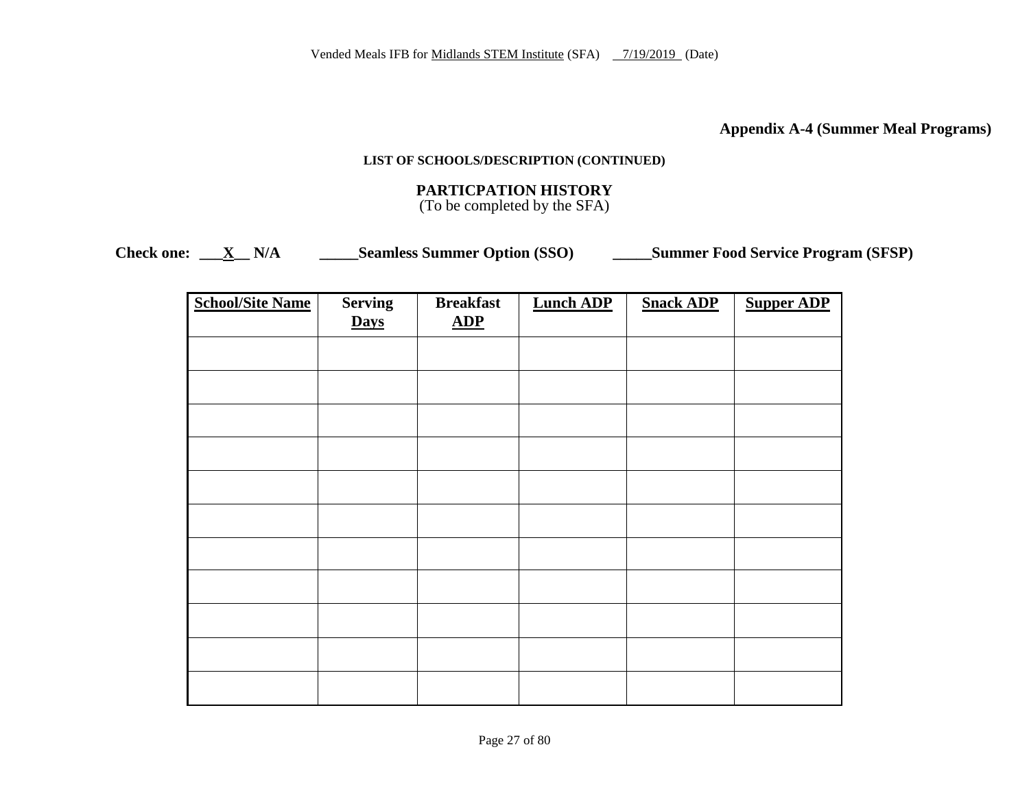Vended Meals IFB for Midlands STEM Institute (SFA) 7/19/2019 (Date)

**Appendix A-4 (Summer Meal Programs)**

**LIST OF SCHOOLS/DESCRIPTION (CONTINUED)**

**PARTICPATION HISTORY**
(To be completed by the SFA)

**Check one: \_\_\_X\_\_ N/A \_\_\_\_\_Seamless Summer Option (SSO) \_\_\_\_\_Summer Food Service Program (SFSP)**

| School/Site Name | Serving Days | Breakfast ADP | Lunch ADP | Snack ADP | Supper ADP |
|---|---|---|---|---|---|
| | | | | | |
| | | | | | |
| | | | | | |
| | | | | | |
| | | | | | |
| | | | | | |
| | | | | | |
| | | | | | |
| | | | | | |
| | | | | | |
| | | | | | |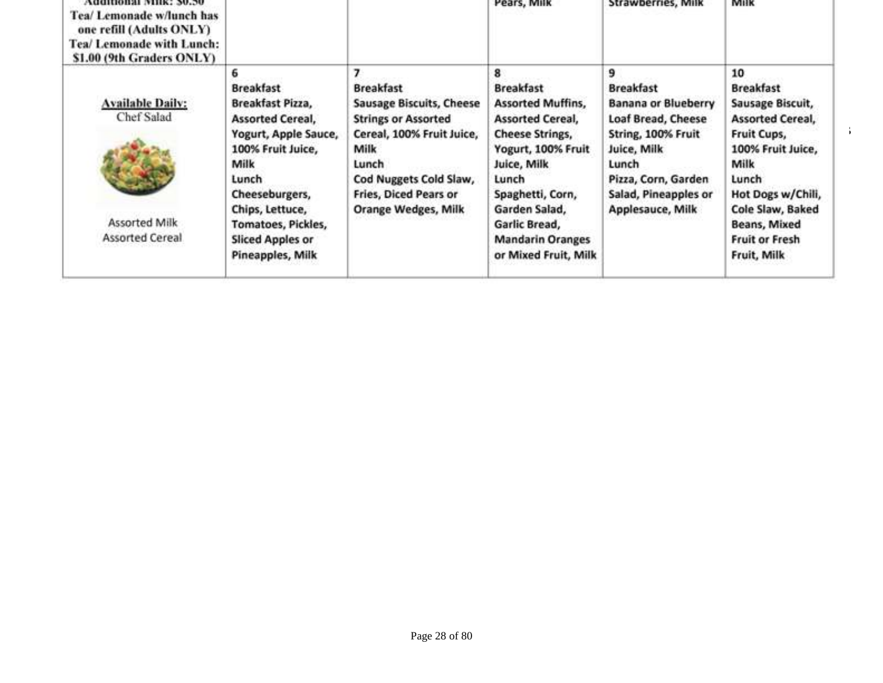| Additional Milk: $0.50<br>Tea/ Lemonade w/lunch has one refill (Adults ONLY)<br>Tea/ Lemonade with Lunch: $1.00 (9th Graders ONLY) | | | Pears, Milk | Strawberries, Milk | Milk |
|---|---|---|---|---|---|
| **Available Daily:**<br>Chef Salad<br><br>Assorted Milk<br>Assorted Cereal | 6<br>Breakfast<br>Breakfast Pizza, Assorted Cereal, Yogurt, Apple Sauce, 100% Fruit Juice, Milk<br>Lunch<br>Cheeseburgers, Chips, Lettuce, Tomatoes, Pickles, Sliced Apples or Pineapples, Milk | 7<br>Breakfast<br>Sausage Biscuits, Cheese Strings or Assorted Cereal, 100% Fruit Juice, Milk<br>Lunch<br>Cod Nuggets Cold Slaw, Fries, Diced Pears or Orange Wedges, Milk | 8<br>Breakfast<br>Assorted Muffins, Assorted Cereal, Cheese Strings, Yogurt, 100% Fruit Juice, Milk<br>Lunch<br>Spaghetti, Corn, Garden Salad, Garlic Bread, Mandarin Oranges or Mixed Fruit, Milk | 9<br>Breakfast<br>Banana or Blueberry Loaf Bread, Cheese String, 100% Fruit Juice, Milk<br>Lunch<br>Pizza, Corn, Garden Salad, Pineapples or Applesauce, Milk | 10<br>Breakfast<br>Sausage Biscuit, Assorted Cereal, Fruit Cups, 100% Fruit Juice, Milk<br>Lunch<br>Hot Dogs w/Chili, Cole Slaw, Baked Beans, Mixed Fruit or Fresh Fruit, Milk |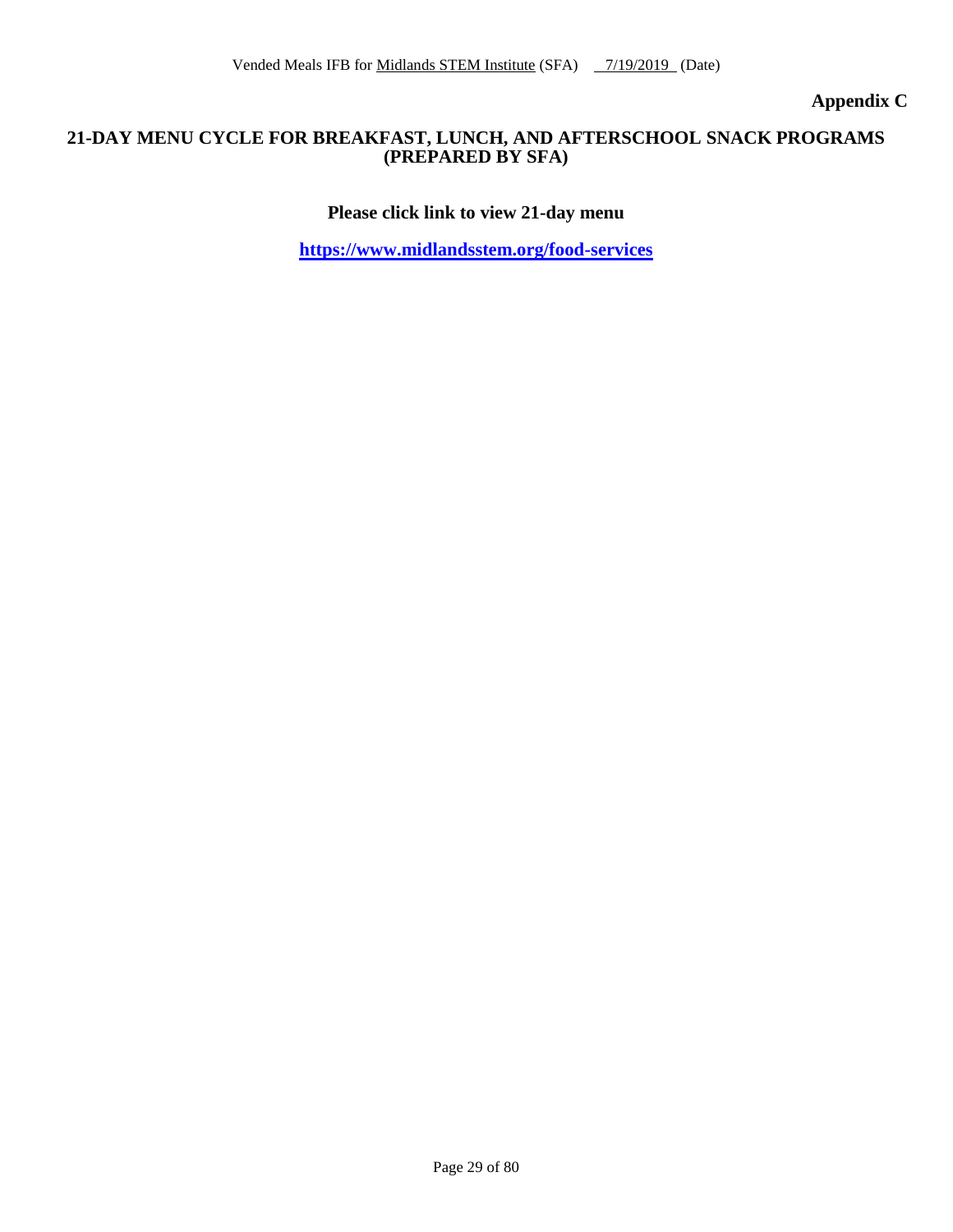**Appendix C**

## 21-DAY MENU CYCLE FOR BREAKFAST, LUNCH, AND AFTERSCHOOL SNACK PROGRAMS (PREPARED BY SFA)

**Please click link to view 21-day menu**

**https://www.midlandsstem.org/food-services**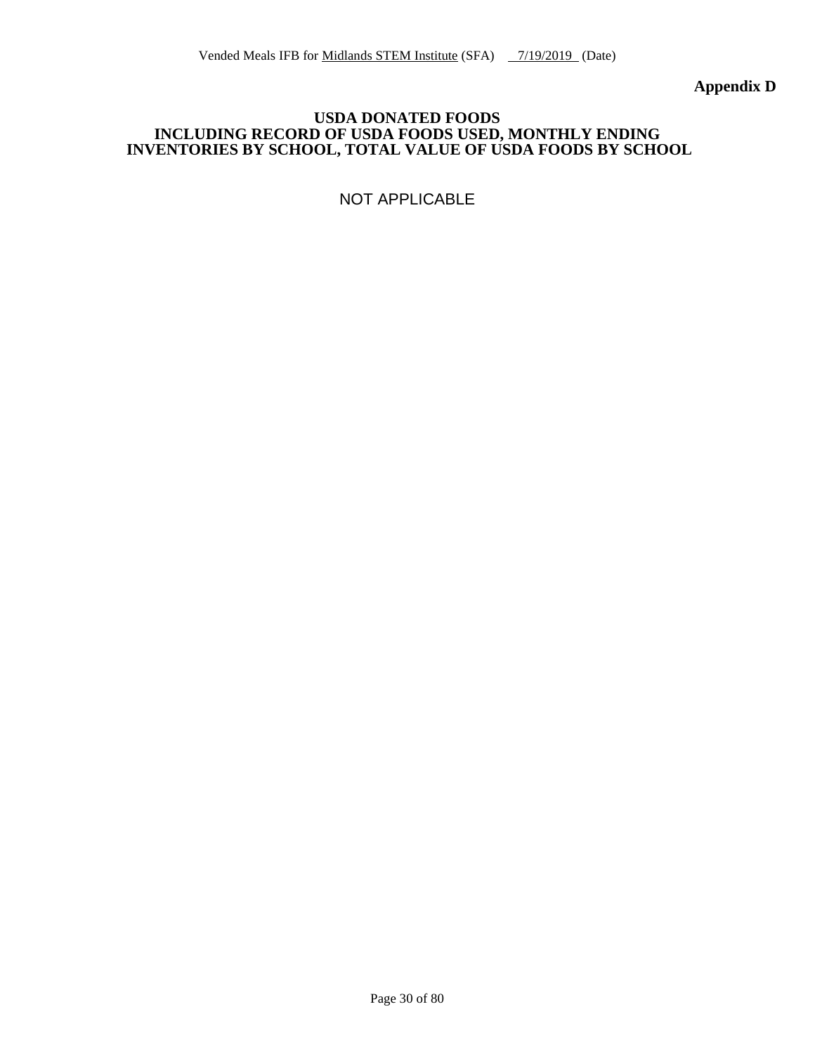**Appendix D**

## USDA DONATED FOODS
## INCLUDING RECORD OF USDA FOODS USED, MONTHLY ENDING INVENTORIES BY SCHOOL, TOTAL VALUE OF USDA FOODS BY SCHOOL

NOT APPLICABLE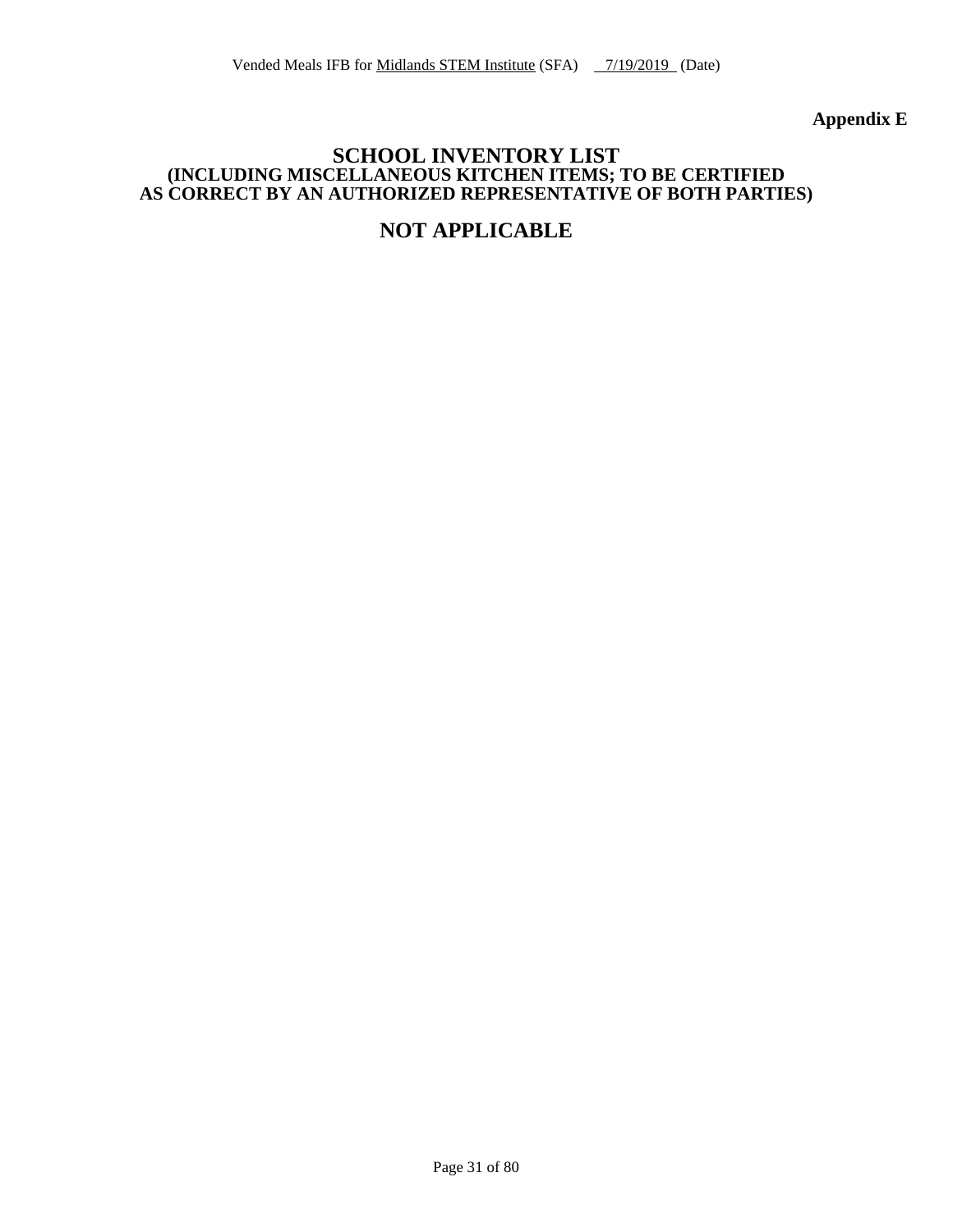**Appendix E**

## SCHOOL INVENTORY LIST
### (INCLUDING MISCELLANEOUS KITCHEN ITEMS; TO BE CERTIFIED AS CORRECT BY AN AUTHORIZED REPRESENTATIVE OF BOTH PARTIES)

## NOT APPLICABLE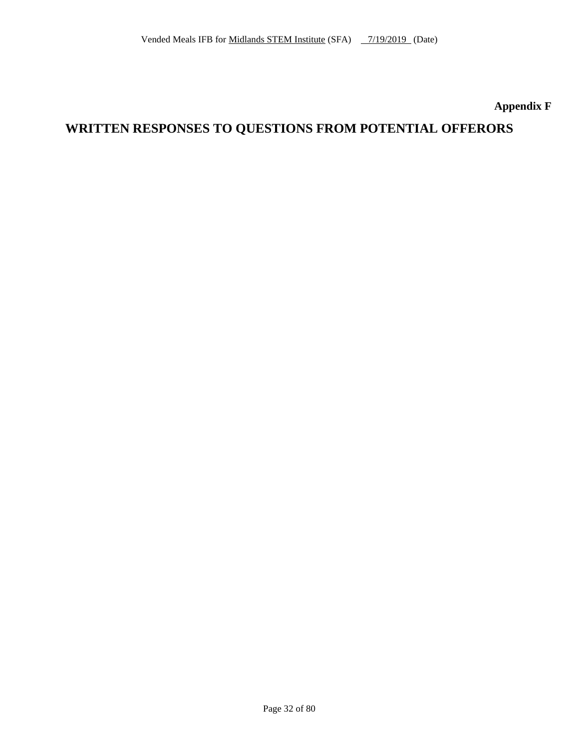**Appendix F**

# WRITTEN RESPONSES TO QUESTIONS FROM POTENTIAL OFFERORS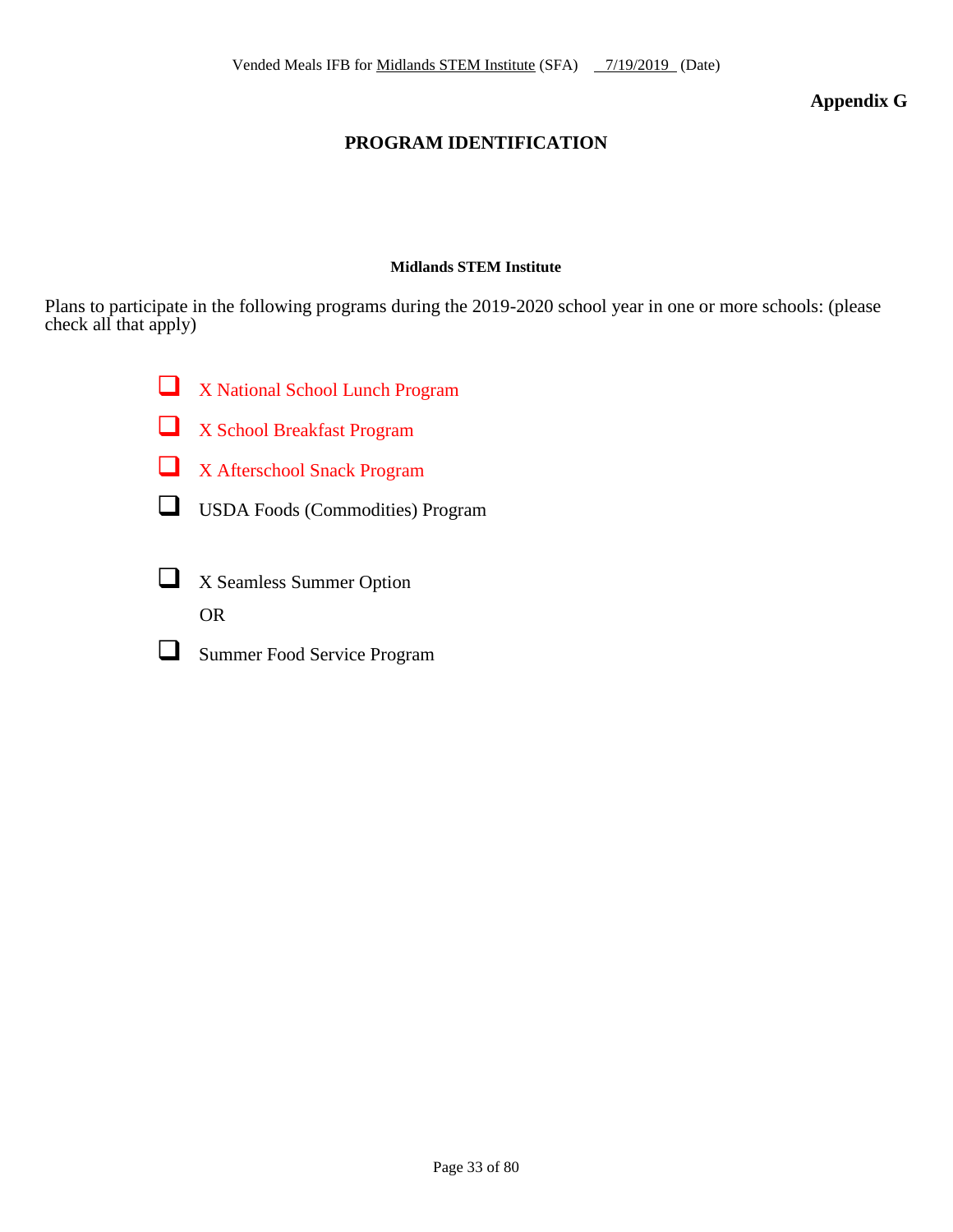## Appendix G

# PROGRAM IDENTIFICATION

**Midlands STEM Institute**

Plans to participate in the following programs during the 2019-2020 school year in one or more schools: (please check all that apply)

- ☐ X National School Lunch Program
- ☐ X School Breakfast Program
- ☐ X Afterschool Snack Program
- ☐ USDA Foods (Commodities) Program

- ☐ X Seamless Summer Option

  OR

- ☐ Summer Food Service Program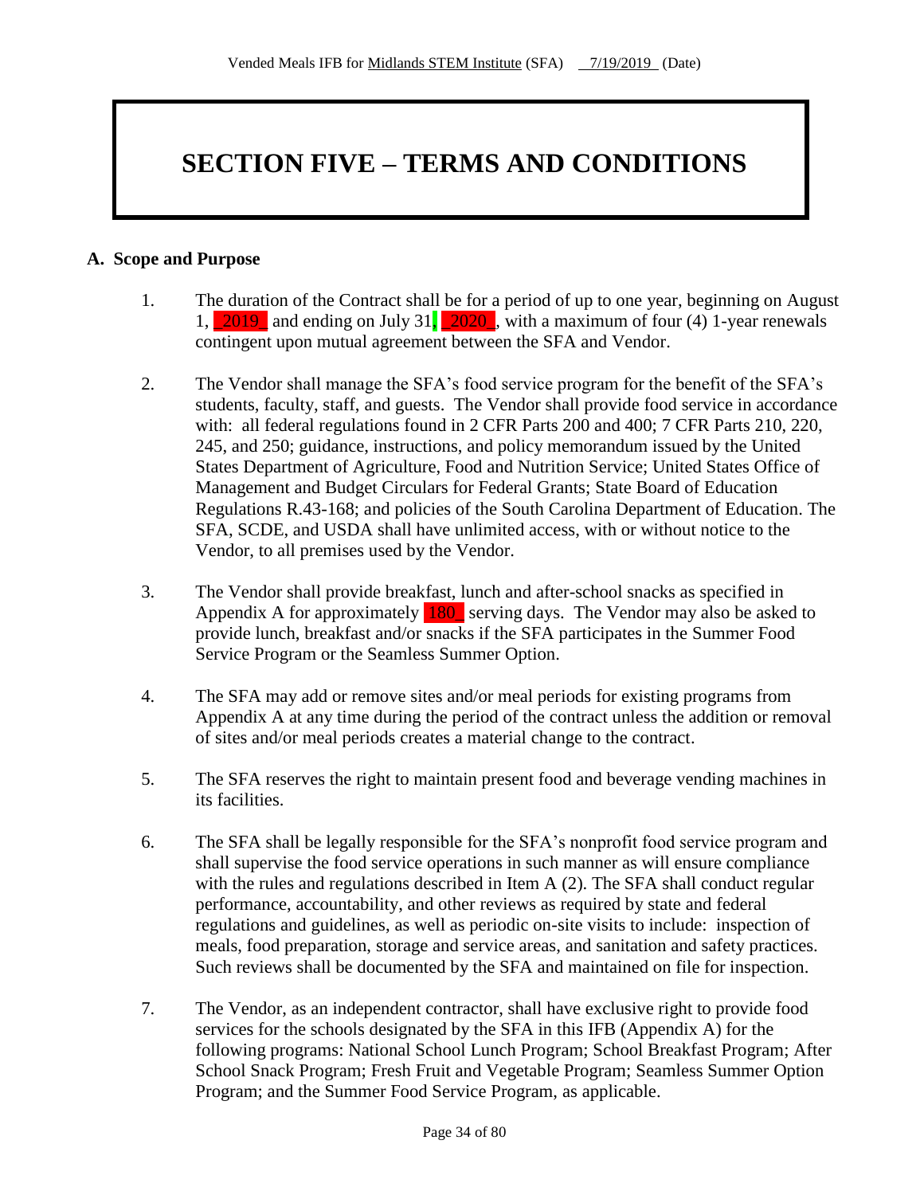# SECTION FIVE – TERMS AND CONDITIONS

## A. Scope and Purpose

1. The duration of the Contract shall be for a period of up to one year, beginning on August 1, _2019_ and ending on July 31, _2020_, with a maximum of four (4) 1-year renewals contingent upon mutual agreement between the SFA and Vendor.

2. The Vendor shall manage the SFA's food service program for the benefit of the SFA's students, faculty, staff, and guests. The Vendor shall provide food service in accordance with: all federal regulations found in 2 CFR Parts 200 and 400; 7 CFR Parts 210, 220, 245, and 250; guidance, instructions, and policy memorandum issued by the United States Department of Agriculture, Food and Nutrition Service; United States Office of Management and Budget Circulars for Federal Grants; State Board of Education Regulations R.43-168; and policies of the South Carolina Department of Education. The SFA, SCDE, and USDA shall have unlimited access, with or without notice to the Vendor, to all premises used by the Vendor.

3. The Vendor shall provide breakfast, lunch and after-school snacks as specified in Appendix A for approximately 180_ serving days. The Vendor may also be asked to provide lunch, breakfast and/or snacks if the SFA participates in the Summer Food Service Program or the Seamless Summer Option.

4. The SFA may add or remove sites and/or meal periods for existing programs from Appendix A at any time during the period of the contract unless the addition or removal of sites and/or meal periods creates a material change to the contract.

5. The SFA reserves the right to maintain present food and beverage vending machines in its facilities.

6. The SFA shall be legally responsible for the SFA's nonprofit food service program and shall supervise the food service operations in such manner as will ensure compliance with the rules and regulations described in Item A (2). The SFA shall conduct regular performance, accountability, and other reviews as required by state and federal regulations and guidelines, as well as periodic on-site visits to include: inspection of meals, food preparation, storage and service areas, and sanitation and safety practices. Such reviews shall be documented by the SFA and maintained on file for inspection.

7. The Vendor, as an independent contractor, shall have exclusive right to provide food services for the schools designated by the SFA in this IFB (Appendix A) for the following programs: National School Lunch Program; School Breakfast Program; After School Snack Program; Fresh Fruit and Vegetable Program; Seamless Summer Option Program; and the Summer Food Service Program, as applicable.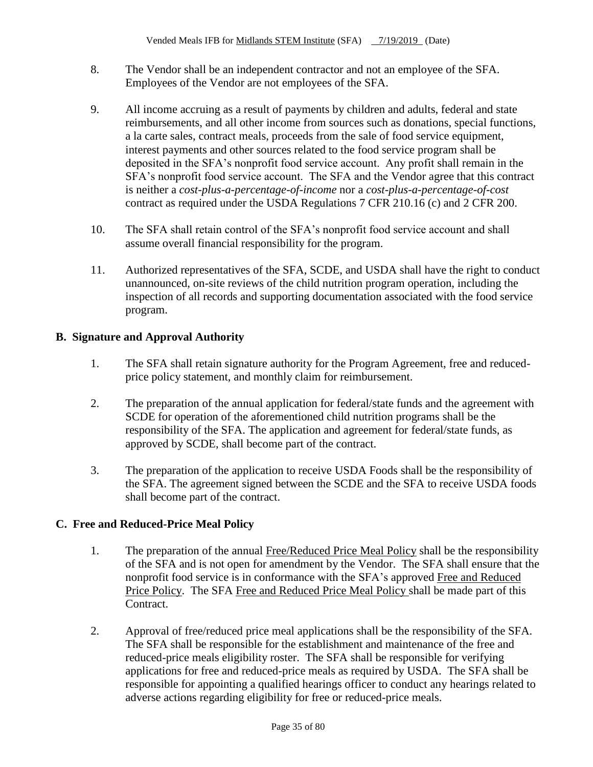8. The Vendor shall be an independent contractor and not an employee of the SFA. Employees of the Vendor are not employees of the SFA.

9. All income accruing as a result of payments by children and adults, federal and state reimbursements, and all other income from sources such as donations, special functions, a la carte sales, contract meals, proceeds from the sale of food service equipment, interest payments and other sources related to the food service program shall be deposited in the SFA's nonprofit food service account. Any profit shall remain in the SFA's nonprofit food service account. The SFA and the Vendor agree that this contract is neither a *cost-plus-a-percentage-of-income* nor a *cost-plus-a-percentage-of-cost* contract as required under the USDA Regulations 7 CFR 210.16 (c) and 2 CFR 200.

10. The SFA shall retain control of the SFA's nonprofit food service account and shall assume overall financial responsibility for the program.

11. Authorized representatives of the SFA, SCDE, and USDA shall have the right to conduct unannounced, on-site reviews of the child nutrition program operation, including the inspection of all records and supporting documentation associated with the food service program.

## B. Signature and Approval Authority

1. The SFA shall retain signature authority for the Program Agreement, free and reduced-price policy statement, and monthly claim for reimbursement.

2. The preparation of the annual application for federal/state funds and the agreement with SCDE for operation of the aforementioned child nutrition programs shall be the responsibility of the SFA. The application and agreement for federal/state funds, as approved by SCDE, shall become part of the contract.

3. The preparation of the application to receive USDA Foods shall be the responsibility of the SFA. The agreement signed between the SCDE and the SFA to receive USDA foods shall become part of the contract.

## C. Free and Reduced-Price Meal Policy

1. The preparation of the annual Free/Reduced Price Meal Policy shall be the responsibility of the SFA and is not open for amendment by the Vendor. The SFA shall ensure that the nonprofit food service is in conformance with the SFA's approved Free and Reduced Price Policy. The SFA Free and Reduced Price Meal Policy shall be made part of this Contract.

2. Approval of free/reduced price meal applications shall be the responsibility of the SFA. The SFA shall be responsible for the establishment and maintenance of the free and reduced-price meals eligibility roster. The SFA shall be responsible for verifying applications for free and reduced-price meals as required by USDA. The SFA shall be responsible for appointing a qualified hearings officer to conduct any hearings related to adverse actions regarding eligibility for free or reduced-price meals.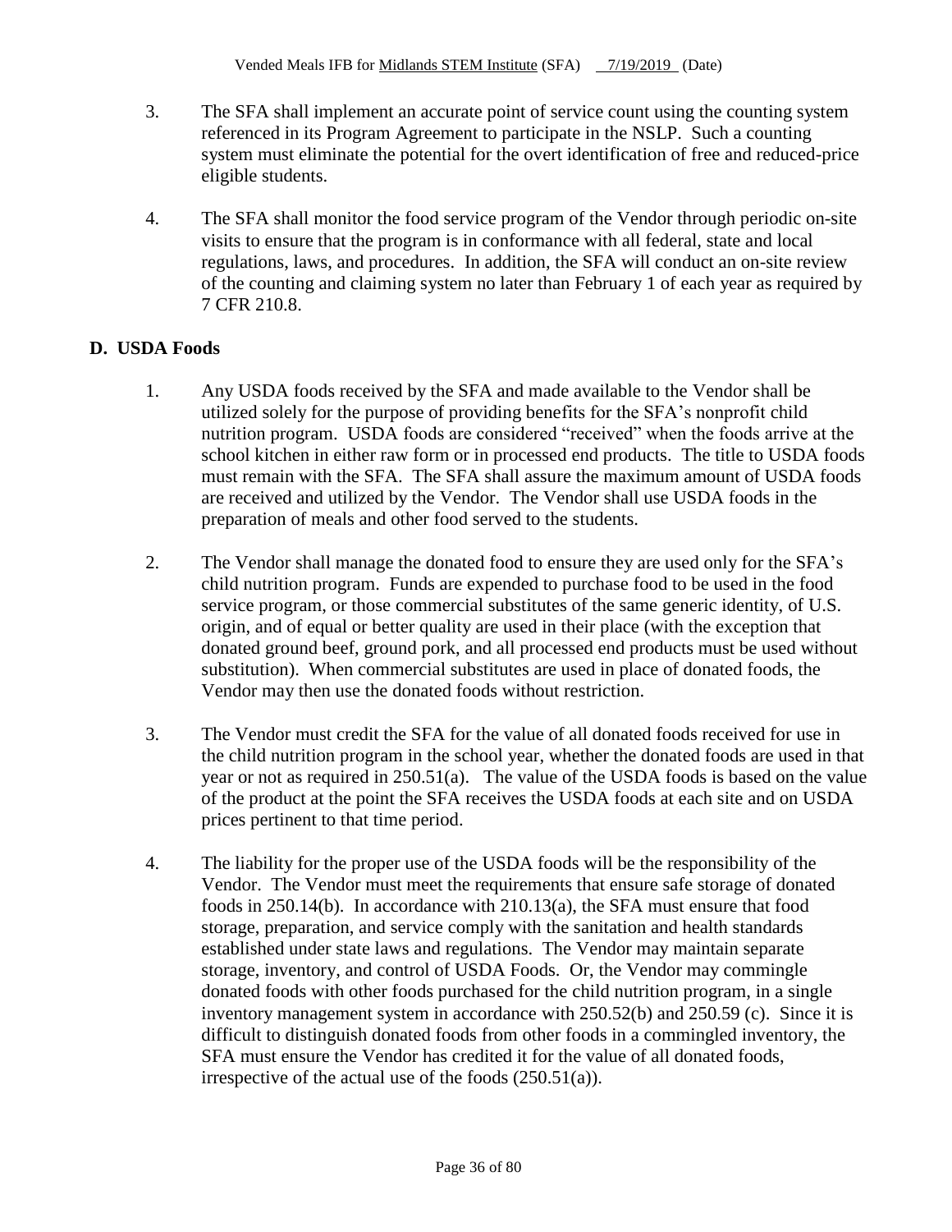3. The SFA shall implement an accurate point of service count using the counting system referenced in its Program Agreement to participate in the NSLP. Such a counting system must eliminate the potential for the overt identification of free and reduced-price eligible students.

4. The SFA shall monitor the food service program of the Vendor through periodic on-site visits to ensure that the program is in conformance with all federal, state and local regulations, laws, and procedures. In addition, the SFA will conduct an on-site review of the counting and claiming system no later than February 1 of each year as required by 7 CFR 210.8.

## D. USDA Foods

1. Any USDA foods received by the SFA and made available to the Vendor shall be utilized solely for the purpose of providing benefits for the SFA's nonprofit child nutrition program. USDA foods are considered "received" when the foods arrive at the school kitchen in either raw form or in processed end products. The title to USDA foods must remain with the SFA. The SFA shall assure the maximum amount of USDA foods are received and utilized by the Vendor. The Vendor shall use USDA foods in the preparation of meals and other food served to the students.

2. The Vendor shall manage the donated food to ensure they are used only for the SFA's child nutrition program. Funds are expended to purchase food to be used in the food service program, or those commercial substitutes of the same generic identity, of U.S. origin, and of equal or better quality are used in their place (with the exception that donated ground beef, ground pork, and all processed end products must be used without substitution). When commercial substitutes are used in place of donated foods, the Vendor may then use the donated foods without restriction.

3. The Vendor must credit the SFA for the value of all donated foods received for use in the child nutrition program in the school year, whether the donated foods are used in that year or not as required in 250.51(a). The value of the USDA foods is based on the value of the product at the point the SFA receives the USDA foods at each site and on USDA prices pertinent to that time period.

4. The liability for the proper use of the USDA foods will be the responsibility of the Vendor. The Vendor must meet the requirements that ensure safe storage of donated foods in 250.14(b). In accordance with 210.13(a), the SFA must ensure that food storage, preparation, and service comply with the sanitation and health standards established under state laws and regulations. The Vendor may maintain separate storage, inventory, and control of USDA Foods. Or, the Vendor may commingle donated foods with other foods purchased for the child nutrition program, in a single inventory management system in accordance with 250.52(b) and 250.59 (c). Since it is difficult to distinguish donated foods from other foods in a commingled inventory, the SFA must ensure the Vendor has credited it for the value of all donated foods, irrespective of the actual use of the foods (250.51(a)).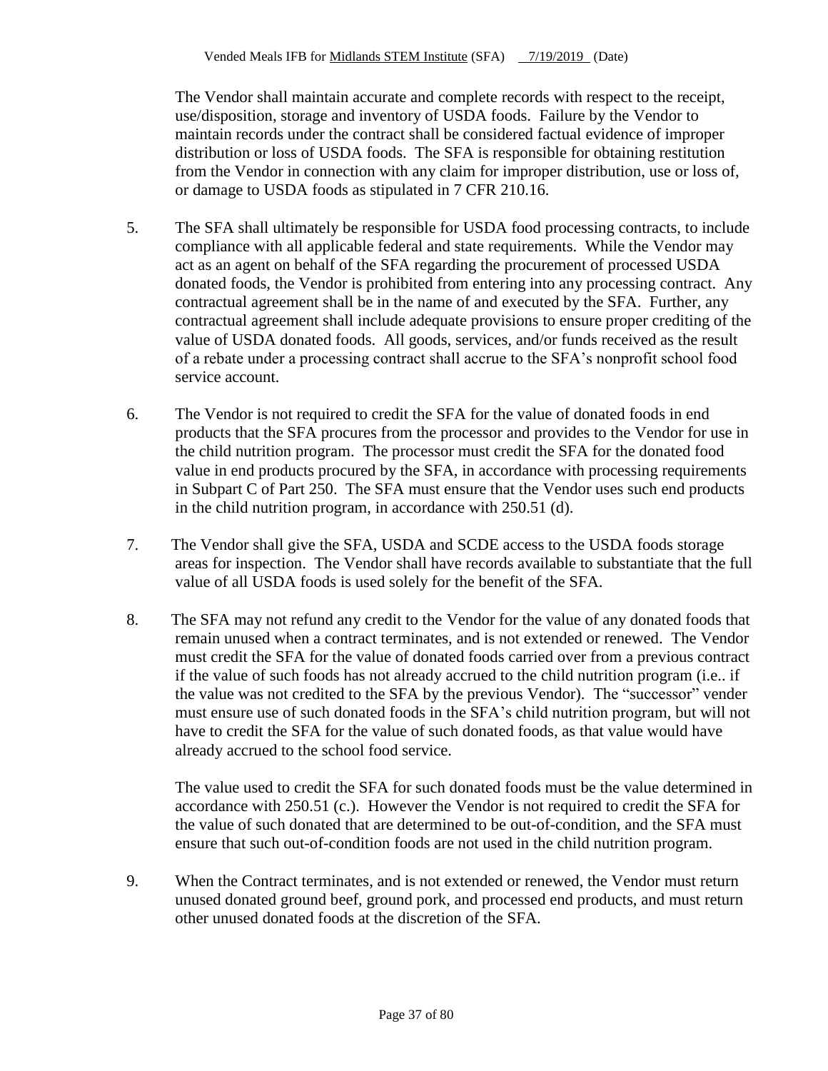The Vendor shall maintain accurate and complete records with respect to the receipt, use/disposition, storage and inventory of USDA foods. Failure by the Vendor to maintain records under the contract shall be considered factual evidence of improper distribution or loss of USDA foods. The SFA is responsible for obtaining restitution from the Vendor in connection with any claim for improper distribution, use or loss of, or damage to USDA foods as stipulated in 7 CFR 210.16.

5. The SFA shall ultimately be responsible for USDA food processing contracts, to include compliance with all applicable federal and state requirements. While the Vendor may act as an agent on behalf of the SFA regarding the procurement of processed USDA donated foods, the Vendor is prohibited from entering into any processing contract. Any contractual agreement shall be in the name of and executed by the SFA. Further, any contractual agreement shall include adequate provisions to ensure proper crediting of the value of USDA donated foods. All goods, services, and/or funds received as the result of a rebate under a processing contract shall accrue to the SFA's nonprofit school food service account.

6. The Vendor is not required to credit the SFA for the value of donated foods in end products that the SFA procures from the processor and provides to the Vendor for use in the child nutrition program. The processor must credit the SFA for the donated food value in end products procured by the SFA, in accordance with processing requirements in Subpart C of Part 250. The SFA must ensure that the Vendor uses such end products in the child nutrition program, in accordance with 250.51 (d).

7. The Vendor shall give the SFA, USDA and SCDE access to the USDA foods storage areas for inspection. The Vendor shall have records available to substantiate that the full value of all USDA foods is used solely for the benefit of the SFA.

8. The SFA may not refund any credit to the Vendor for the value of any donated foods that remain unused when a contract terminates, and is not extended or renewed. The Vendor must credit the SFA for the value of donated foods carried over from a previous contract if the value of such foods has not already accrued to the child nutrition program (i.e.. if the value was not credited to the SFA by the previous Vendor). The "successor" vender must ensure use of such donated foods in the SFA's child nutrition program, but will not have to credit the SFA for the value of such donated foods, as that value would have already accrued to the school food service.

   The value used to credit the SFA for such donated foods must be the value determined in accordance with 250.51 (c.). However the Vendor is not required to credit the SFA for the value of such donated that are determined to be out-of-condition, and the SFA must ensure that such out-of-condition foods are not used in the child nutrition program.

9. When the Contract terminates, and is not extended or renewed, the Vendor must return unused donated ground beef, ground pork, and processed end products, and must return other unused donated foods at the discretion of the SFA.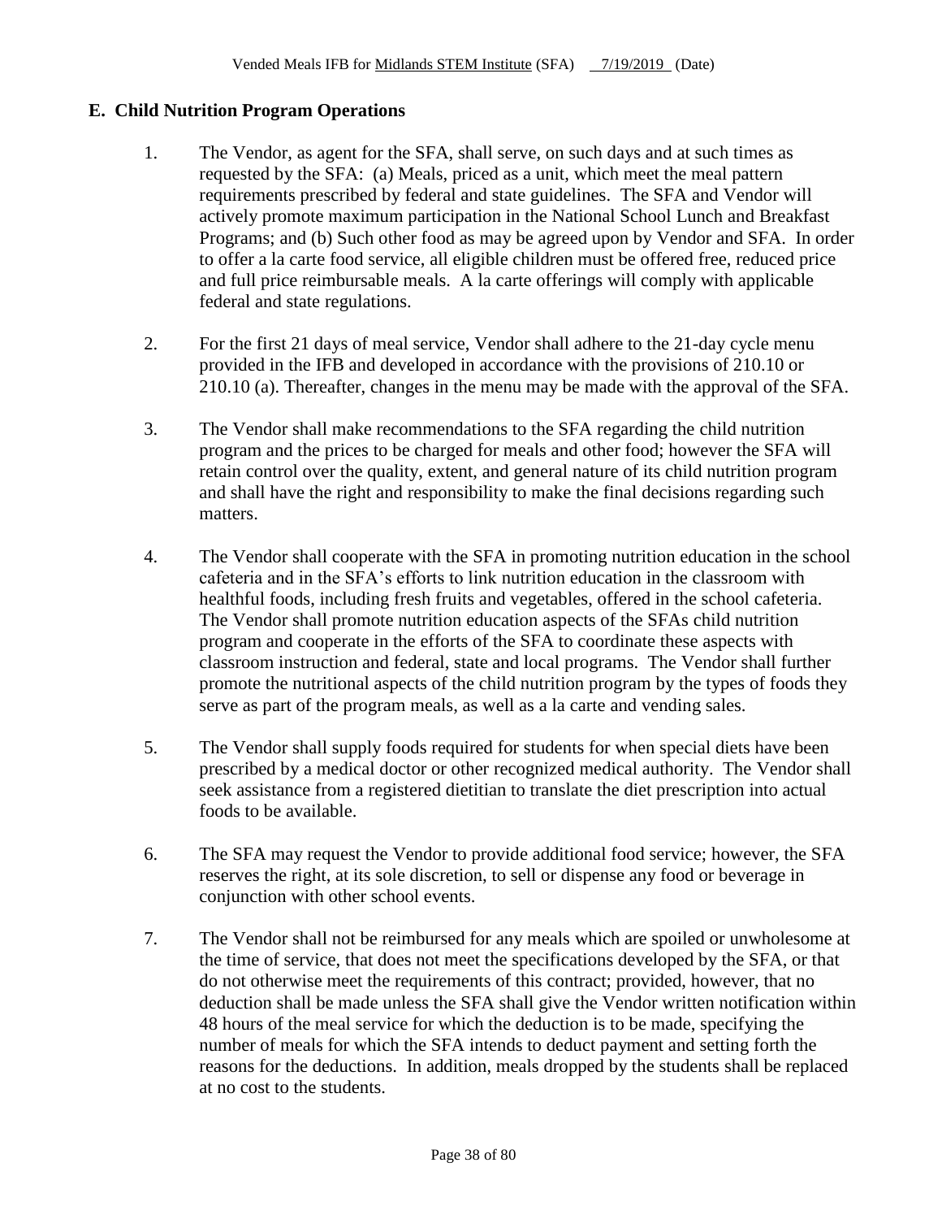## E. Child Nutrition Program Operations

1. The Vendor, as agent for the SFA, shall serve, on such days and at such times as requested by the SFA: (a) Meals, priced as a unit, which meet the meal pattern requirements prescribed by federal and state guidelines. The SFA and Vendor will actively promote maximum participation in the National School Lunch and Breakfast Programs; and (b) Such other food as may be agreed upon by Vendor and SFA. In order to offer a la carte food service, all eligible children must be offered free, reduced price and full price reimbursable meals. A la carte offerings will comply with applicable federal and state regulations.

2. For the first 21 days of meal service, Vendor shall adhere to the 21-day cycle menu provided in the IFB and developed in accordance with the provisions of 210.10 or 210.10 (a). Thereafter, changes in the menu may be made with the approval of the SFA.

3. The Vendor shall make recommendations to the SFA regarding the child nutrition program and the prices to be charged for meals and other food; however the SFA will retain control over the quality, extent, and general nature of its child nutrition program and shall have the right and responsibility to make the final decisions regarding such matters.

4. The Vendor shall cooperate with the SFA in promoting nutrition education in the school cafeteria and in the SFA's efforts to link nutrition education in the classroom with healthful foods, including fresh fruits and vegetables, offered in the school cafeteria. The Vendor shall promote nutrition education aspects of the SFAs child nutrition program and cooperate in the efforts of the SFA to coordinate these aspects with classroom instruction and federal, state and local programs. The Vendor shall further promote the nutritional aspects of the child nutrition program by the types of foods they serve as part of the program meals, as well as a la carte and vending sales.

5. The Vendor shall supply foods required for students for when special diets have been prescribed by a medical doctor or other recognized medical authority. The Vendor shall seek assistance from a registered dietitian to translate the diet prescription into actual foods to be available.

6. The SFA may request the Vendor to provide additional food service; however, the SFA reserves the right, at its sole discretion, to sell or dispense any food or beverage in conjunction with other school events.

7. The Vendor shall not be reimbursed for any meals which are spoiled or unwholesome at the time of service, that does not meet the specifications developed by the SFA, or that do not otherwise meet the requirements of this contract; provided, however, that no deduction shall be made unless the SFA shall give the Vendor written notification within 48 hours of the meal service for which the deduction is to be made, specifying the number of meals for which the SFA intends to deduct payment and setting forth the reasons for the deductions. In addition, meals dropped by the students shall be replaced at no cost to the students.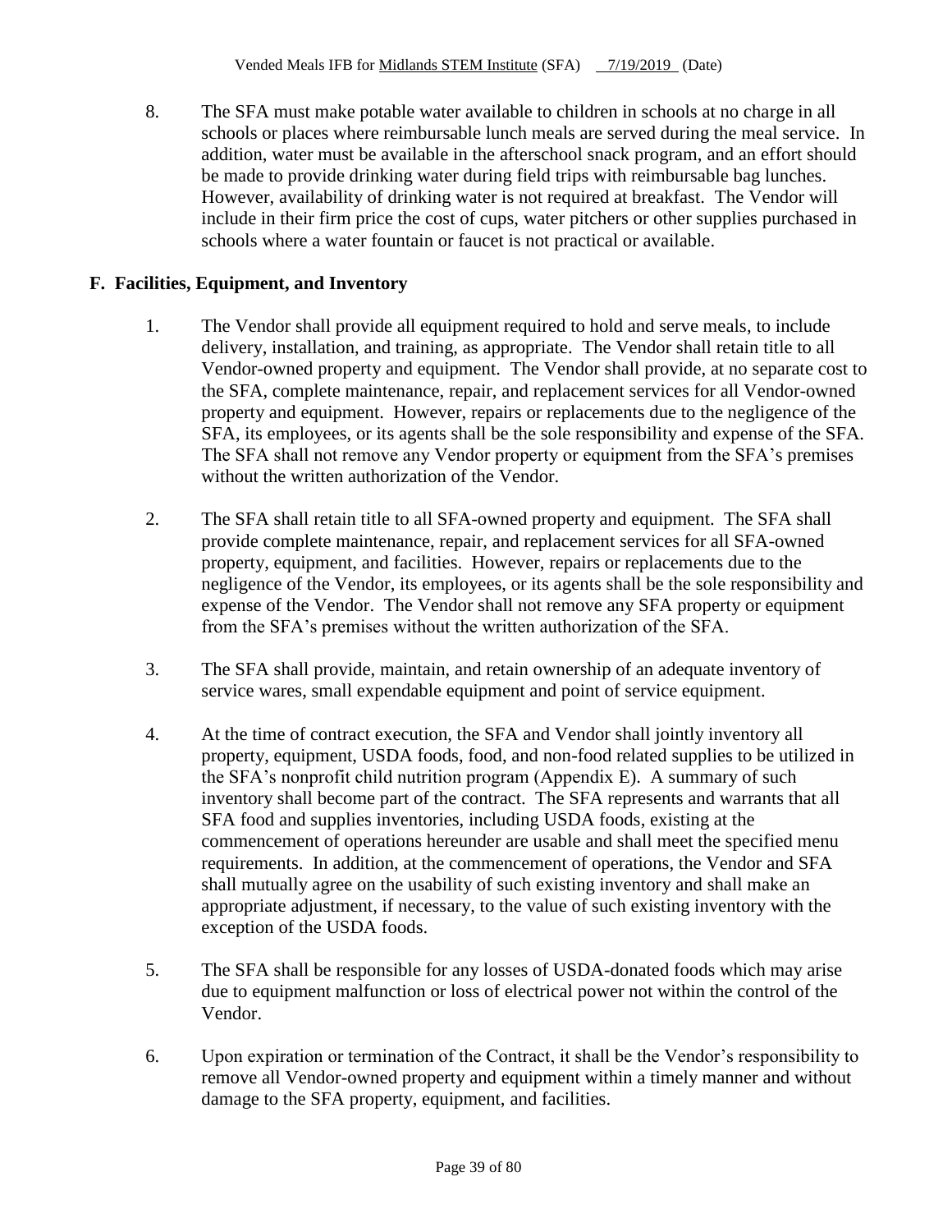8. The SFA must make potable water available to children in schools at no charge in all schools or places where reimbursable lunch meals are served during the meal service. In addition, water must be available in the afterschool snack program, and an effort should be made to provide drinking water during field trips with reimbursable bag lunches. However, availability of drinking water is not required at breakfast. The Vendor will include in their firm price the cost of cups, water pitchers or other supplies purchased in schools where a water fountain or faucet is not practical or available.

## F. Facilities, Equipment, and Inventory

1. The Vendor shall provide all equipment required to hold and serve meals, to include delivery, installation, and training, as appropriate. The Vendor shall retain title to all Vendor-owned property and equipment. The Vendor shall provide, at no separate cost to the SFA, complete maintenance, repair, and replacement services for all Vendor-owned property and equipment. However, repairs or replacements due to the negligence of the SFA, its employees, or its agents shall be the sole responsibility and expense of the SFA. The SFA shall not remove any Vendor property or equipment from the SFA's premises without the written authorization of the Vendor.

2. The SFA shall retain title to all SFA-owned property and equipment. The SFA shall provide complete maintenance, repair, and replacement services for all SFA-owned property, equipment, and facilities. However, repairs or replacements due to the negligence of the Vendor, its employees, or its agents shall be the sole responsibility and expense of the Vendor. The Vendor shall not remove any SFA property or equipment from the SFA's premises without the written authorization of the SFA.

3. The SFA shall provide, maintain, and retain ownership of an adequate inventory of service wares, small expendable equipment and point of service equipment.

4. At the time of contract execution, the SFA and Vendor shall jointly inventory all property, equipment, USDA foods, food, and non-food related supplies to be utilized in the SFA's nonprofit child nutrition program (Appendix E). A summary of such inventory shall become part of the contract. The SFA represents and warrants that all SFA food and supplies inventories, including USDA foods, existing at the commencement of operations hereunder are usable and shall meet the specified menu requirements. In addition, at the commencement of operations, the Vendor and SFA shall mutually agree on the usability of such existing inventory and shall make an appropriate adjustment, if necessary, to the value of such existing inventory with the exception of the USDA foods.

5. The SFA shall be responsible for any losses of USDA-donated foods which may arise due to equipment malfunction or loss of electrical power not within the control of the Vendor.

6. Upon expiration or termination of the Contract, it shall be the Vendor's responsibility to remove all Vendor-owned property and equipment within a timely manner and without damage to the SFA property, equipment, and facilities.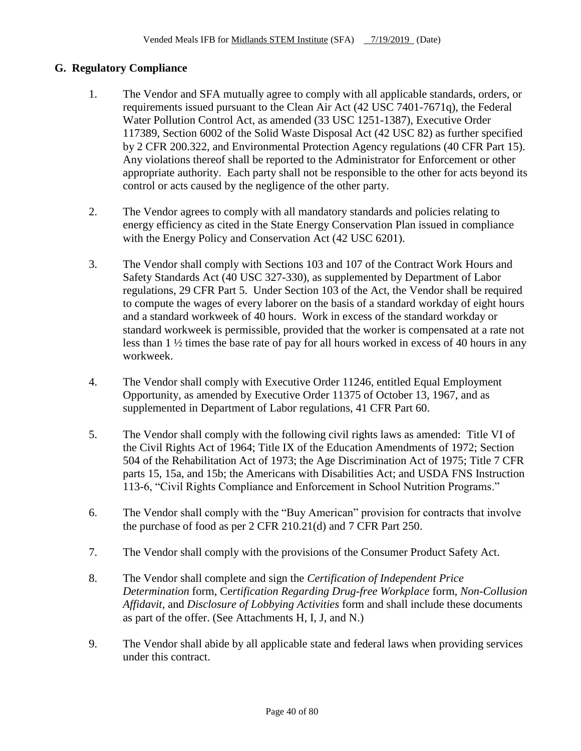## G. Regulatory Compliance

1. The Vendor and SFA mutually agree to comply with all applicable standards, orders, or requirements issued pursuant to the Clean Air Act (42 USC 7401-7671q), the Federal Water Pollution Control Act, as amended (33 USC 1251-1387), Executive Order 117389, Section 6002 of the Solid Waste Disposal Act (42 USC 82) as further specified by 2 CFR 200.322, and Environmental Protection Agency regulations (40 CFR Part 15). Any violations thereof shall be reported to the Administrator for Enforcement or other appropriate authority. Each party shall not be responsible to the other for acts beyond its control or acts caused by the negligence of the other party.

2. The Vendor agrees to comply with all mandatory standards and policies relating to energy efficiency as cited in the State Energy Conservation Plan issued in compliance with the Energy Policy and Conservation Act (42 USC 6201).

3. The Vendor shall comply with Sections 103 and 107 of the Contract Work Hours and Safety Standards Act (40 USC 327-330), as supplemented by Department of Labor regulations, 29 CFR Part 5. Under Section 103 of the Act, the Vendor shall be required to compute the wages of every laborer on the basis of a standard workday of eight hours and a standard workweek of 40 hours. Work in excess of the standard workday or standard workweek is permissible, provided that the worker is compensated at a rate not less than 1 ½ times the base rate of pay for all hours worked in excess of 40 hours in any workweek.

4. The Vendor shall comply with Executive Order 11246, entitled Equal Employment Opportunity, as amended by Executive Order 11375 of October 13, 1967, and as supplemented in Department of Labor regulations, 41 CFR Part 60.

5. The Vendor shall comply with the following civil rights laws as amended: Title VI of the Civil Rights Act of 1964; Title IX of the Education Amendments of 1972; Section 504 of the Rehabilitation Act of 1973; the Age Discrimination Act of 1975; Title 7 CFR parts 15, 15a, and 15b; the Americans with Disabilities Act; and USDA FNS Instruction 113-6, "Civil Rights Compliance and Enforcement in School Nutrition Programs."

6. The Vendor shall comply with the "Buy American" provision for contracts that involve the purchase of food as per 2 CFR 210.21(d) and 7 CFR Part 250.

7. The Vendor shall comply with the provisions of the Consumer Product Safety Act.

8. The Vendor shall complete and sign the *Certification of Independent Price Determination* form, *Certification Regarding Drug-free Workplace* form, *Non-Collusion Affidavit*, and *Disclosure of Lobbying Activities* form and shall include these documents as part of the offer. (See Attachments H, I, J, and N.)

9. The Vendor shall abide by all applicable state and federal laws when providing services under this contract.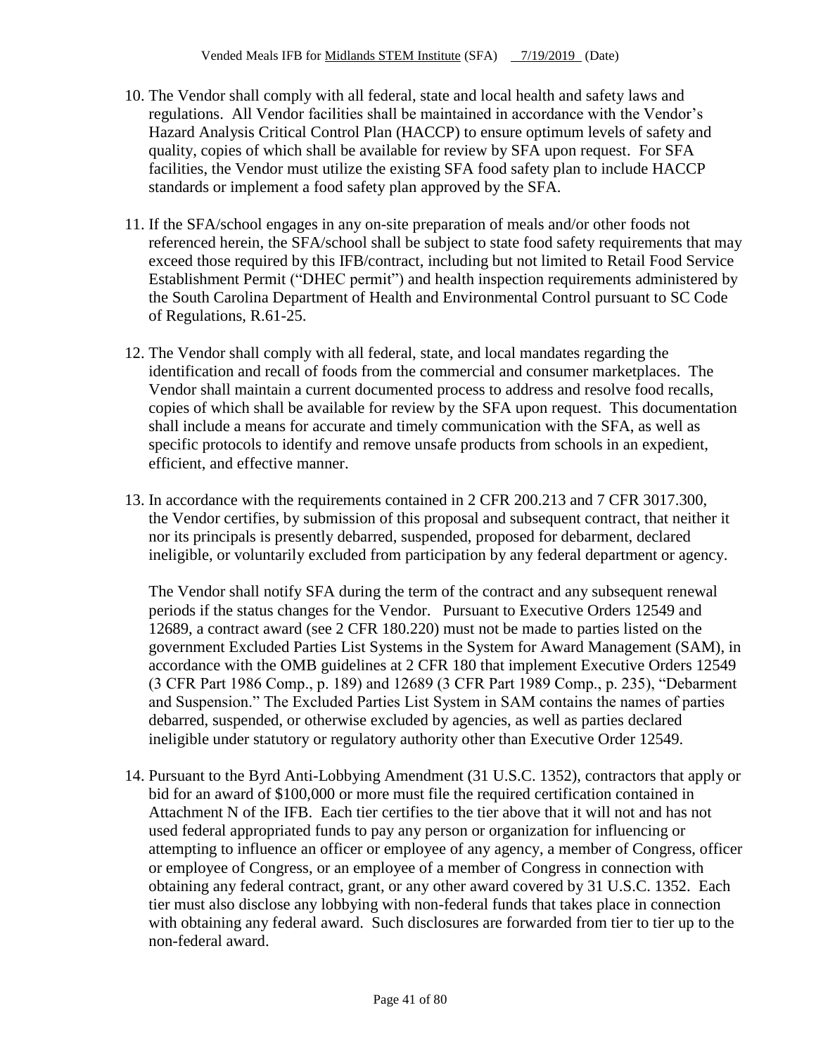10. The Vendor shall comply with all federal, state and local health and safety laws and regulations. All Vendor facilities shall be maintained in accordance with the Vendor's Hazard Analysis Critical Control Plan (HACCP) to ensure optimum levels of safety and quality, copies of which shall be available for review by SFA upon request. For SFA facilities, the Vendor must utilize the existing SFA food safety plan to include HACCP standards or implement a food safety plan approved by the SFA.

11. If the SFA/school engages in any on-site preparation of meals and/or other foods not referenced herein, the SFA/school shall be subject to state food safety requirements that may exceed those required by this IFB/contract, including but not limited to Retail Food Service Establishment Permit ("DHEC permit") and health inspection requirements administered by the South Carolina Department of Health and Environmental Control pursuant to SC Code of Regulations, R.61-25.

12. The Vendor shall comply with all federal, state, and local mandates regarding the identification and recall of foods from the commercial and consumer marketplaces. The Vendor shall maintain a current documented process to address and resolve food recalls, copies of which shall be available for review by the SFA upon request. This documentation shall include a means for accurate and timely communication with the SFA, as well as specific protocols to identify and remove unsafe products from schools in an expedient, efficient, and effective manner.

13. In accordance with the requirements contained in 2 CFR 200.213 and 7 CFR 3017.300, the Vendor certifies, by submission of this proposal and subsequent contract, that neither it nor its principals is presently debarred, suspended, proposed for debarment, declared ineligible, or voluntarily excluded from participation by any federal department or agency.

    The Vendor shall notify SFA during the term of the contract and any subsequent renewal periods if the status changes for the Vendor. Pursuant to Executive Orders 12549 and 12689, a contract award (see 2 CFR 180.220) must not be made to parties listed on the government Excluded Parties List Systems in the System for Award Management (SAM), in accordance with the OMB guidelines at 2 CFR 180 that implement Executive Orders 12549 (3 CFR Part 1986 Comp., p. 189) and 12689 (3 CFR Part 1989 Comp., p. 235), "Debarment and Suspension." The Excluded Parties List System in SAM contains the names of parties debarred, suspended, or otherwise excluded by agencies, as well as parties declared ineligible under statutory or regulatory authority other than Executive Order 12549.

14. Pursuant to the Byrd Anti-Lobbying Amendment (31 U.S.C. 1352), contractors that apply or bid for an award of $100,000 or more must file the required certification contained in Attachment N of the IFB. Each tier certifies to the tier above that it will not and has not used federal appropriated funds to pay any person or organization for influencing or attempting to influence an officer or employee of any agency, a member of Congress, officer or employee of Congress, or an employee of a member of Congress in connection with obtaining any federal contract, grant, or any other award covered by 31 U.S.C. 1352. Each tier must also disclose any lobbying with non-federal funds that takes place in connection with obtaining any federal award. Such disclosures are forwarded from tier to tier up to the non-federal award.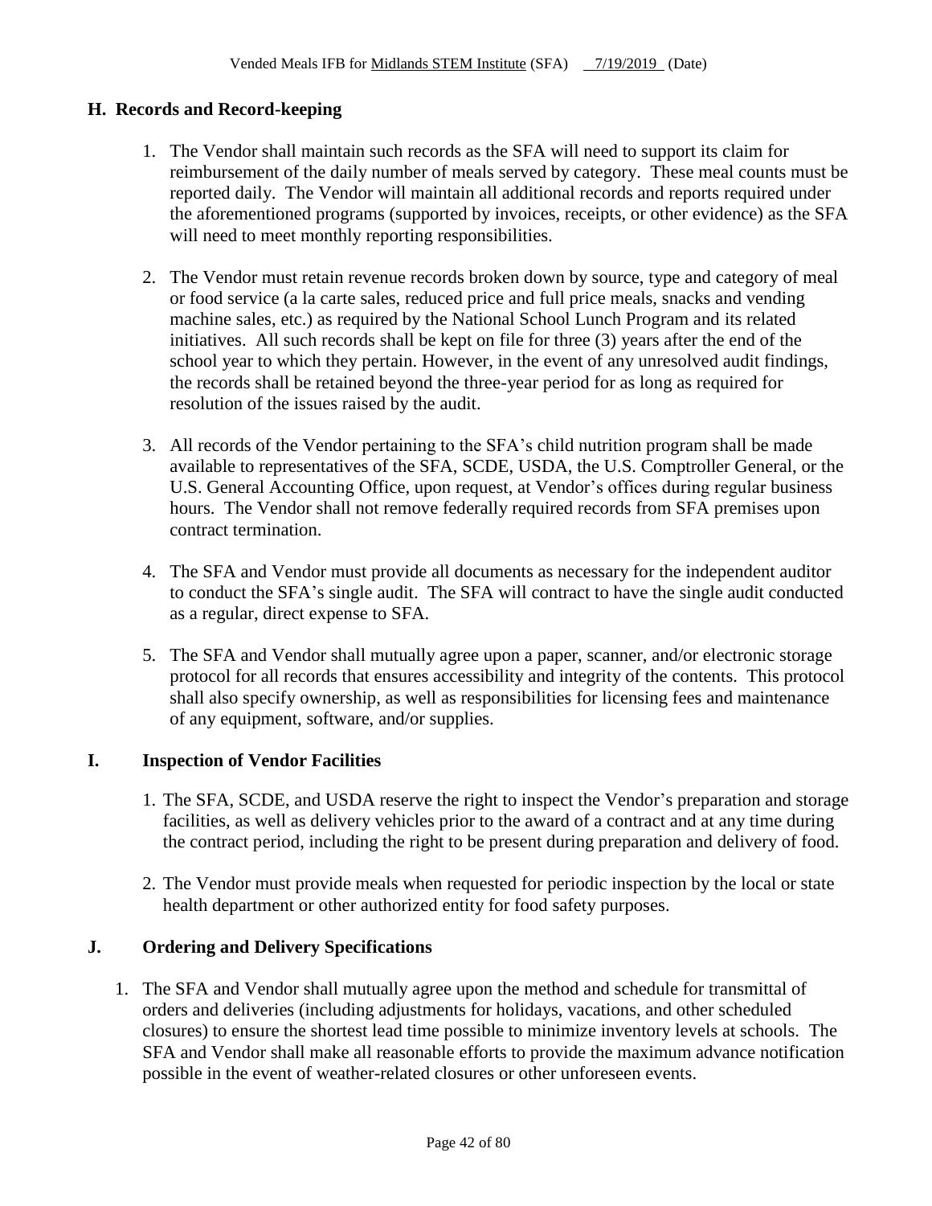## H. Records and Record-keeping

1. The Vendor shall maintain such records as the SFA will need to support its claim for reimbursement of the daily number of meals served by category. These meal counts must be reported daily. The Vendor will maintain all additional records and reports required under the aforementioned programs (supported by invoices, receipts, or other evidence) as the SFA will need to meet monthly reporting responsibilities.

2. The Vendor must retain revenue records broken down by source, type and category of meal or food service (a la carte sales, reduced price and full price meals, snacks and vending machine sales, etc.) as required by the National School Lunch Program and its related initiatives. All such records shall be kept on file for three (3) years after the end of the school year to which they pertain. However, in the event of any unresolved audit findings, the records shall be retained beyond the three-year period for as long as required for resolution of the issues raised by the audit.

3. All records of the Vendor pertaining to the SFA's child nutrition program shall be made available to representatives of the SFA, SCDE, USDA, the U.S. Comptroller General, or the U.S. General Accounting Office, upon request, at Vendor's offices during regular business hours. The Vendor shall not remove federally required records from SFA premises upon contract termination.

4. The SFA and Vendor must provide all documents as necessary for the independent auditor to conduct the SFA's single audit. The SFA will contract to have the single audit conducted as a regular, direct expense to SFA.

5. The SFA and Vendor shall mutually agree upon a paper, scanner, and/or electronic storage protocol for all records that ensures accessibility and integrity of the contents. This protocol shall also specify ownership, as well as responsibilities for licensing fees and maintenance of any equipment, software, and/or supplies.

## I. Inspection of Vendor Facilities

1. The SFA, SCDE, and USDA reserve the right to inspect the Vendor's preparation and storage facilities, as well as delivery vehicles prior to the award of a contract and at any time during the contract period, including the right to be present during preparation and delivery of food.

2. The Vendor must provide meals when requested for periodic inspection by the local or state health department or other authorized entity for food safety purposes.

## J. Ordering and Delivery Specifications

1. The SFA and Vendor shall mutually agree upon the method and schedule for transmittal of orders and deliveries (including adjustments for holidays, vacations, and other scheduled closures) to ensure the shortest lead time possible to minimize inventory levels at schools. The SFA and Vendor shall make all reasonable efforts to provide the maximum advance notification possible in the event of weather-related closures or other unforeseen events.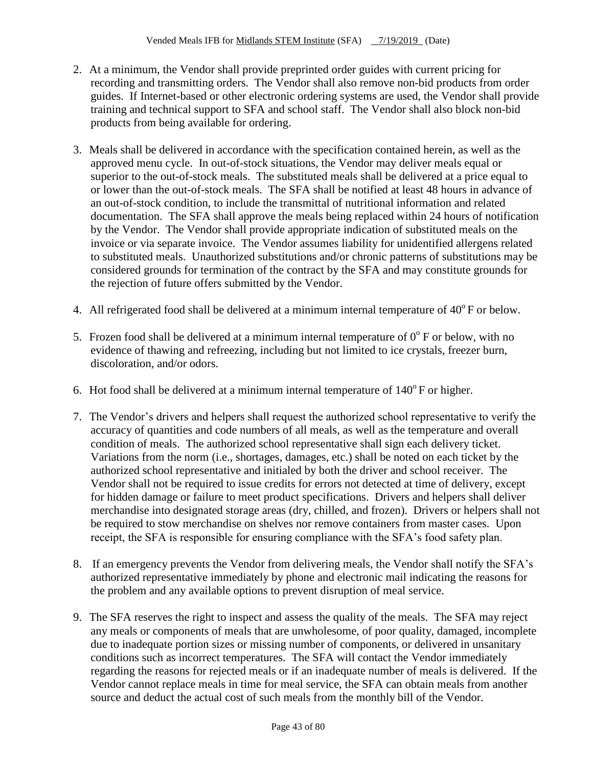2. At a minimum, the Vendor shall provide preprinted order guides with current pricing for recording and transmitting orders. The Vendor shall also remove non-bid products from order guides. If Internet-based or other electronic ordering systems are used, the Vendor shall provide training and technical support to SFA and school staff. The Vendor shall also block non-bid products from being available for ordering.

3. Meals shall be delivered in accordance with the specification contained herein, as well as the approved menu cycle. In out-of-stock situations, the Vendor may deliver meals equal or superior to the out-of-stock meals. The substituted meals shall be delivered at a price equal to or lower than the out-of-stock meals. The SFA shall be notified at least 48 hours in advance of an out-of-stock condition, to include the transmittal of nutritional information and related documentation. The SFA shall approve the meals being replaced within 24 hours of notification by the Vendor. The Vendor shall provide appropriate indication of substituted meals on the invoice or via separate invoice. The Vendor assumes liability for unidentified allergens related to substituted meals. Unauthorized substitutions and/or chronic patterns of substitutions may be considered grounds for termination of the contract by the SFA and may constitute grounds for the rejection of future offers submitted by the Vendor.

4. All refrigerated food shall be delivered at a minimum internal temperature of $40^{o}$ F or below.

5. Frozen food shall be delivered at a minimum internal temperature of $0^{o}$ F or below, with no evidence of thawing and refreezing, including but not limited to ice crystals, freezer burn, discoloration, and/or odors.

6. Hot food shall be delivered at a minimum internal temperature of $140^{o}$ F or higher.

7. The Vendor's drivers and helpers shall request the authorized school representative to verify the accuracy of quantities and code numbers of all meals, as well as the temperature and overall condition of meals. The authorized school representative shall sign each delivery ticket. Variations from the norm (i.e., shortages, damages, etc.) shall be noted on each ticket by the authorized school representative and initialed by both the driver and school receiver. The Vendor shall not be required to issue credits for errors not detected at time of delivery, except for hidden damage or failure to meet product specifications. Drivers and helpers shall deliver merchandise into designated storage areas (dry, chilled, and frozen). Drivers or helpers shall not be required to stow merchandise on shelves nor remove containers from master cases. Upon receipt, the SFA is responsible for ensuring compliance with the SFA's food safety plan.

8. If an emergency prevents the Vendor from delivering meals, the Vendor shall notify the SFA's authorized representative immediately by phone and electronic mail indicating the reasons for the problem and any available options to prevent disruption of meal service.

9. The SFA reserves the right to inspect and assess the quality of the meals. The SFA may reject any meals or components of meals that are unwholesome, of poor quality, damaged, incomplete due to inadequate portion sizes or missing number of components, or delivered in unsanitary conditions such as incorrect temperatures. The SFA will contact the Vendor immediately regarding the reasons for rejected meals or if an inadequate number of meals is delivered. If the Vendor cannot replace meals in time for meal service, the SFA can obtain meals from another source and deduct the actual cost of such meals from the monthly bill of the Vendor.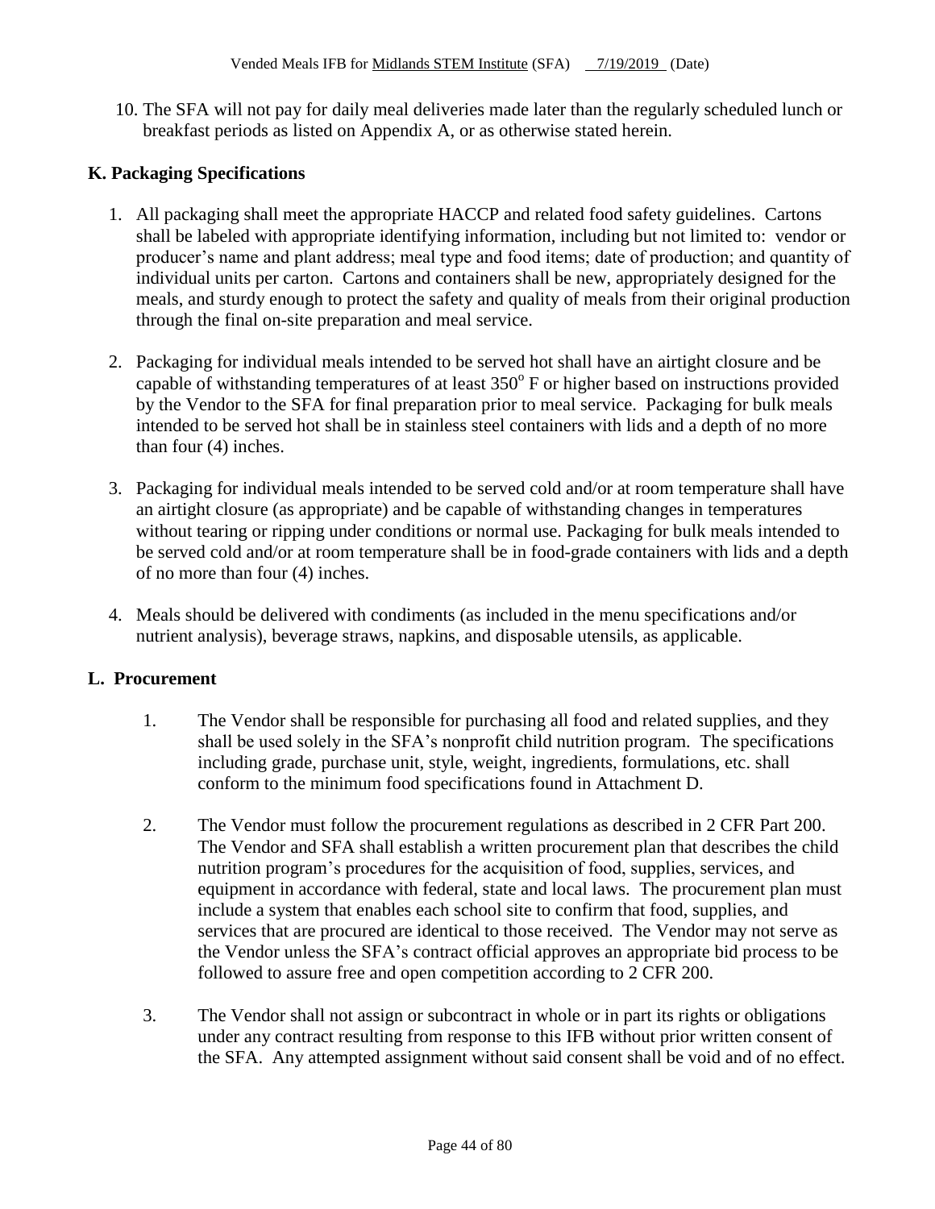10. The SFA will not pay for daily meal deliveries made later than the regularly scheduled lunch or breakfast periods as listed on Appendix A, or as otherwise stated herein.

## K. Packaging Specifications

1. All packaging shall meet the appropriate HACCP and related food safety guidelines. Cartons shall be labeled with appropriate identifying information, including but not limited to: vendor or producer's name and plant address; meal type and food items; date of production; and quantity of individual units per carton. Cartons and containers shall be new, appropriately designed for the meals, and sturdy enough to protect the safety and quality of meals from their original production through the final on-site preparation and meal service.

2. Packaging for individual meals intended to be served hot shall have an airtight closure and be capable of withstanding temperatures of at least $350^{o}$ F or higher based on instructions provided by the Vendor to the SFA for final preparation prior to meal service. Packaging for bulk meals intended to be served hot shall be in stainless steel containers with lids and a depth of no more than four (4) inches.

3. Packaging for individual meals intended to be served cold and/or at room temperature shall have an airtight closure (as appropriate) and be capable of withstanding changes in temperatures without tearing or ripping under conditions or normal use. Packaging for bulk meals intended to be served cold and/or at room temperature shall be in food-grade containers with lids and a depth of no more than four (4) inches.

4. Meals should be delivered with condiments (as included in the menu specifications and/or nutrient analysis), beverage straws, napkins, and disposable utensils, as applicable.

## L. Procurement

1. The Vendor shall be responsible for purchasing all food and related supplies, and they shall be used solely in the SFA's nonprofit child nutrition program. The specifications including grade, purchase unit, style, weight, ingredients, formulations, etc. shall conform to the minimum food specifications found in Attachment D.

2. The Vendor must follow the procurement regulations as described in 2 CFR Part 200. The Vendor and SFA shall establish a written procurement plan that describes the child nutrition program's procedures for the acquisition of food, supplies, services, and equipment in accordance with federal, state and local laws. The procurement plan must include a system that enables each school site to confirm that food, supplies, and services that are procured are identical to those received. The Vendor may not serve as the Vendor unless the SFA's contract official approves an appropriate bid process to be followed to assure free and open competition according to 2 CFR 200.

3. The Vendor shall not assign or subcontract in whole or in part its rights or obligations under any contract resulting from response to this IFB without prior written consent of the SFA. Any attempted assignment without said consent shall be void and of no effect.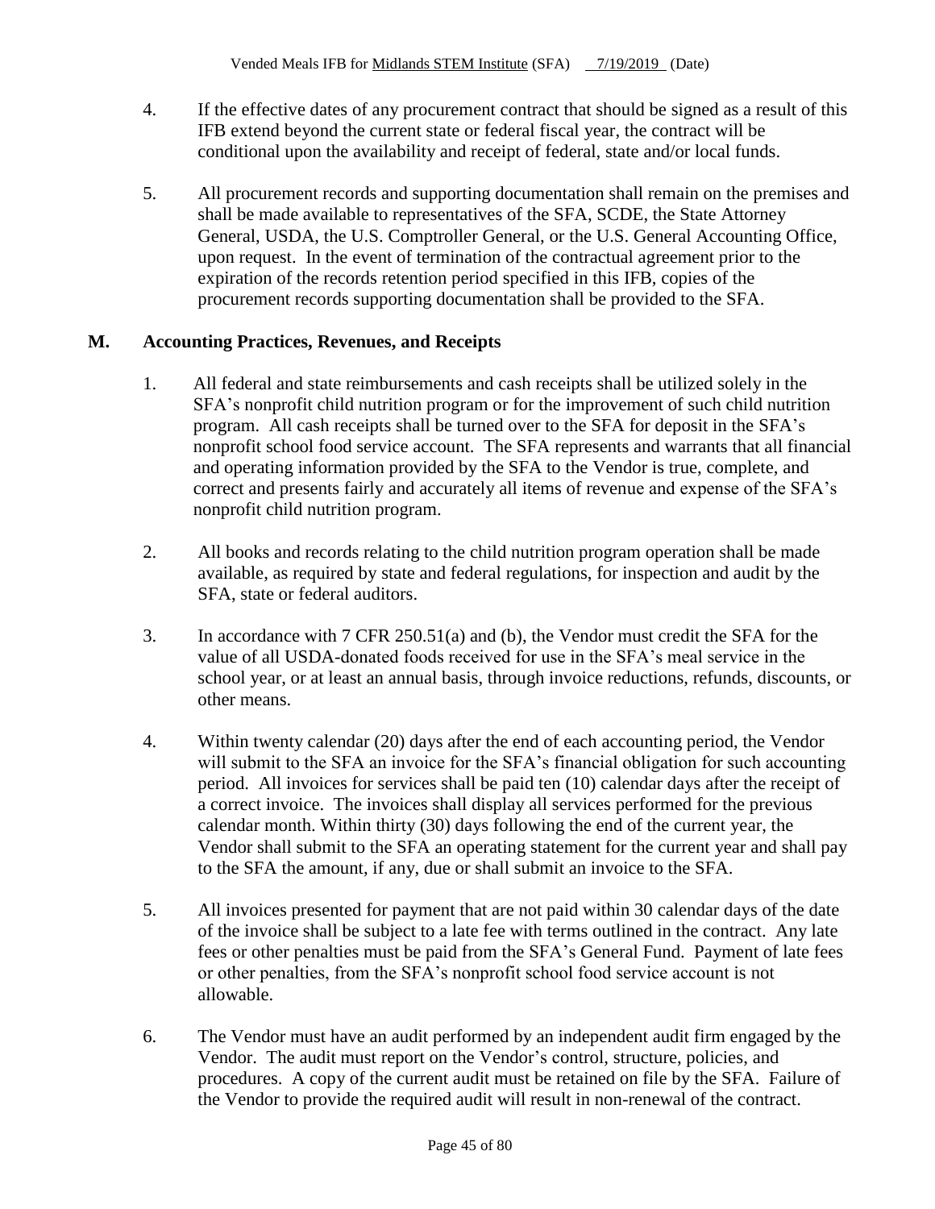4. If the effective dates of any procurement contract that should be signed as a result of this IFB extend beyond the current state or federal fiscal year, the contract will be conditional upon the availability and receipt of federal, state and/or local funds.

5. All procurement records and supporting documentation shall remain on the premises and shall be made available to representatives of the SFA, SCDE, the State Attorney General, USDA, the U.S. Comptroller General, or the U.S. General Accounting Office, upon request. In the event of termination of the contractual agreement prior to the expiration of the records retention period specified in this IFB, copies of the procurement records supporting documentation shall be provided to the SFA.

## M. Accounting Practices, Revenues, and Receipts

1. All federal and state reimbursements and cash receipts shall be utilized solely in the SFA's nonprofit child nutrition program or for the improvement of such child nutrition program. All cash receipts shall be turned over to the SFA for deposit in the SFA's nonprofit school food service account. The SFA represents and warrants that all financial and operating information provided by the SFA to the Vendor is true, complete, and correct and presents fairly and accurately all items of revenue and expense of the SFA's nonprofit child nutrition program.

2. All books and records relating to the child nutrition program operation shall be made available, as required by state and federal regulations, for inspection and audit by the SFA, state or federal auditors.

3. In accordance with 7 CFR 250.51(a) and (b), the Vendor must credit the SFA for the value of all USDA-donated foods received for use in the SFA's meal service in the school year, or at least an annual basis, through invoice reductions, refunds, discounts, or other means.

4. Within twenty calendar (20) days after the end of each accounting period, the Vendor will submit to the SFA an invoice for the SFA's financial obligation for such accounting period. All invoices for services shall be paid ten (10) calendar days after the receipt of a correct invoice. The invoices shall display all services performed for the previous calendar month. Within thirty (30) days following the end of the current year, the Vendor shall submit to the SFA an operating statement for the current year and shall pay to the SFA the amount, if any, due or shall submit an invoice to the SFA.

5. All invoices presented for payment that are not paid within 30 calendar days of the date of the invoice shall be subject to a late fee with terms outlined in the contract. Any late fees or other penalties must be paid from the SFA's General Fund. Payment of late fees or other penalties, from the SFA's nonprofit school food service account is not allowable.

6. The Vendor must have an audit performed by an independent audit firm engaged by the Vendor. The audit must report on the Vendor's control, structure, policies, and procedures. A copy of the current audit must be retained on file by the SFA. Failure of the Vendor to provide the required audit will result in non-renewal of the contract.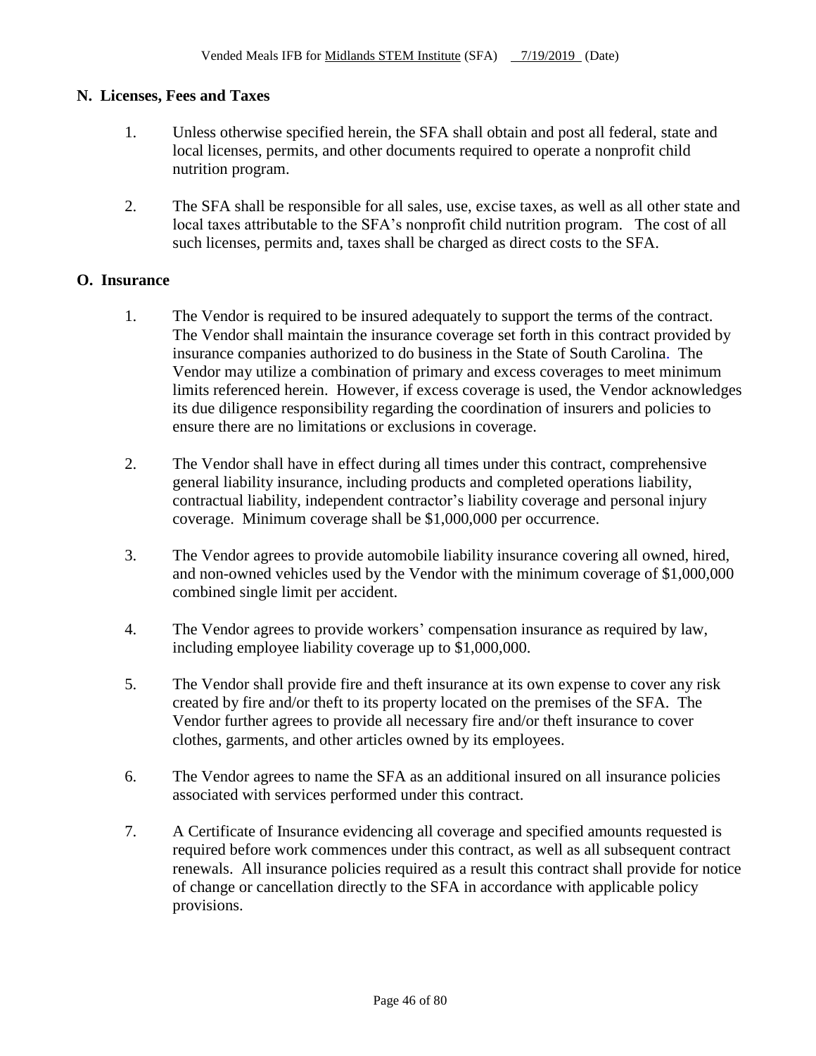## N. Licenses, Fees and Taxes

1. Unless otherwise specified herein, the SFA shall obtain and post all federal, state and local licenses, permits, and other documents required to operate a nonprofit child nutrition program.

2. The SFA shall be responsible for all sales, use, excise taxes, as well as all other state and local taxes attributable to the SFA's nonprofit child nutrition program. The cost of all such licenses, permits and, taxes shall be charged as direct costs to the SFA.

## O. Insurance

1. The Vendor is required to be insured adequately to support the terms of the contract. The Vendor shall maintain the insurance coverage set forth in this contract provided by insurance companies authorized to do business in the State of South Carolina. The Vendor may utilize a combination of primary and excess coverages to meet minimum limits referenced herein. However, if excess coverage is used, the Vendor acknowledges its due diligence responsibility regarding the coordination of insurers and policies to ensure there are no limitations or exclusions in coverage.

2. The Vendor shall have in effect during all times under this contract, comprehensive general liability insurance, including products and completed operations liability, contractual liability, independent contractor's liability coverage and personal injury coverage. Minimum coverage shall be $1,000,000 per occurrence.

3. The Vendor agrees to provide automobile liability insurance covering all owned, hired, and non-owned vehicles used by the Vendor with the minimum coverage of $1,000,000 combined single limit per accident.

4. The Vendor agrees to provide workers' compensation insurance as required by law, including employee liability coverage up to $1,000,000.

5. The Vendor shall provide fire and theft insurance at its own expense to cover any risk created by fire and/or theft to its property located on the premises of the SFA. The Vendor further agrees to provide all necessary fire and/or theft insurance to cover clothes, garments, and other articles owned by its employees.

6. The Vendor agrees to name the SFA as an additional insured on all insurance policies associated with services performed under this contract.

7. A Certificate of Insurance evidencing all coverage and specified amounts requested is required before work commences under this contract, as well as all subsequent contract renewals. All insurance policies required as a result this contract shall provide for notice of change or cancellation directly to the SFA in accordance with applicable policy provisions.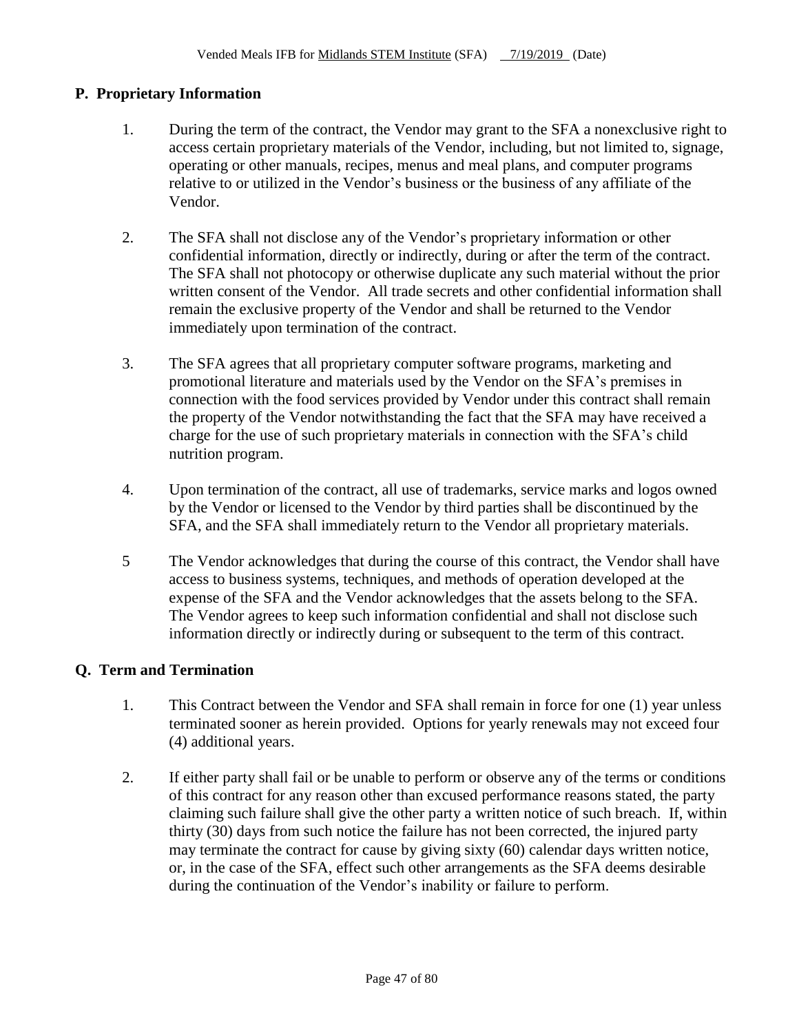## P. Proprietary Information

1. During the term of the contract, the Vendor may grant to the SFA a nonexclusive right to access certain proprietary materials of the Vendor, including, but not limited to, signage, operating or other manuals, recipes, menus and meal plans, and computer programs relative to or utilized in the Vendor's business or the business of any affiliate of the Vendor.

2. The SFA shall not disclose any of the Vendor's proprietary information or other confidential information, directly or indirectly, during or after the term of the contract. The SFA shall not photocopy or otherwise duplicate any such material without the prior written consent of the Vendor. All trade secrets and other confidential information shall remain the exclusive property of the Vendor and shall be returned to the Vendor immediately upon termination of the contract.

3. The SFA agrees that all proprietary computer software programs, marketing and promotional literature and materials used by the Vendor on the SFA's premises in connection with the food services provided by Vendor under this contract shall remain the property of the Vendor notwithstanding the fact that the SFA may have received a charge for the use of such proprietary materials in connection with the SFA's child nutrition program.

4. Upon termination of the contract, all use of trademarks, service marks and logos owned by the Vendor or licensed to the Vendor by third parties shall be discontinued by the SFA, and the SFA shall immediately return to the Vendor all proprietary materials.

5 The Vendor acknowledges that during the course of this contract, the Vendor shall have access to business systems, techniques, and methods of operation developed at the expense of the SFA and the Vendor acknowledges that the assets belong to the SFA. The Vendor agrees to keep such information confidential and shall not disclose such information directly or indirectly during or subsequent to the term of this contract.

## Q. Term and Termination

1. This Contract between the Vendor and SFA shall remain in force for one (1) year unless terminated sooner as herein provided. Options for yearly renewals may not exceed four (4) additional years.

2. If either party shall fail or be unable to perform or observe any of the terms or conditions of this contract for any reason other than excused performance reasons stated, the party claiming such failure shall give the other party a written notice of such breach. If, within thirty (30) days from such notice the failure has not been corrected, the injured party may terminate the contract for cause by giving sixty (60) calendar days written notice, or, in the case of the SFA, effect such other arrangements as the SFA deems desirable during the continuation of the Vendor's inability or failure to perform.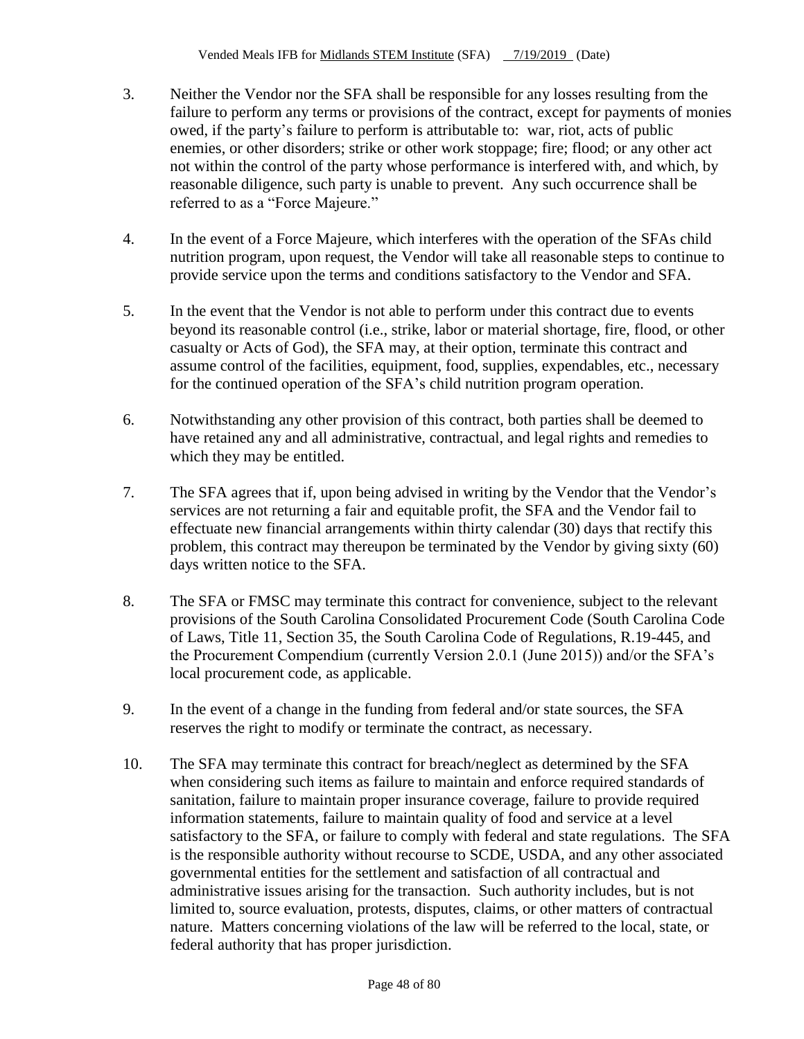3. Neither the Vendor nor the SFA shall be responsible for any losses resulting from the failure to perform any terms or provisions of the contract, except for payments of monies owed, if the party's failure to perform is attributable to: war, riot, acts of public enemies, or other disorders; strike or other work stoppage; fire; flood; or any other act not within the control of the party whose performance is interfered with, and which, by reasonable diligence, such party is unable to prevent. Any such occurrence shall be referred to as a "Force Majeure."

4. In the event of a Force Majeure, which interferes with the operation of the SFAs child nutrition program, upon request, the Vendor will take all reasonable steps to continue to provide service upon the terms and conditions satisfactory to the Vendor and SFA.

5. In the event that the Vendor is not able to perform under this contract due to events beyond its reasonable control (i.e., strike, labor or material shortage, fire, flood, or other casualty or Acts of God), the SFA may, at their option, terminate this contract and assume control of the facilities, equipment, food, supplies, expendables, etc., necessary for the continued operation of the SFA's child nutrition program operation.

6. Notwithstanding any other provision of this contract, both parties shall be deemed to have retained any and all administrative, contractual, and legal rights and remedies to which they may be entitled.

7. The SFA agrees that if, upon being advised in writing by the Vendor that the Vendor's services are not returning a fair and equitable profit, the SFA and the Vendor fail to effectuate new financial arrangements within thirty calendar (30) days that rectify this problem, this contract may thereupon be terminated by the Vendor by giving sixty (60) days written notice to the SFA.

8. The SFA or FMSC may terminate this contract for convenience, subject to the relevant provisions of the South Carolina Consolidated Procurement Code (South Carolina Code of Laws, Title 11, Section 35, the South Carolina Code of Regulations, R.19-445, and the Procurement Compendium (currently Version 2.0.1 (June 2015)) and/or the SFA's local procurement code, as applicable.

9. In the event of a change in the funding from federal and/or state sources, the SFA reserves the right to modify or terminate the contract, as necessary.

10. The SFA may terminate this contract for breach/neglect as determined by the SFA when considering such items as failure to maintain and enforce required standards of sanitation, failure to maintain proper insurance coverage, failure to provide required information statements, failure to maintain quality of food and service at a level satisfactory to the SFA, or failure to comply with federal and state regulations. The SFA is the responsible authority without recourse to SCDE, USDA, and any other associated governmental entities for the settlement and satisfaction of all contractual and administrative issues arising for the transaction. Such authority includes, but is not limited to, source evaluation, protests, disputes, claims, or other matters of contractual nature. Matters concerning violations of the law will be referred to the local, state, or federal authority that has proper jurisdiction.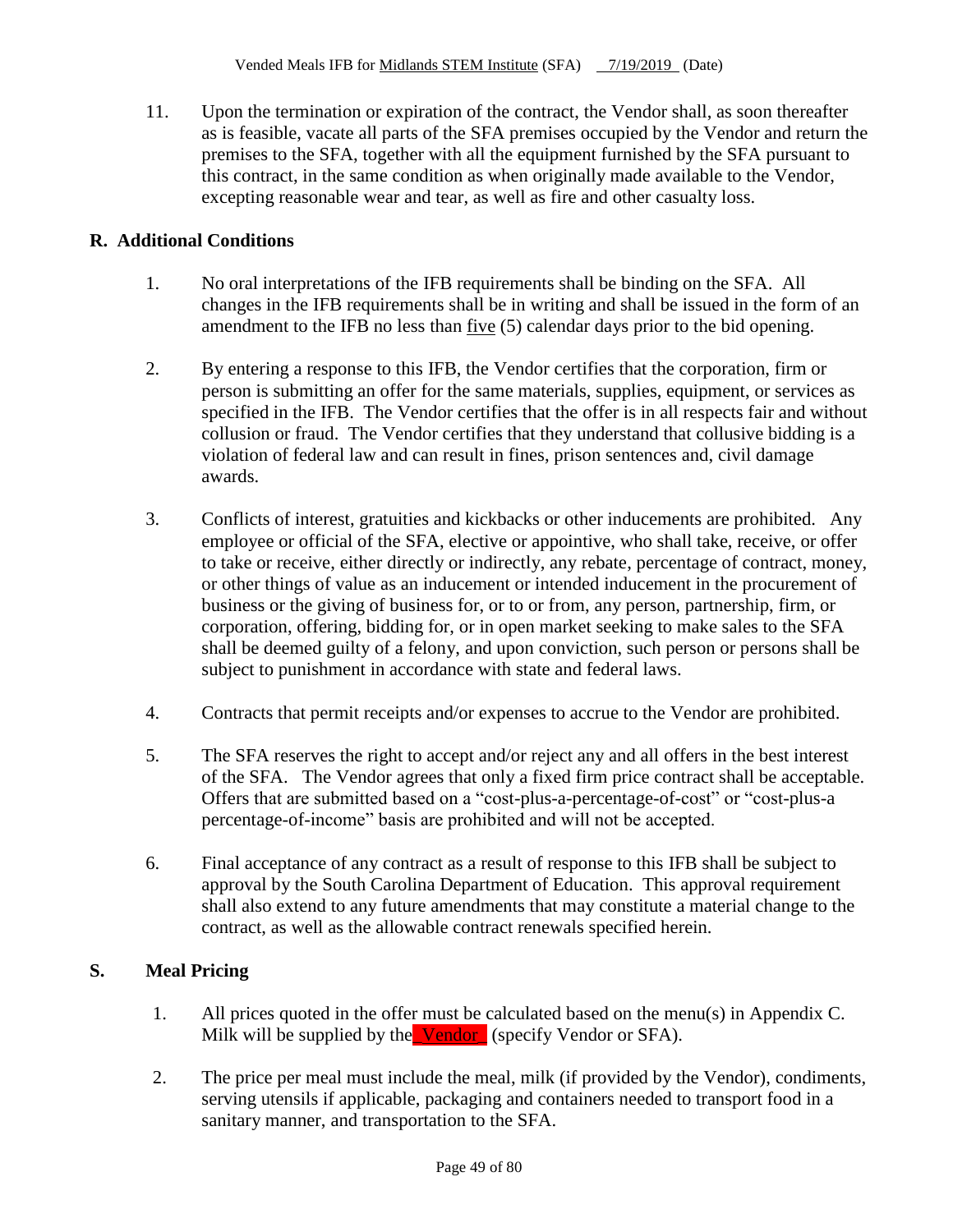11. Upon the termination or expiration of the contract, the Vendor shall, as soon thereafter as is feasible, vacate all parts of the SFA premises occupied by the Vendor and return the premises to the SFA, together with all the equipment furnished by the SFA pursuant to this contract, in the same condition as when originally made available to the Vendor, excepting reasonable wear and tear, as well as fire and other casualty loss.

## R. Additional Conditions

1. No oral interpretations of the IFB requirements shall be binding on the SFA. All changes in the IFB requirements shall be in writing and shall be issued in the form of an amendment to the IFB no less than five (5) calendar days prior to the bid opening.

2. By entering a response to this IFB, the Vendor certifies that the corporation, firm or person is submitting an offer for the same materials, supplies, equipment, or services as specified in the IFB. The Vendor certifies that the offer is in all respects fair and without collusion or fraud. The Vendor certifies that they understand that collusive bidding is a violation of federal law and can result in fines, prison sentences and, civil damage awards.

3. Conflicts of interest, gratuities and kickbacks or other inducements are prohibited. Any employee or official of the SFA, elective or appointive, who shall take, receive, or offer to take or receive, either directly or indirectly, any rebate, percentage of contract, money, or other things of value as an inducement or intended inducement in the procurement of business or the giving of business for, or to or from, any person, partnership, firm, or corporation, offering, bidding for, or in open market seeking to make sales to the SFA shall be deemed guilty of a felony, and upon conviction, such person or persons shall be subject to punishment in accordance with state and federal laws.

4. Contracts that permit receipts and/or expenses to accrue to the Vendor are prohibited.

5. The SFA reserves the right to accept and/or reject any and all offers in the best interest of the SFA. The Vendor agrees that only a fixed firm price contract shall be acceptable. Offers that are submitted based on a "cost-plus-a-percentage-of-cost" or "cost-plus-a percentage-of-income" basis are prohibited and will not be accepted.

6. Final acceptance of any contract as a result of response to this IFB shall be subject to approval by the South Carolina Department of Education. This approval requirement shall also extend to any future amendments that may constitute a material change to the contract, as well as the allowable contract renewals specified herein.

## S. Meal Pricing

1. All prices quoted in the offer must be calculated based on the menu(s) in Appendix C. Milk will be supplied by the Vendor (specify Vendor or SFA).

2. The price per meal must include the meal, milk (if provided by the Vendor), condiments, serving utensils if applicable, packaging and containers needed to transport food in a sanitary manner, and transportation to the SFA.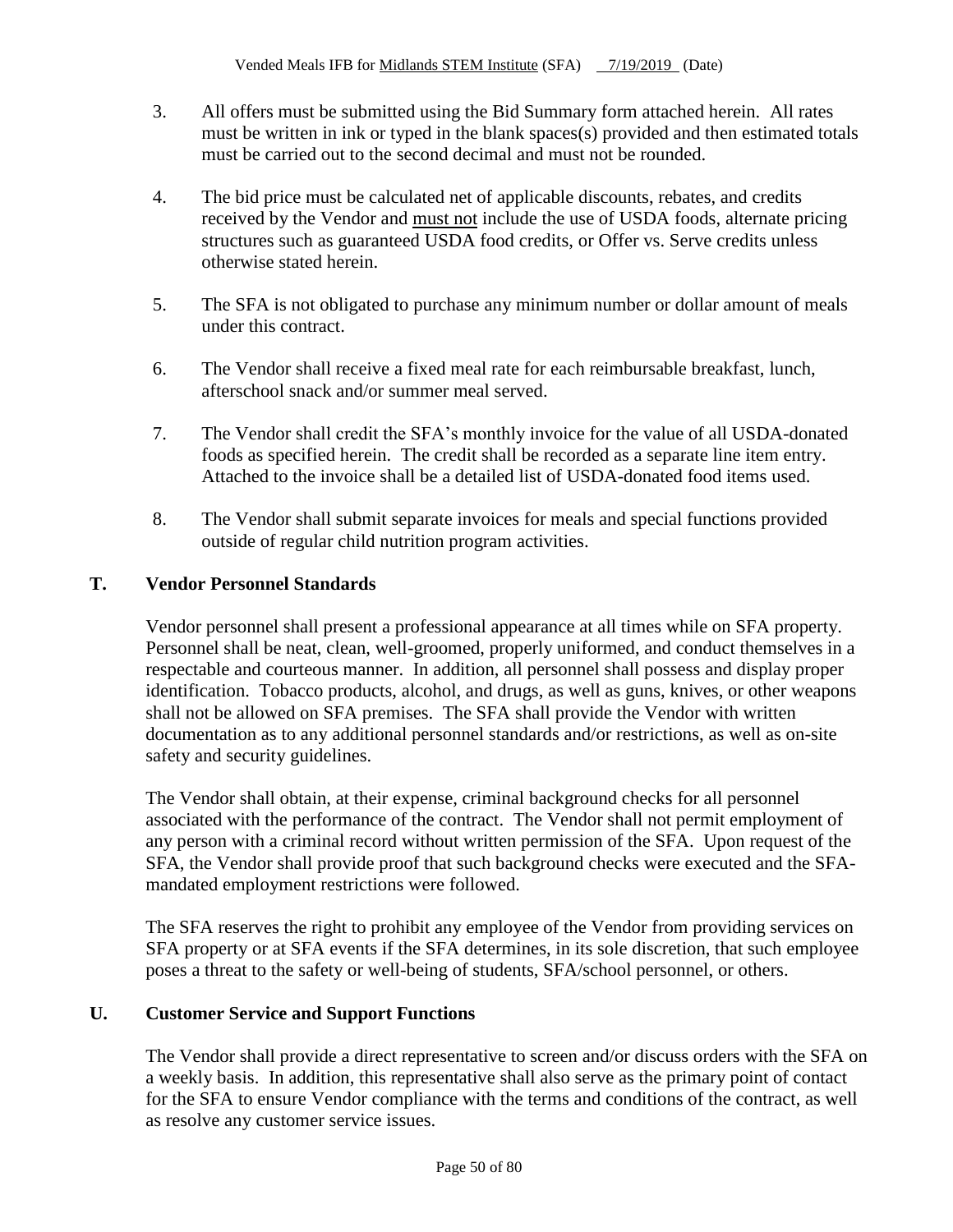3. All offers must be submitted using the Bid Summary form attached herein. All rates must be written in ink or typed in the blank spaces(s) provided and then estimated totals must be carried out to the second decimal and must not be rounded.

4. The bid price must be calculated net of applicable discounts, rebates, and credits received by the Vendor and must not include the use of USDA foods, alternate pricing structures such as guaranteed USDA food credits, or Offer vs. Serve credits unless otherwise stated herein.

5. The SFA is not obligated to purchase any minimum number or dollar amount of meals under this contract.

6. The Vendor shall receive a fixed meal rate for each reimbursable breakfast, lunch, afterschool snack and/or summer meal served.

7. The Vendor shall credit the SFA's monthly invoice for the value of all USDA-donated foods as specified herein. The credit shall be recorded as a separate line item entry. Attached to the invoice shall be a detailed list of USDA-donated food items used.

8. The Vendor shall submit separate invoices for meals and special functions provided outside of regular child nutrition program activities.

## T. Vendor Personnel Standards

Vendor personnel shall present a professional appearance at all times while on SFA property. Personnel shall be neat, clean, well-groomed, properly uniformed, and conduct themselves in a respectable and courteous manner. In addition, all personnel shall possess and display proper identification. Tobacco products, alcohol, and drugs, as well as guns, knives, or other weapons shall not be allowed on SFA premises. The SFA shall provide the Vendor with written documentation as to any additional personnel standards and/or restrictions, as well as on-site safety and security guidelines.

The Vendor shall obtain, at their expense, criminal background checks for all personnel associated with the performance of the contract. The Vendor shall not permit employment of any person with a criminal record without written permission of the SFA. Upon request of the SFA, the Vendor shall provide proof that such background checks were executed and the SFA-mandated employment restrictions were followed.

The SFA reserves the right to prohibit any employee of the Vendor from providing services on SFA property or at SFA events if the SFA determines, in its sole discretion, that such employee poses a threat to the safety or well-being of students, SFA/school personnel, or others.

## U. Customer Service and Support Functions

The Vendor shall provide a direct representative to screen and/or discuss orders with the SFA on a weekly basis. In addition, this representative shall also serve as the primary point of contact for the SFA to ensure Vendor compliance with the terms and conditions of the contract, as well as resolve any customer service issues.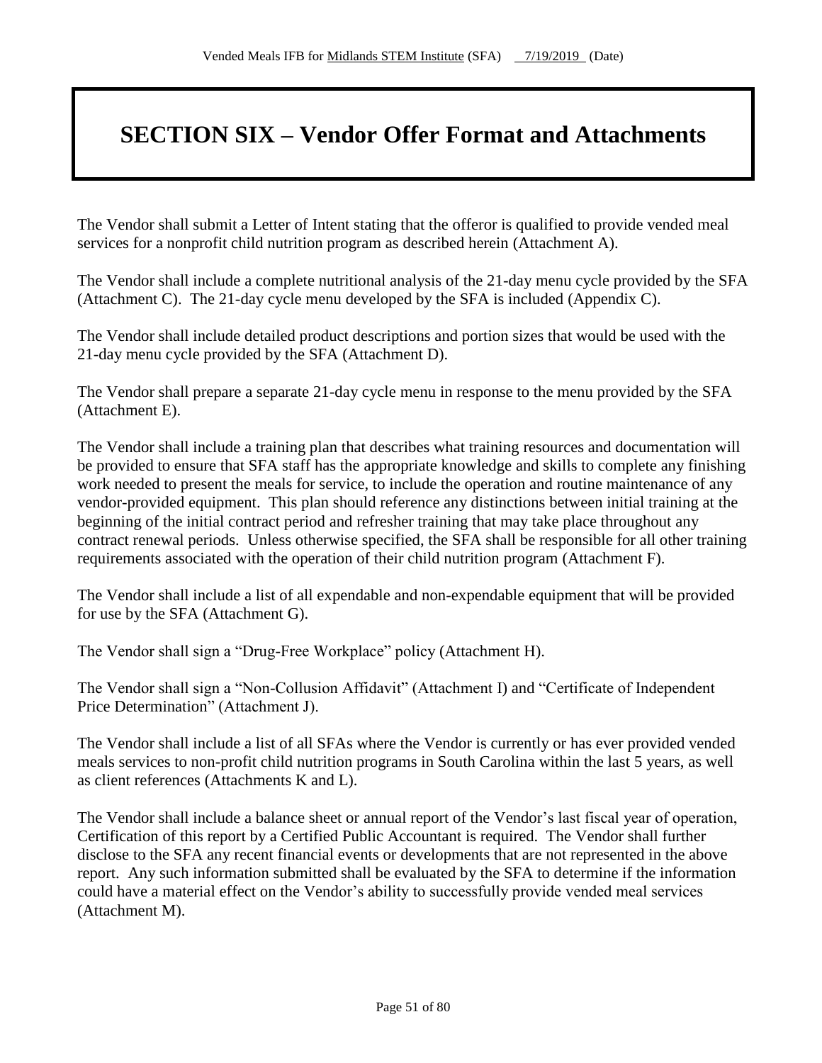# SECTION SIX – Vendor Offer Format and Attachments

The Vendor shall submit a Letter of Intent stating that the offeror is qualified to provide vended meal services for a nonprofit child nutrition program as described herein (Attachment A).

The Vendor shall include a complete nutritional analysis of the 21-day menu cycle provided by the SFA (Attachment C). The 21-day cycle menu developed by the SFA is included (Appendix C).

The Vendor shall include detailed product descriptions and portion sizes that would be used with the 21-day menu cycle provided by the SFA (Attachment D).

The Vendor shall prepare a separate 21-day cycle menu in response to the menu provided by the SFA (Attachment E).

The Vendor shall include a training plan that describes what training resources and documentation will be provided to ensure that SFA staff has the appropriate knowledge and skills to complete any finishing work needed to present the meals for service, to include the operation and routine maintenance of any vendor-provided equipment. This plan should reference any distinctions between initial training at the beginning of the initial contract period and refresher training that may take place throughout any contract renewal periods. Unless otherwise specified, the SFA shall be responsible for all other training requirements associated with the operation of their child nutrition program (Attachment F).

The Vendor shall include a list of all expendable and non-expendable equipment that will be provided for use by the SFA (Attachment G).

The Vendor shall sign a "Drug-Free Workplace" policy (Attachment H).

The Vendor shall sign a "Non-Collusion Affidavit" (Attachment I) and "Certificate of Independent Price Determination" (Attachment J).

The Vendor shall include a list of all SFAs where the Vendor is currently or has ever provided vended meals services to non-profit child nutrition programs in South Carolina within the last 5 years, as well as client references (Attachments K and L).

The Vendor shall include a balance sheet or annual report of the Vendor's last fiscal year of operation, Certification of this report by a Certified Public Accountant is required. The Vendor shall further disclose to the SFA any recent financial events or developments that are not represented in the above report. Any such information submitted shall be evaluated by the SFA to determine if the information could have a material effect on the Vendor's ability to successfully provide vended meal services (Attachment M).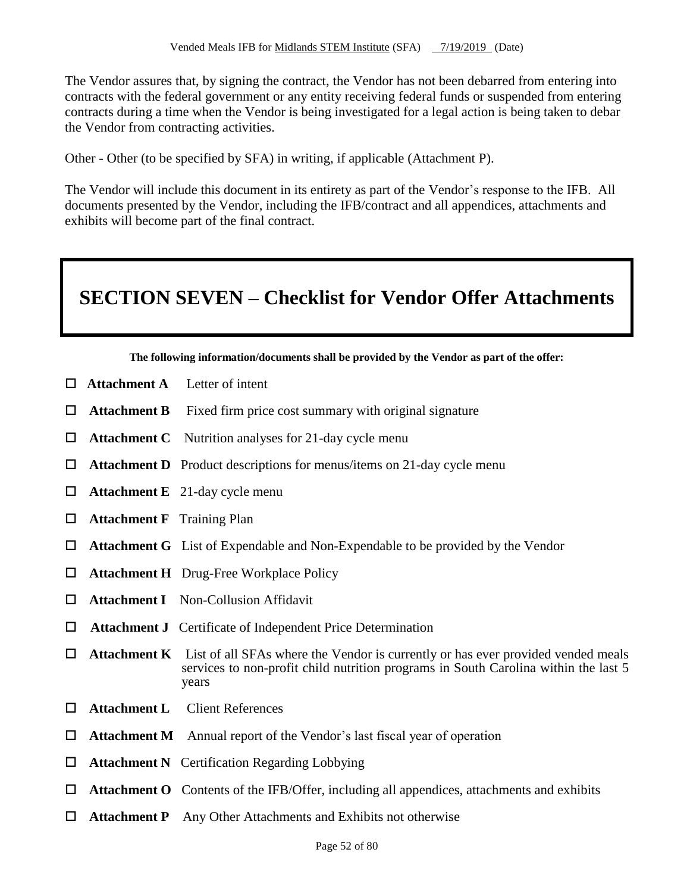The Vendor assures that, by signing the contract, the Vendor has not been debarred from entering into contracts with the federal government or any entity receiving federal funds or suspended from entering contracts during a time when the Vendor is being investigated for a legal action is being taken to debar the Vendor from contracting activities.

Other - Other (to be specified by SFA) in writing, if applicable (Attachment P).

The Vendor will include this document in its entirety as part of the Vendor's response to the IFB. All documents presented by the Vendor, including the IFB/contract and all appendices, attachments and exhibits will become part of the final contract.

# SECTION SEVEN – Checklist for Vendor Offer Attachments

**The following information/documents shall be provided by the Vendor as part of the offer:**

- ☐ **Attachment A** Letter of intent
- ☐ **Attachment B** Fixed firm price cost summary with original signature
- ☐ **Attachment C** Nutrition analyses for 21-day cycle menu
- ☐ **Attachment D** Product descriptions for menus/items on 21-day cycle menu
- ☐ **Attachment E** 21-day cycle menu
- ☐ **Attachment F** Training Plan
- ☐ **Attachment G** List of Expendable and Non-Expendable to be provided by the Vendor
- ☐ **Attachment H** Drug-Free Workplace Policy
- ☐ **Attachment I** Non-Collusion Affidavit
- ☐ **Attachment J** Certificate of Independent Price Determination
- ☐ **Attachment K** List of all SFAs where the Vendor is currently or has ever provided vended meals services to non-profit child nutrition programs in South Carolina within the last 5 years
- ☐ **Attachment L** Client References
- ☐ **Attachment M** Annual report of the Vendor's last fiscal year of operation
- ☐ **Attachment N** Certification Regarding Lobbying
- ☐ **Attachment O** Contents of the IFB/Offer, including all appendices, attachments and exhibits
- ☐ **Attachment P** Any Other Attachments and Exhibits not otherwise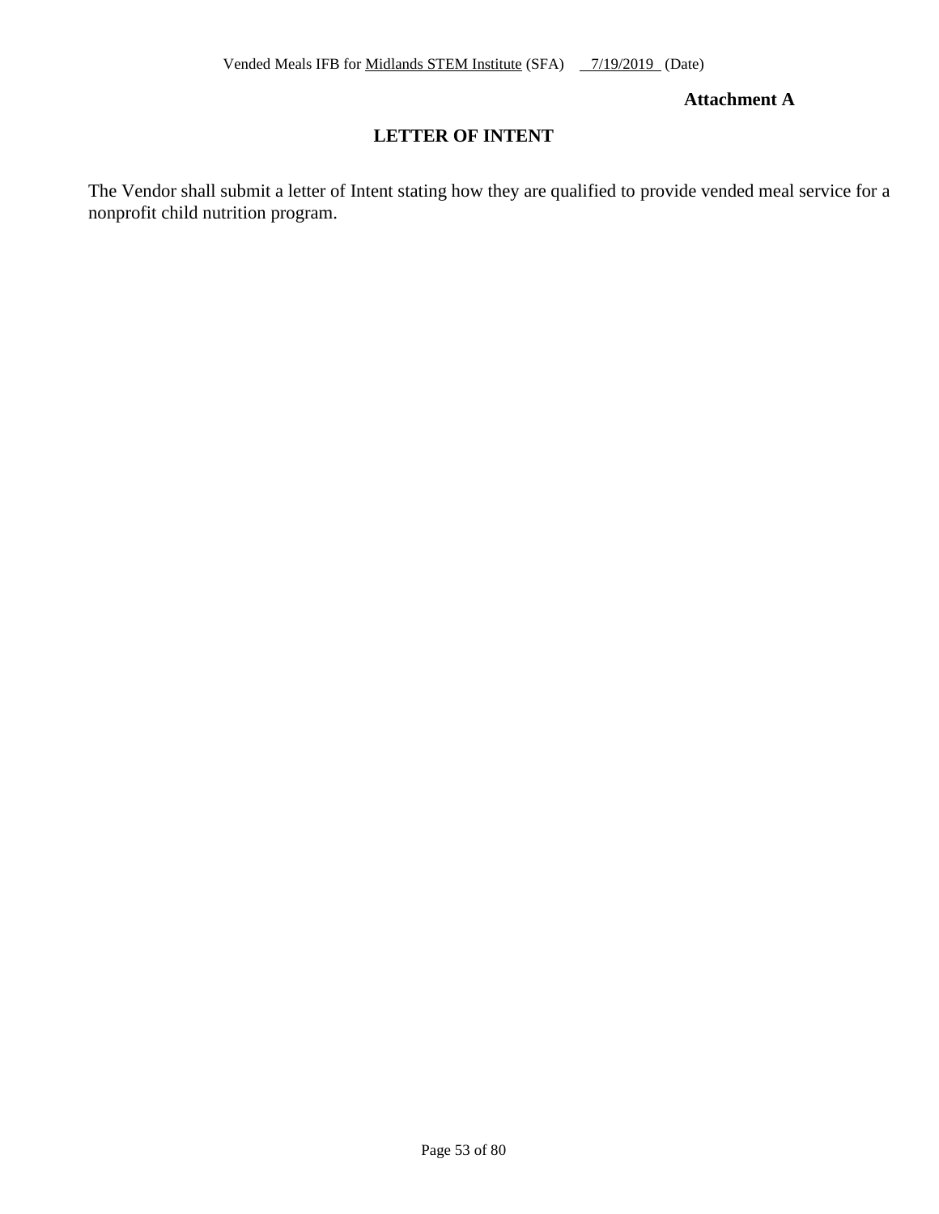**Attachment A**

# LETTER OF INTENT

The Vendor shall submit a letter of Intent stating how they are qualified to provide vended meal service for a nonprofit child nutrition program.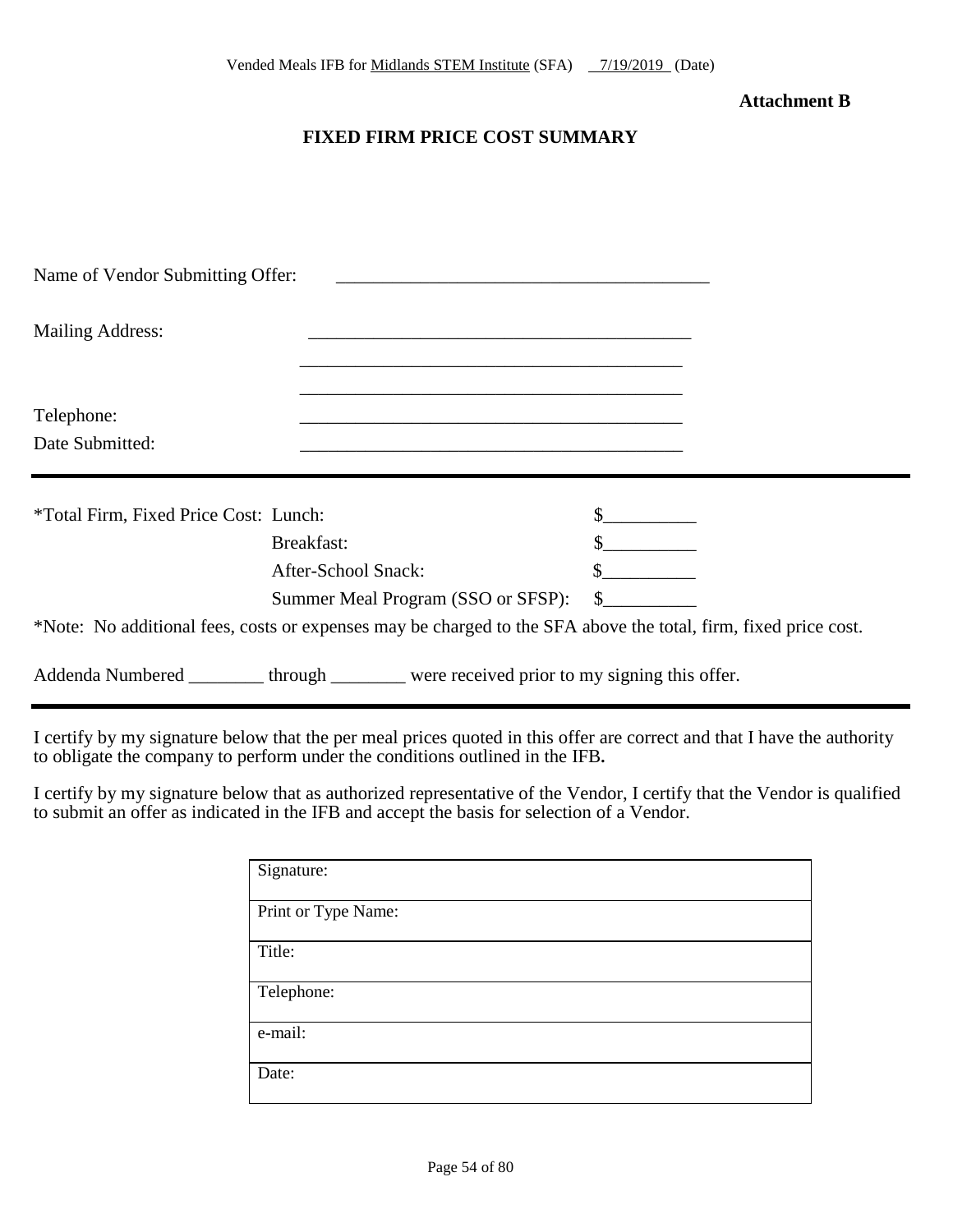Vended Meals IFB for Midlands STEM Institute (SFA) 7/19/2019 (Date)

**Attachment B**

## FIXED FIRM PRICE COST SUMMARY

Name of Vendor Submitting Offer: ________________________________________

Mailing Address: ________________________________________

________________________________________

________________________________________

Telephone: ________________________________________

Date Submitted: ________________________________________

---

| *Total Firm, Fixed Price Cost: | Lunch: | $__________ |
|---|---|---|
| | Breakfast: | $__________ |
| | After-School Snack: | $__________ |
| | Summer Meal Program (SSO or SFSP): | $__________ |

*Note: No additional fees, costs or expenses may be charged to the SFA above the total, firm, fixed price cost.

Addenda Numbered ________ through ________ were received prior to my signing this offer.

---

I certify by my signature below that the per meal prices quoted in this offer are correct and that I have the authority to obligate the company to perform under the conditions outlined in the IFB**.**

I certify by my signature below that as authorized representative of the Vendor, I certify that the Vendor is qualified to submit an offer as indicated in the IFB and accept the basis for selection of a Vendor.

| Signature: |
|---|
| Print or Type Name: |
| Title: |
| Telephone: |
| e-mail: |
| Date: |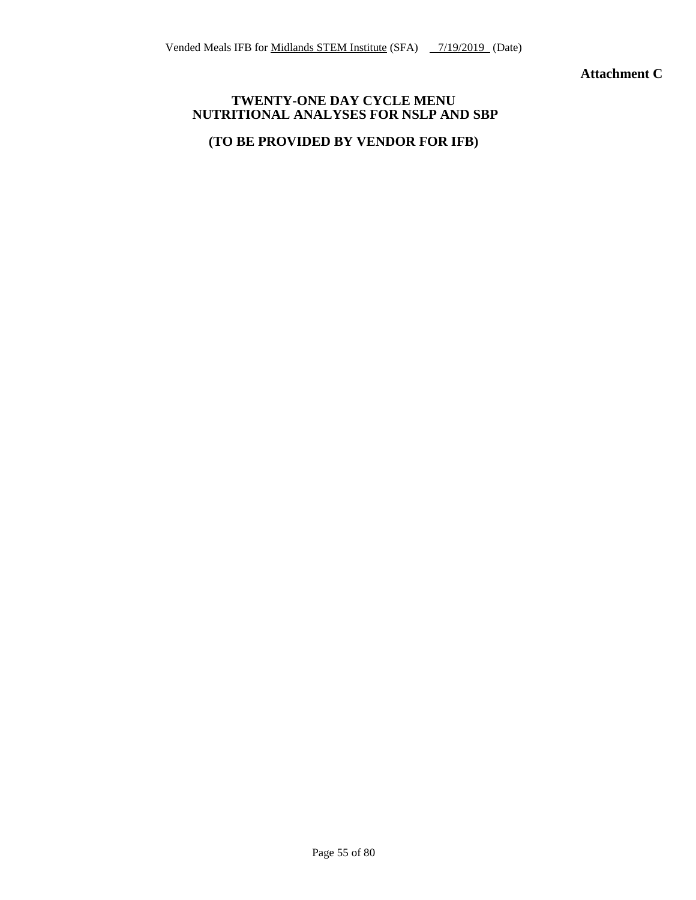**Attachment C**

## TWENTY-ONE DAY CYCLE MENU
## NUTRITIONAL ANALYSES FOR NSLP AND SBP

## (TO BE PROVIDED BY VENDOR FOR IFB)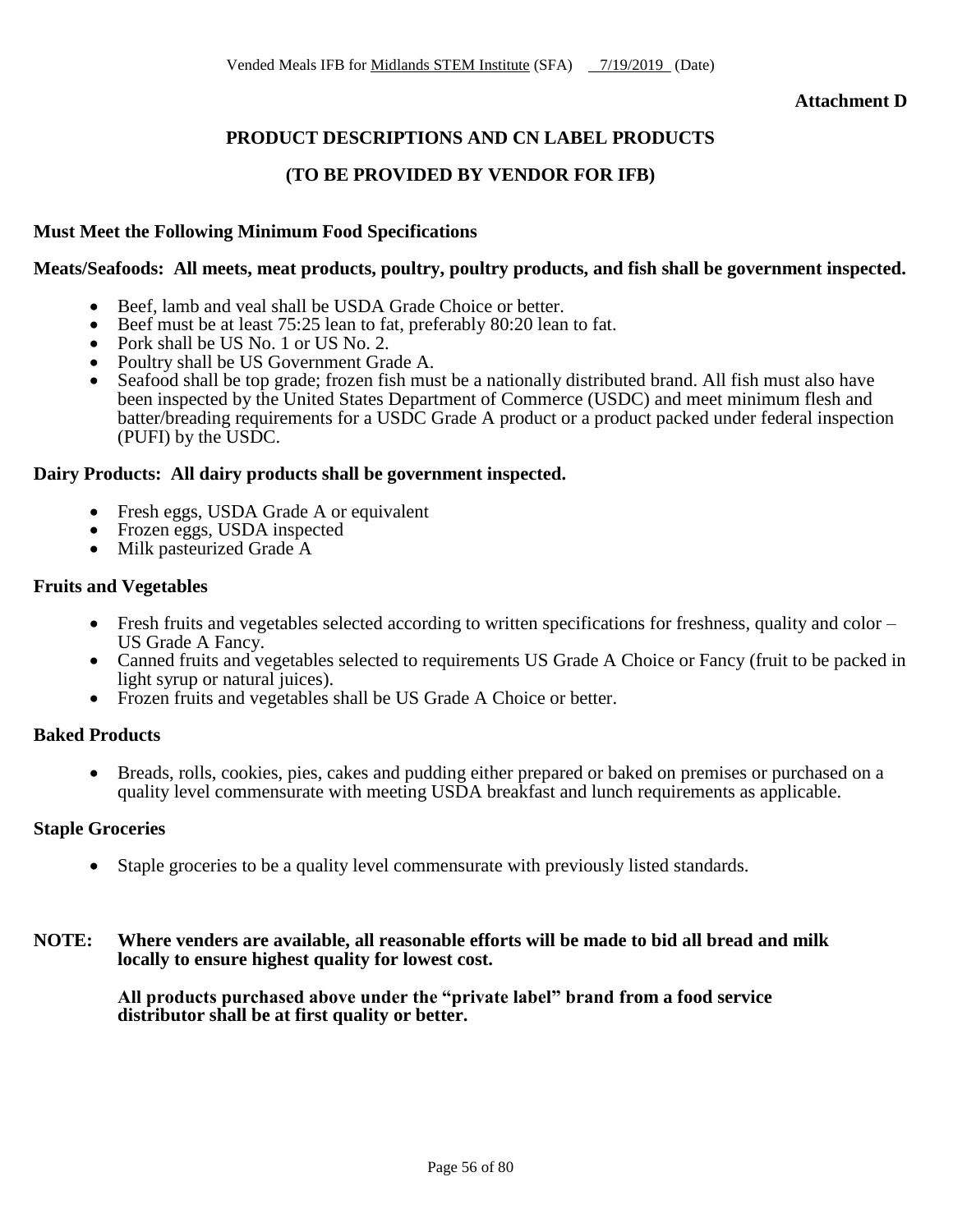**Attachment D**

## PRODUCT DESCRIPTIONS AND CN LABEL PRODUCTS

## (TO BE PROVIDED BY VENDOR FOR IFB)

**Must Meet the Following Minimum Food Specifications**

**Meats/Seafoods: All meets, meat products, poultry, poultry products, and fish shall be government inspected.**

- Beef, lamb and veal shall be USDA Grade Choice or better.
- Beef must be at least 75:25 lean to fat, preferably 80:20 lean to fat.
- Pork shall be US No. 1 or US No. 2.
- Poultry shall be US Government Grade A.
- Seafood shall be top grade; frozen fish must be a nationally distributed brand. All fish must also have been inspected by the United States Department of Commerce (USDC) and meet minimum flesh and batter/breading requirements for a USDC Grade A product or a product packed under federal inspection (PUFI) by the USDC.

**Dairy Products: All dairy products shall be government inspected.**

- Fresh eggs, USDA Grade A or equivalent
- Frozen eggs, USDA inspected
- Milk pasteurized Grade A

**Fruits and Vegetables**

- Fresh fruits and vegetables selected according to written specifications for freshness, quality and color – US Grade A Fancy.
- Canned fruits and vegetables selected to requirements US Grade A Choice or Fancy (fruit to be packed in light syrup or natural juices).
- Frozen fruits and vegetables shall be US Grade A Choice or better.

**Baked Products**

- Breads, rolls, cookies, pies, cakes and pudding either prepared or baked on premises or purchased on a quality level commensurate with meeting USDA breakfast and lunch requirements as applicable.

**Staple Groceries**

- Staple groceries to be a quality level commensurate with previously listed standards.

**NOTE: Where venders are available, all reasonable efforts will be made to bid all bread and milk locally to ensure highest quality for lowest cost.**

**All products purchased above under the "private label" brand from a food service distributor shall be at first quality or better.**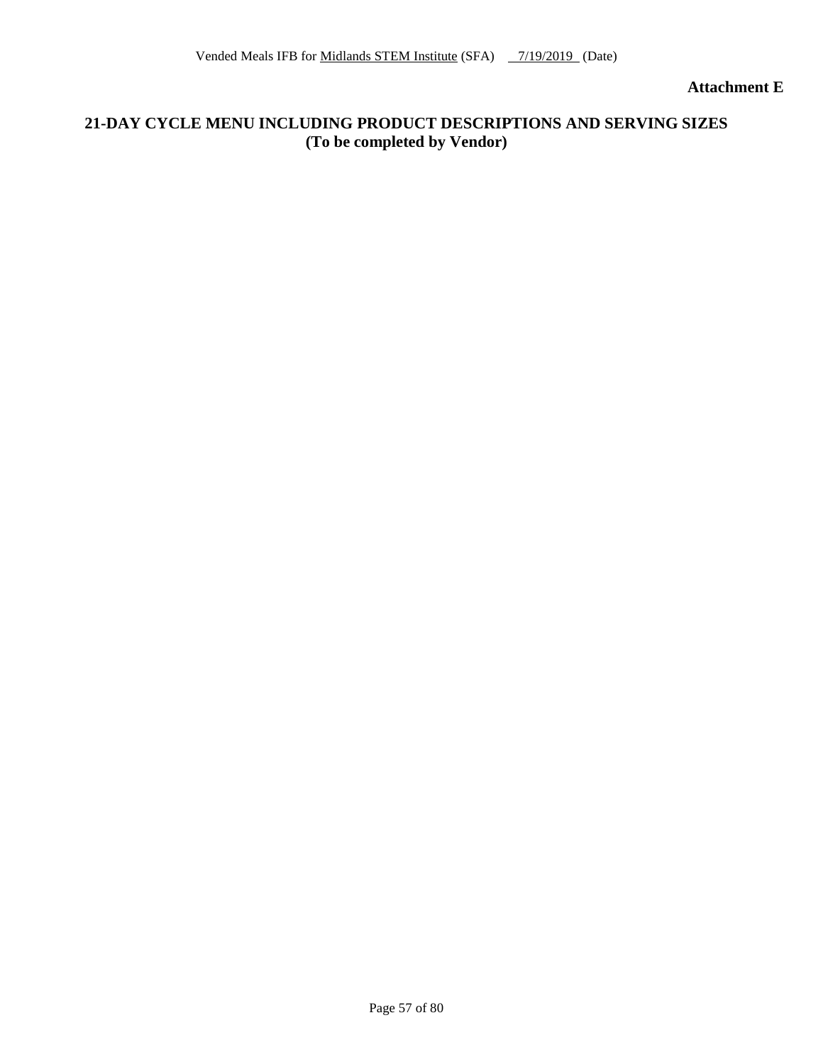**Attachment E**

## 21-DAY CYCLE MENU INCLUDING PRODUCT DESCRIPTIONS AND SERVING SIZES
**(To be completed by Vendor)**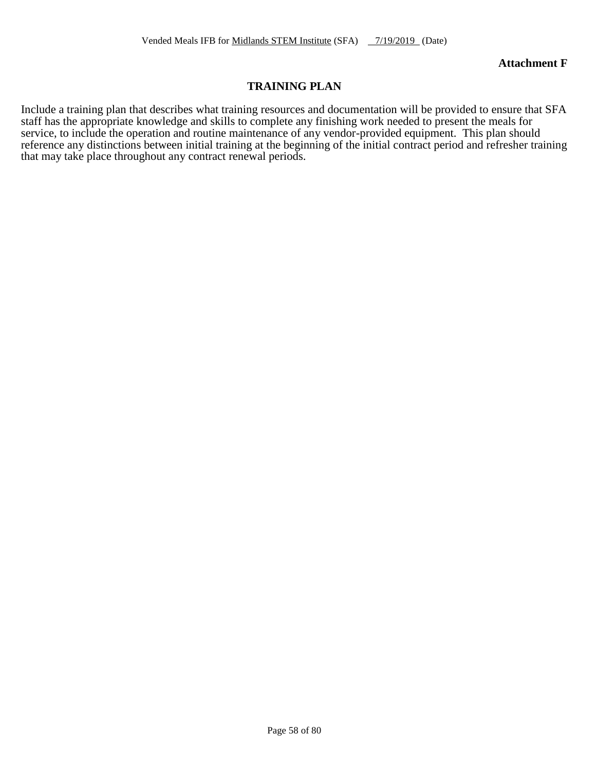**Attachment F**

## TRAINING PLAN

Include a training plan that describes what training resources and documentation will be provided to ensure that SFA staff has the appropriate knowledge and skills to complete any finishing work needed to present the meals for service, to include the operation and routine maintenance of any vendor-provided equipment. This plan should reference any distinctions between initial training at the beginning of the initial contract period and refresher training that may take place throughout any contract renewal periods.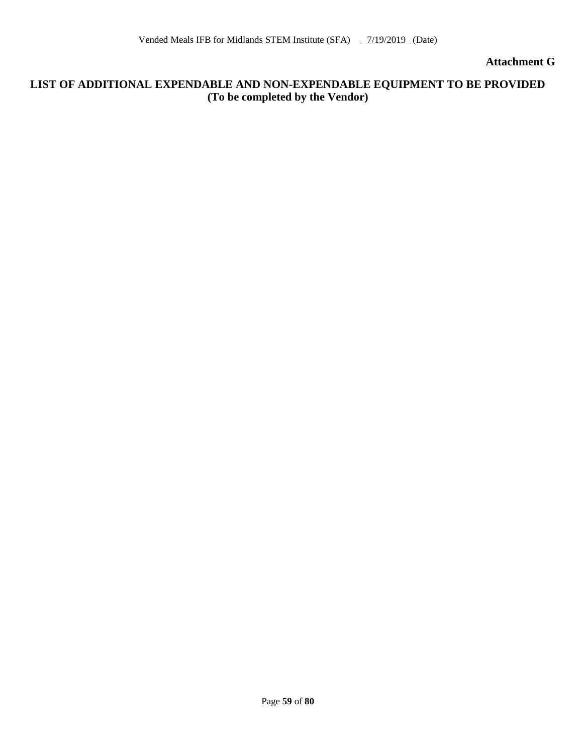**Attachment G**

# LIST OF ADDITIONAL EXPENDABLE AND NON-EXPENDABLE EQUIPMENT TO BE PROVIDED

**(To be completed by the Vendor)**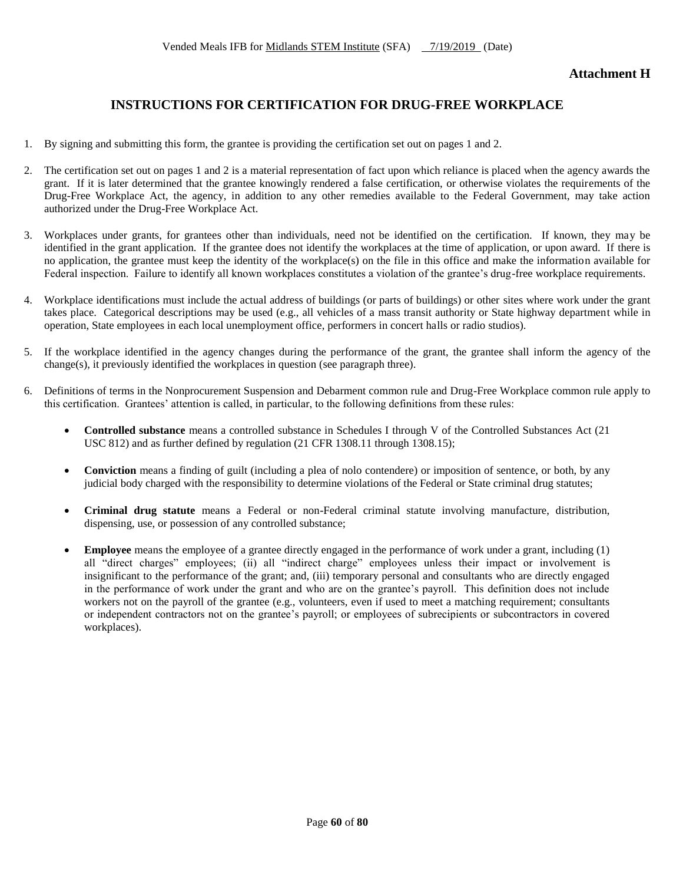**Attachment H**

## INSTRUCTIONS FOR CERTIFICATION FOR DRUG-FREE WORKPLACE

1. By signing and submitting this form, the grantee is providing the certification set out on pages 1 and 2.

2. The certification set out on pages 1 and 2 is a material representation of fact upon which reliance is placed when the agency awards the grant. If it is later determined that the grantee knowingly rendered a false certification, or otherwise violates the requirements of the Drug-Free Workplace Act, the agency, in addition to any other remedies available to the Federal Government, may take action authorized under the Drug-Free Workplace Act.

3. Workplaces under grants, for grantees other than individuals, need not be identified on the certification. If known, they may be identified in the grant application. If the grantee does not identify the workplaces at the time of application, or upon award. If there is no application, the grantee must keep the identity of the workplace(s) on the file in this office and make the information available for Federal inspection. Failure to identify all known workplaces constitutes a violation of the grantee's drug-free workplace requirements.

4. Workplace identifications must include the actual address of buildings (or parts of buildings) or other sites where work under the grant takes place. Categorical descriptions may be used (e.g., all vehicles of a mass transit authority or State highway department while in operation, State employees in each local unemployment office, performers in concert halls or radio studios).

5. If the workplace identified in the agency changes during the performance of the grant, the grantee shall inform the agency of the change(s), it previously identified the workplaces in question (see paragraph three).

6. Definitions of terms in the Nonprocurement Suspension and Debarment common rule and Drug-Free Workplace common rule apply to this certification. Grantees' attention is called, in particular, to the following definitions from these rules:

   - **Controlled substance** means a controlled substance in Schedules I through V of the Controlled Substances Act (21 USC 812) and as further defined by regulation (21 CFR 1308.11 through 1308.15);

   - **Conviction** means a finding of guilt (including a plea of nolo contendere) or imposition of sentence, or both, by any judicial body charged with the responsibility to determine violations of the Federal or State criminal drug statutes;

   - **Criminal drug statute** means a Federal or non-Federal criminal statute involving manufacture, distribution, dispensing, use, or possession of any controlled substance;

   - **Employee** means the employee of a grantee directly engaged in the performance of work under a grant, including (1) all "direct charges" employees; (ii) all "indirect charge" employees unless their impact or involvement is insignificant to the performance of the grant; and, (iii) temporary personal and consultants who are directly engaged in the performance of work under the grant and who are on the grantee's payroll. This definition does not include workers not on the payroll of the grantee (e.g., volunteers, even if used to meet a matching requirement; consultants or independent contractors not on the grantee's payroll; or employees of subrecipients or subcontractors in covered workplaces).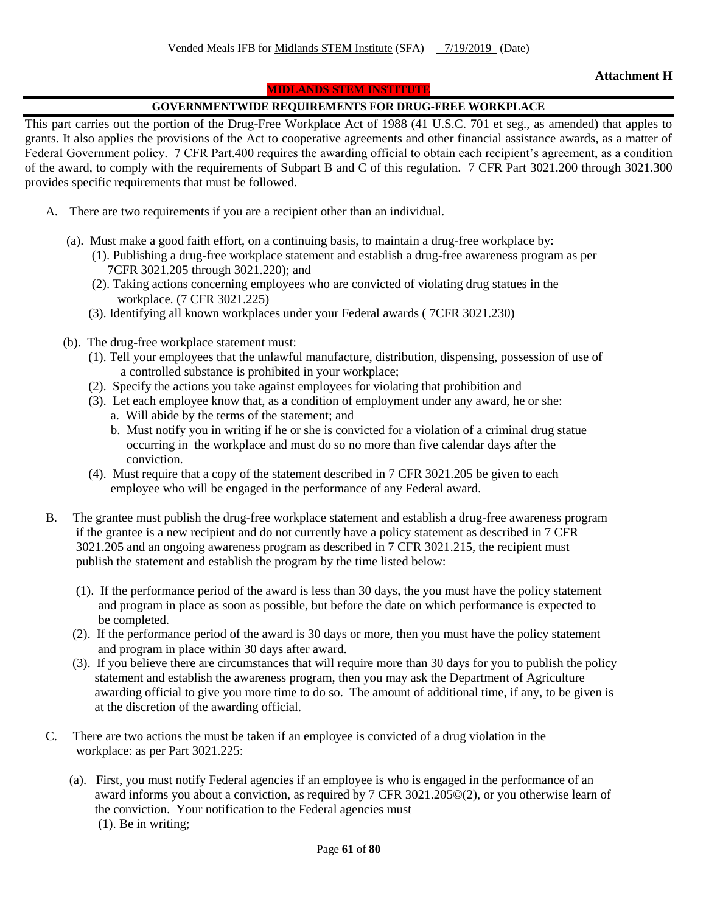**Attachment H**

**MIDLANDS STEM INSTITUTE**

## GOVERNMENTWIDE REQUIREMENTS FOR DRUG-FREE WORKPLACE

This part carries out the portion of the Drug-Free Workplace Act of 1988 (41 U.S.C. 701 et seg., as amended) that apples to grants. It also applies the provisions of the Act to cooperative agreements and other financial assistance awards, as a matter of Federal Government policy. 7 CFR Part.400 requires the awarding official to obtain each recipient's agreement, as a condition of the award, to comply with the requirements of Subpart B and C of this regulation. 7 CFR Part 3021.200 through 3021.300 provides specific requirements that must be followed.

A. There are two requirements if you are a recipient other than an individual.

(a). Must make a good faith effort, on a continuing basis, to maintain a drug-free workplace by:
  (1). Publishing a drug-free workplace statement and establish a drug-free awareness program as per 7CFR 3021.205 through 3021.220); and
  (2). Taking actions concerning employees who are convicted of violating drug statues in the workplace. (7 CFR 3021.225)
  (3). Identifying all known workplaces under your Federal awards ( 7CFR 3021.230)

(b). The drug-free workplace statement must:
  (1). Tell your employees that the unlawful manufacture, distribution, dispensing, possession of use of a controlled substance is prohibited in your workplace;
  (2). Specify the actions you take against employees for violating that prohibition and
  (3). Let each employee know that, as a condition of employment under any award, he or she:
    a. Will abide by the terms of the statement; and
    b. Must notify you in writing if he or she is convicted for a violation of a criminal drug statue occurring in the workplace and must do so no more than five calendar days after the conviction.
  (4). Must require that a copy of the statement described in 7 CFR 3021.205 be given to each employee who will be engaged in the performance of any Federal award.

B. The grantee must publish the drug-free workplace statement and establish a drug-free awareness program if the grantee is a new recipient and do not currently have a policy statement as described in 7 CFR 3021.205 and an ongoing awareness program as described in 7 CFR 3021.215, the recipient must publish the statement and establish the program by the time listed below:

  (1). If the performance period of the award is less than 30 days, the you must have the policy statement and program in place as soon as possible, but before the date on which performance is expected to be completed.
  (2). If the performance period of the award is 30 days or more, then you must have the policy statement and program in place within 30 days after award.
  (3). If you believe there are circumstances that will require more than 30 days for you to publish the policy statement and establish the awareness program, then you may ask the Department of Agriculture awarding official to give you more time to do so. The amount of additional time, if any, to be given is at the discretion of the awarding official.

C. There are two actions the must be taken if an employee is convicted of a drug violation in the workplace: as per Part 3021.225:

(a). First, you must notify Federal agencies if an employee is who is engaged in the performance of an award informs you about a conviction, as required by 7 CFR 3021.205©(2), or you otherwise learn of the conviction. Your notification to the Federal agencies must
  (1). Be in writing;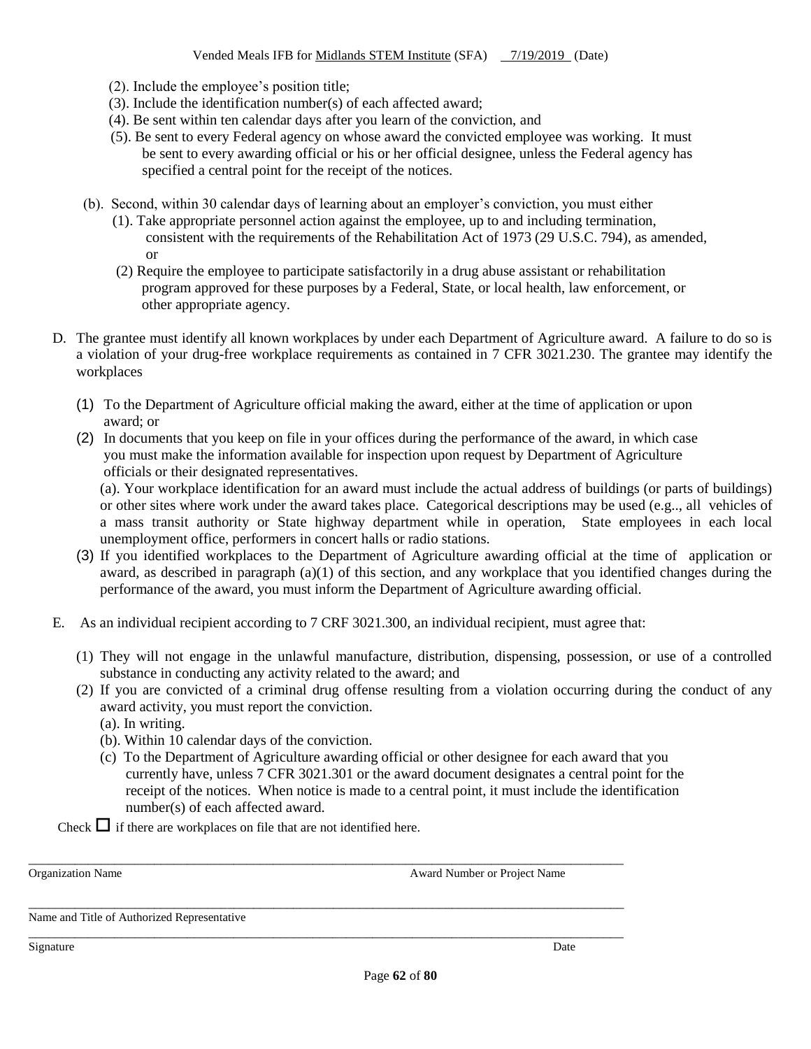(2). Include the employee's position title;

(3). Include the identification number(s) of each affected award;

(4). Be sent within ten calendar days after you learn of the conviction, and

(5). Be sent to every Federal agency on whose award the convicted employee was working. It must be sent to every awarding official or his or her official designee, unless the Federal agency has specified a central point for the receipt of the notices.

(b). Second, within 30 calendar days of learning about an employer's conviction, you must either

(1). Take appropriate personnel action against the employee, up to and including termination, consistent with the requirements of the Rehabilitation Act of 1973 (29 U.S.C. 794), as amended, or

(2) Require the employee to participate satisfactorily in a drug abuse assistant or rehabilitation program approved for these purposes by a Federal, State, or local health, law enforcement, or other appropriate agency.

D. The grantee must identify all known workplaces by under each Department of Agriculture award. A failure to do so is a violation of your drug-free workplace requirements as contained in 7 CFR 3021.230. The grantee may identify the workplaces

(1) To the Department of Agriculture official making the award, either at the time of application or upon award; or

(2) In documents that you keep on file in your offices during the performance of the award, in which case you must make the information available for inspection upon request by Department of Agriculture officials or their designated representatives.

(a). Your workplace identification for an award must include the actual address of buildings (or parts of buildings) or other sites where work under the award takes place. Categorical descriptions may be used (e.g.., all vehicles of a mass transit authority or State highway department while in operation, State employees in each local unemployment office, performers in concert halls or radio stations.

(3) If you identified workplaces to the Department of Agriculture awarding official at the time of application or award, as described in paragraph (a)(1) of this section, and any workplace that you identified changes during the performance of the award, you must inform the Department of Agriculture awarding official.

E. As an individual recipient according to 7 CRF 3021.300, an individual recipient, must agree that:

(1) They will not engage in the unlawful manufacture, distribution, dispensing, possession, or use of a controlled substance in conducting any activity related to the award; and

(2) If you are convicted of a criminal drug offense resulting from a violation occurring during the conduct of any award activity, you must report the conviction.

(a). In writing.

(b). Within 10 calendar days of the conviction.

(c) To the Department of Agriculture awarding official or other designee for each award that you currently have, unless 7 CFR 3021.301 or the award document designates a central point for the receipt of the notices. When notice is made to a central point, it must include the identification number(s) of each affected award.

Check ☐ if there are workplaces on file that are not identified here.

\_\_\_\_\_\_\_\_\_\_\_\_\_\_\_\_\_\_\_\_\_\_\_\_\_\_\_\_\_\_\_\_\_\_\_\_\_\_\_\_\_\_\_\_\_\_\_\_\_\_\_\_\_\_\_\_\_\_\_\_\_\_\_\_\_\_\_\_\_\_\_\_\_\_\_\_\_\_\_\_\_\_\_\_\_\_\_\_\_\_

Organization Name                Award Number or Project Name

\_\_\_\_\_\_\_\_\_\_\_\_\_\_\_\_\_\_\_\_\_\_\_\_\_\_\_\_\_\_\_\_\_\_\_\_\_\_\_\_\_\_\_\_\_\_\_\_\_\_\_\_\_\_\_\_\_\_\_\_\_\_\_\_\_\_\_\_\_\_\_\_\_\_\_\_\_\_\_\_\_\_\_\_\_\_\_\_\_\_

Name and Title of Authorized Representative

\_\_\_\_\_\_\_\_\_\_\_\_\_\_\_\_\_\_\_\_\_\_\_\_\_\_\_\_\_\_\_\_\_\_\_\_\_\_\_\_\_\_\_\_\_\_\_\_\_\_\_\_\_\_\_\_\_\_\_\_\_\_\_\_\_\_\_\_\_\_\_\_\_\_\_\_\_\_\_\_\_\_\_\_\_\_\_\_\_\_

Signature                Date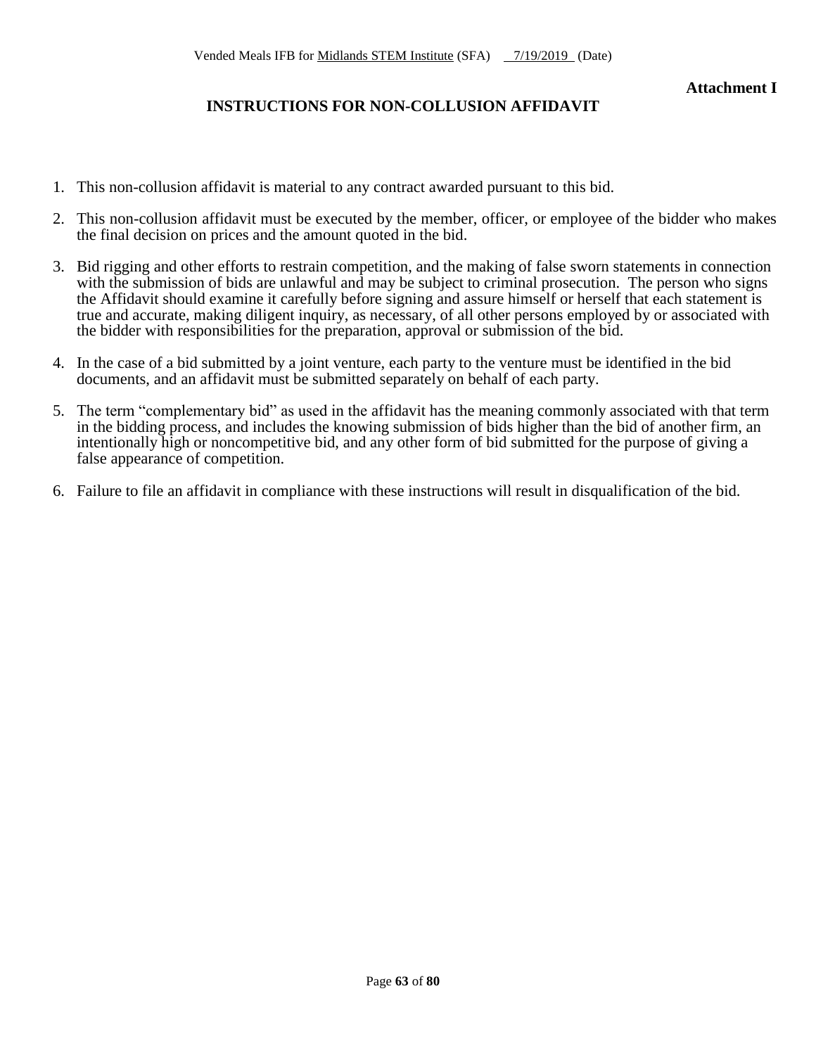**Attachment I**

# INSTRUCTIONS FOR NON-COLLUSION AFFIDAVIT

1. This non-collusion affidavit is material to any contract awarded pursuant to this bid.
2. This non-collusion affidavit must be executed by the member, officer, or employee of the bidder who makes the final decision on prices and the amount quoted in the bid.
3. Bid rigging and other efforts to restrain competition, and the making of false sworn statements in connection with the submission of bids are unlawful and may be subject to criminal prosecution. The person who signs the Affidavit should examine it carefully before signing and assure himself or herself that each statement is true and accurate, making diligent inquiry, as necessary, of all other persons employed by or associated with the bidder with responsibilities for the preparation, approval or submission of the bid.
4. In the case of a bid submitted by a joint venture, each party to the venture must be identified in the bid documents, and an affidavit must be submitted separately on behalf of each party.
5. The term "complementary bid" as used in the affidavit has the meaning commonly associated with that term in the bidding process, and includes the knowing submission of bids higher than the bid of another firm, an intentionally high or noncompetitive bid, and any other form of bid submitted for the purpose of giving a false appearance of competition.
6. Failure to file an affidavit in compliance with these instructions will result in disqualification of the bid.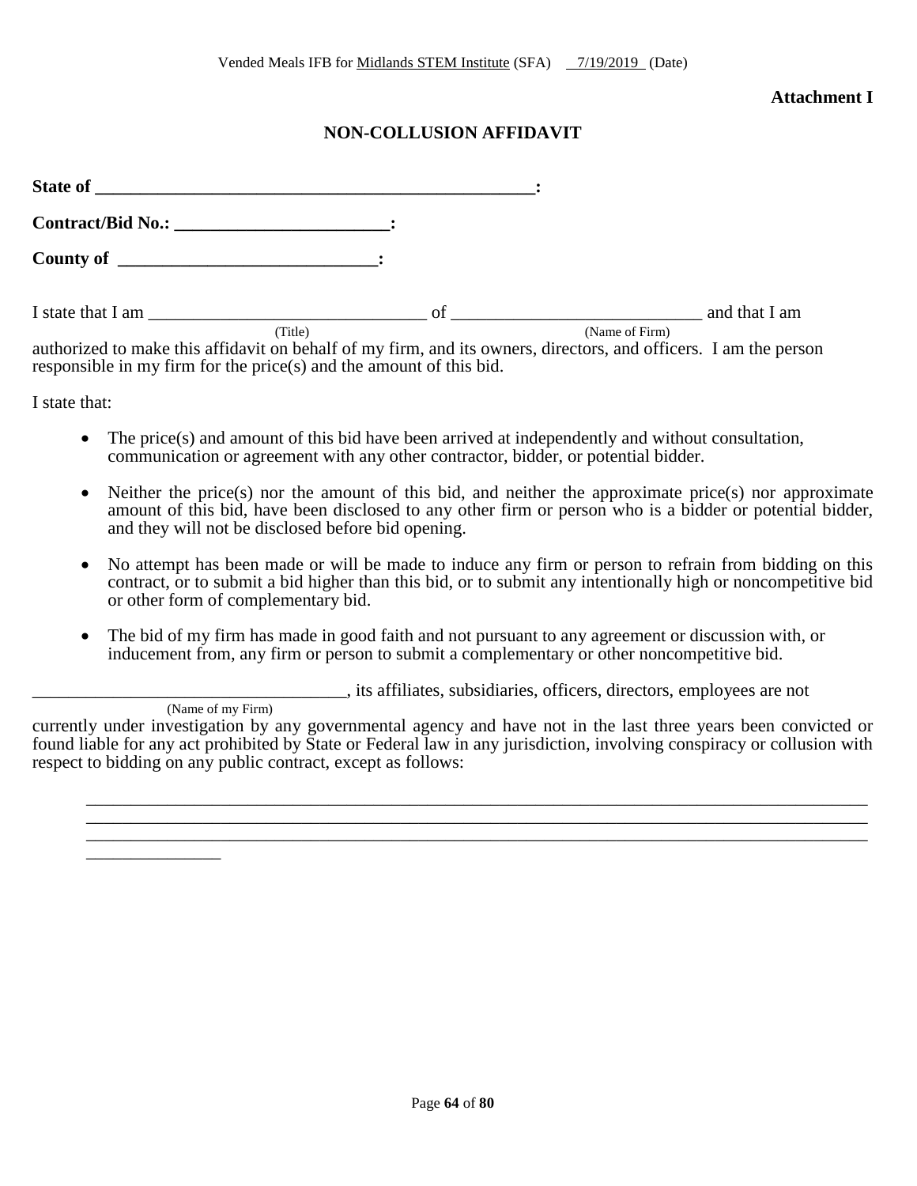Vended Meals IFB for Midlands STEM Institute (SFA) 7/19/2019 (Date)

**Attachment I**

## NON-COLLUSION AFFIDAVIT

**State of \_\_\_\_\_\_\_\_\_\_\_\_\_\_\_\_\_\_\_\_\_\_\_\_\_\_\_\_\_\_\_\_\_\_\_\_\_\_\_\_\_\_\_\_\_\_\_\_\_\_\_:**

**Contract/Bid No.: \_\_\_\_\_\_\_\_\_\_\_\_\_\_\_\_\_\_\_\_\_\_\_\_:**

**County of \_\_\_\_\_\_\_\_\_\_\_\_\_\_\_\_\_\_\_\_\_\_\_\_\_\_\_\_\_\_:**

I state that I am \_\_\_\_\_\_\_\_\_\_\_\_\_\_\_\_\_\_\_\_\_\_\_\_\_\_\_\_\_\_\_ (Title) of \_\_\_\_\_\_\_\_\_\_\_\_\_\_\_\_\_\_\_\_\_\_\_\_\_\_\_\_ (Name of Firm) and that I am authorized to make this affidavit on behalf of my firm, and its owners, directors, and officers. I am the person responsible in my firm for the price(s) and the amount of this bid.

I state that:

- The price(s) and amount of this bid have been arrived at independently and without consultation, communication or agreement with any other contractor, bidder, or potential bidder.
- Neither the price(s) nor the amount of this bid, and neither the approximate price(s) nor approximate amount of this bid, have been disclosed to any other firm or person who is a bidder or potential bidder, and they will not be disclosed before bid opening.
- No attempt has been made or will be made to induce any firm or person to refrain from bidding on this contract, or to submit a bid higher than this bid, or to submit any intentionally high or noncompetitive bid or other form of complementary bid.
- The bid of my firm has made in good faith and not pursuant to any agreement or discussion with, or inducement from, any firm or person to submit a complementary or other noncompetitive bid.

\_\_\_\_\_\_\_\_\_\_\_\_\_\_\_\_\_\_\_\_\_\_\_\_\_\_\_\_\_\_\_\_\_\_\_\_ (Name of my Firm), its affiliates, subsidiaries, officers, directors, employees are not currently under investigation by any governmental agency and have not in the last three years been convicted or found liable for any act prohibited by State or Federal law in any jurisdiction, involving conspiracy or collusion with respect to bidding on any public contract, except as follows:

\_\_\_\_\_\_\_\_\_\_\_\_\_\_\_\_\_\_\_\_\_\_\_\_\_\_\_\_\_\_\_\_\_\_\_\_\_\_\_\_\_\_\_\_\_\_\_\_\_\_\_\_\_\_\_\_\_\_\_\_\_\_\_\_\_\_\_\_\_\_\_\_\_\_\_\_\_\_\_\_\_\_\_\_\_\_\_\_\_\_
\_\_\_\_\_\_\_\_\_\_\_\_\_\_\_\_\_\_\_\_\_\_\_\_\_\_\_\_\_\_\_\_\_\_\_\_\_\_\_\_\_\_\_\_\_\_\_\_\_\_\_\_\_\_\_\_\_\_\_\_\_\_\_\_\_\_\_\_\_\_\_\_\_\_\_\_\_\_\_\_\_\_\_\_\_\_\_\_\_\_
\_\_\_\_\_\_\_\_\_\_\_\_\_\_\_\_\_\_\_\_\_\_\_\_\_\_\_\_\_\_\_\_\_\_\_\_\_\_\_\_\_\_\_\_\_\_\_\_\_\_\_\_\_\_\_\_\_\_\_\_\_\_\_\_\_\_\_\_\_\_\_\_\_\_\_\_\_\_\_\_\_\_\_\_\_\_\_\_\_\_
\_\_\_\_\_\_\_\_\_\_\_\_\_\_\_\_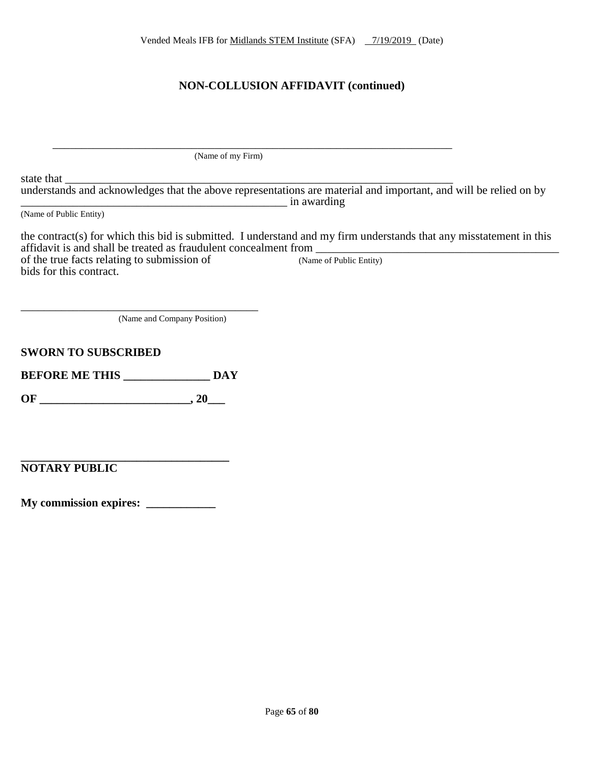## NON-COLLUSION AFFIDAVIT (continued)

\_\_\_\_\_\_\_\_\_\_\_\_\_\_\_\_\_\_\_\_\_\_\_\_\_\_\_\_\_\_\_\_\_\_\_\_\_\_\_\_\_\_\_\_\_\_\_\_\_\_\_\_\_\_\_\_\_\_\_\_\_\_\_\_\_\_\_\_\_\_
(Name of my Firm)

state that \_\_\_\_\_\_\_\_\_\_\_\_\_\_\_\_\_\_\_\_\_\_\_\_\_\_\_\_\_\_\_\_\_\_\_\_\_\_\_\_\_\_\_\_\_\_\_\_\_\_\_\_\_\_\_\_\_\_\_\_\_\_\_\_\_\_
understands and acknowledges that the above representations are material and important, and will be relied on by \_\_\_\_\_\_\_\_\_\_\_\_\_\_\_\_\_\_\_\_\_\_\_\_\_\_\_\_\_\_\_\_\_\_\_\_\_\_\_\_\_\_\_\_ in awarding
(Name of Public Entity)

the contract(s) for which this bid is submitted. I understand and my firm understands that any misstatement in this affidavit is and shall be treated as fraudulent concealment from \_\_\_\_\_\_\_\_\_\_\_\_\_\_\_\_\_\_\_\_\_\_\_\_\_\_\_\_\_\_\_\_\_\_\_\_\_\_\_\_\_\_
(Name of Public Entity)
of the true facts relating to submission of bids for this contract.

\_\_\_\_\_\_\_\_\_\_\_\_\_\_\_\_\_\_\_\_\_\_\_\_\_\_\_\_\_\_\_\_\_\_\_\_\_\_\_\_\_\_
(Name and Company Position)

**SWORN TO SUBSCRIBED**

**BEFORE ME THIS \_\_\_\_\_\_\_\_\_\_\_\_\_\_\_ DAY**

**OF \_\_\_\_\_\_\_\_\_\_\_\_\_\_\_\_\_\_\_\_\_\_\_\_\_\_, 20\_\_\_**

**\_\_\_\_\_\_\_\_\_\_\_\_\_\_\_\_\_\_\_\_\_\_\_\_\_\_\_\_\_\_\_\_\_\_\_\_**
**NOTARY PUBLIC**

**My commission expires: \_\_\_\_\_\_\_\_\_\_\_\_**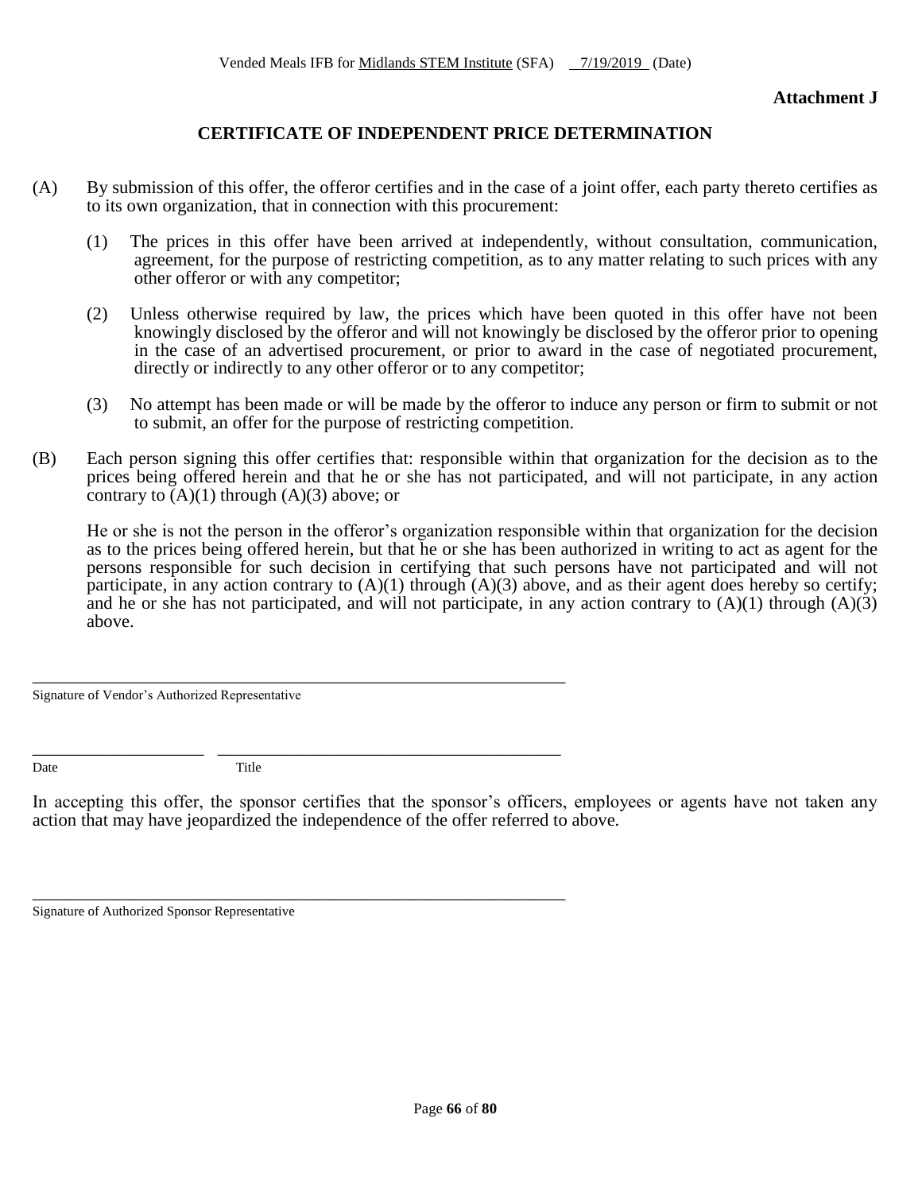Vended Meals IFB for Midlands STEM Institute (SFA) 7/19/2019 (Date)

**Attachment J**

## CERTIFICATE OF INDEPENDENT PRICE DETERMINATION

(A) By submission of this offer, the offeror certifies and in the case of a joint offer, each party thereto certifies as to its own organization, that in connection with this procurement:

(1) The prices in this offer have been arrived at independently, without consultation, communication, agreement, for the purpose of restricting competition, as to any matter relating to such prices with any other offeror or with any competitor;

(2) Unless otherwise required by law, the prices which have been quoted in this offer have not been knowingly disclosed by the offeror and will not knowingly be disclosed by the offeror prior to opening in the case of an advertised procurement, or prior to award in the case of negotiated procurement, directly or indirectly to any other offeror or to any competitor;

(3) No attempt has been made or will be made by the offeror to induce any person or firm to submit or not to submit, an offer for the purpose of restricting competition.

(B) Each person signing this offer certifies that: responsible within that organization for the decision as to the prices being offered herein and that he or she has not participated, and will not participate, in any action contrary to (A)(1) through (A)(3) above; or

He or she is not the person in the offeror's organization responsible within that organization for the decision as to the prices being offered herein, but that he or she has been authorized in writing to act as agent for the persons responsible for such decision in certifying that such persons have not participated and will not participate, in any action contrary to (A)(1) through (A)(3) above, and as their agent does hereby so certify; and he or she has not participated, and will not participate, in any action contrary to (A)(1) through (A)(3) above.

\_\_\_\_\_\_\_\_\_\_\_\_\_\_\_\_\_\_\_\_\_\_\_\_\_\_\_\_\_\_\_\_\_\_\_\_\_\_\_\_\_\_\_\_\_\_\_\_\_\_\_\_\_\_\_\_\_\_\_\_
Signature of Vendor's Authorized Representative

\_\_\_\_\_\_\_\_\_\_\_\_\_\_\_\_\_\_\_\_ \_\_\_\_\_\_\_\_\_\_\_\_\_\_\_\_\_\_\_\_\_\_\_\_\_\_\_\_\_\_\_\_\_\_\_\_\_\_\_\_
Date Title

In accepting this offer, the sponsor certifies that the sponsor's officers, employees or agents have not taken any action that may have jeopardized the independence of the offer referred to above.

\_\_\_\_\_\_\_\_\_\_\_\_\_\_\_\_\_\_\_\_\_\_\_\_\_\_\_\_\_\_\_\_\_\_\_\_\_\_\_\_\_\_\_\_\_\_\_\_\_\_\_\_\_\_\_\_\_\_\_\_
Signature of Authorized Sponsor Representative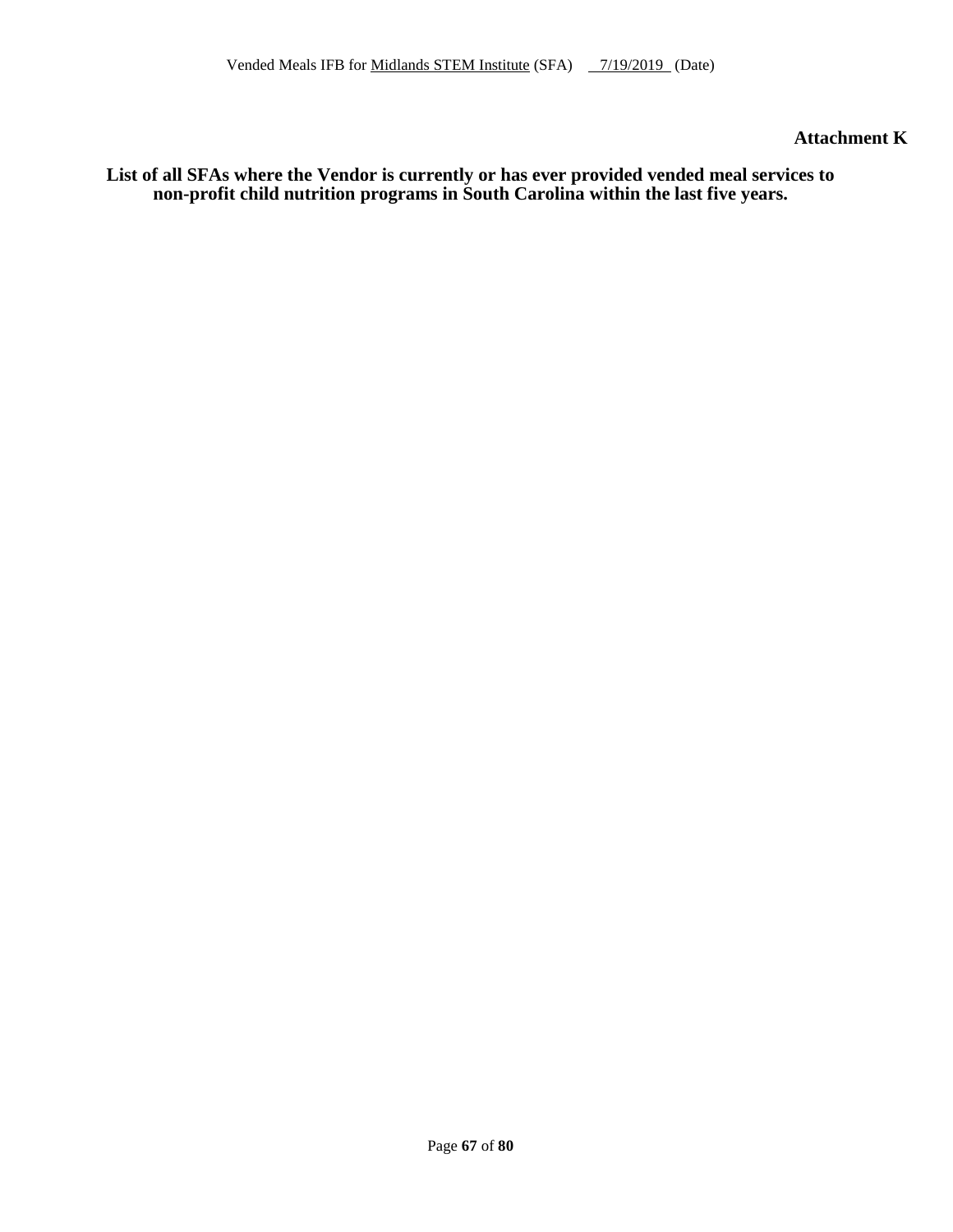**Attachment K**

**List of all SFAs where the Vendor is currently or has ever provided vended meal services to non-profit child nutrition programs in South Carolina within the last five years.**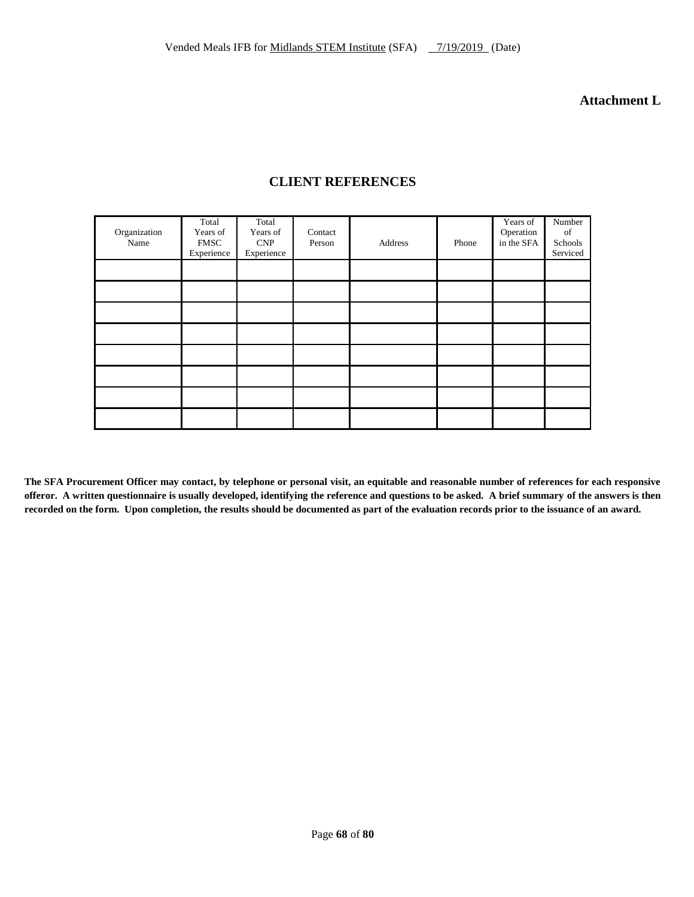# Attachment L

## CLIENT REFERENCES

| Organization Name | Total Years of FMSC Experience | Total Years of CNP Experience | Contact Person | Address | Phone | Years of Operation in the SFA | Number of Schools Serviced |
|---|---|---|---|---|---|---|---|
| | | | | | | | |
| | | | | | | | |
| | | | | | | | |
| | | | | | | | |
| | | | | | | | |
| | | | | | | | |
| | | | | | | | |
| | | | | | | | |

**The SFA Procurement Officer may contact, by telephone or personal visit, an equitable and reasonable number of references for each responsive offeror. A written questionnaire is usually developed, identifying the reference and questions to be asked. A brief summary of the answers is then recorded on the form. Upon completion, the results should be documented as part of the evaluation records prior to the issuance of an award.**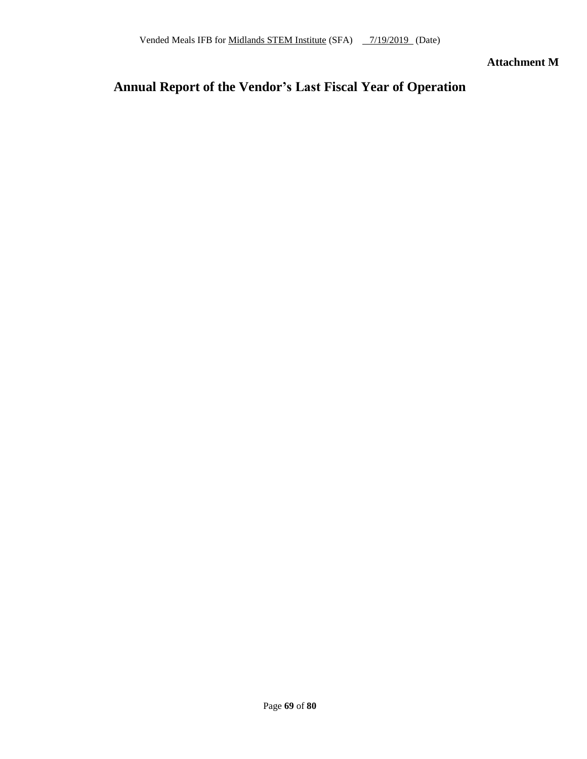**Attachment M**

# Annual Report of the Vendor's Last Fiscal Year of Operation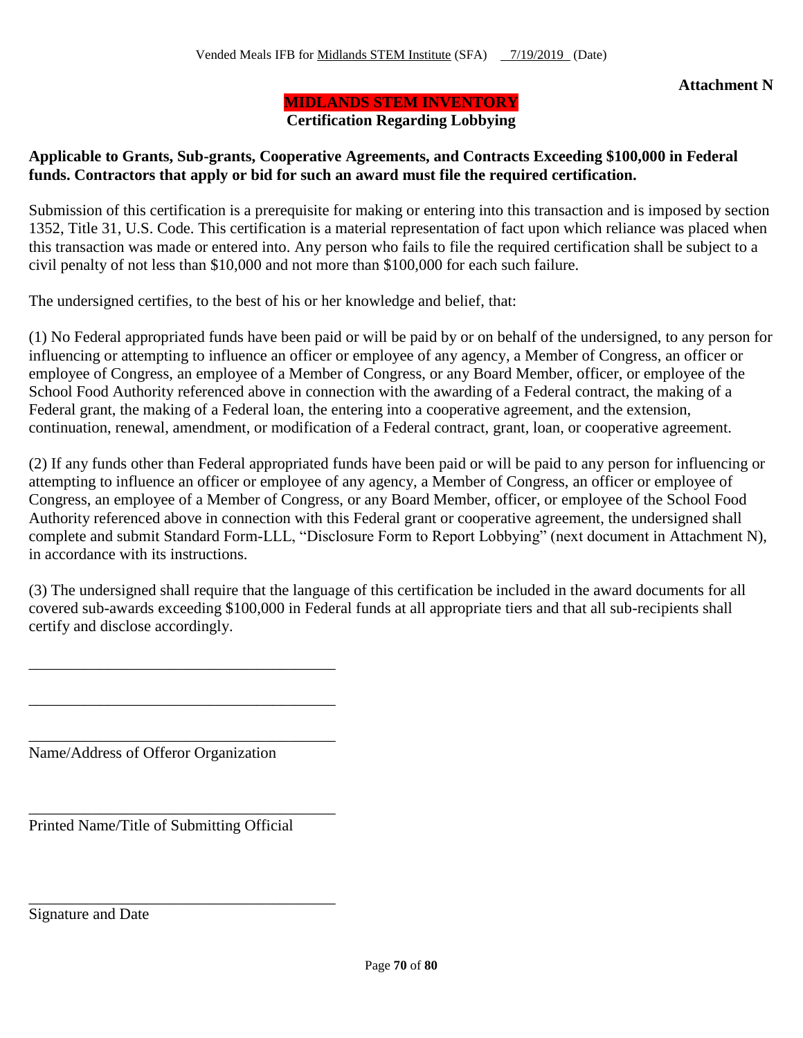Vended Meals IFB for Midlands STEM Institute (SFA) 7/19/2019 (Date)

**Attachment N**

**MIDLANDS STEM INVENTORY**

**Certification Regarding Lobbying**

**Applicable to Grants, Sub-grants, Cooperative Agreements, and Contracts Exceeding $100,000 in Federal funds. Contractors that apply or bid for such an award must file the required certification.**

Submission of this certification is a prerequisite for making or entering into this transaction and is imposed by section 1352, Title 31, U.S. Code. This certification is a material representation of fact upon which reliance was placed when this transaction was made or entered into. Any person who fails to file the required certification shall be subject to a civil penalty of not less than $10,000 and not more than $100,000 for each such failure.

The undersigned certifies, to the best of his or her knowledge and belief, that:

(1) No Federal appropriated funds have been paid or will be paid by or on behalf of the undersigned, to any person for influencing or attempting to influence an officer or employee of any agency, a Member of Congress, an officer or employee of Congress, an employee of a Member of Congress, or any Board Member, officer, or employee of the School Food Authority referenced above in connection with the awarding of a Federal contract, the making of a Federal grant, the making of a Federal loan, the entering into a cooperative agreement, and the extension, continuation, renewal, amendment, or modification of a Federal contract, grant, loan, or cooperative agreement.

(2) If any funds other than Federal appropriated funds have been paid or will be paid to any person for influencing or attempting to influence an officer or employee of any agency, a Member of Congress, an officer or employee of Congress, an employee of a Member of Congress, or any Board Member, officer, or employee of the School Food Authority referenced above in connection with this Federal grant or cooperative agreement, the undersigned shall complete and submit Standard Form-LLL, "Disclosure Form to Report Lobbying" (next document in Attachment N), in accordance with its instructions.

(3) The undersigned shall require that the language of this certification be included in the award documents for all covered sub-awards exceeding $100,000 in Federal funds at all appropriate tiers and that all sub-recipients shall certify and disclose accordingly.

\_\_\_\_\_\_\_\_\_\_\_\_\_\_\_\_\_\_\_\_\_\_\_\_\_\_\_\_\_\_\_\_\_\_\_\_\_\_\_\_

\_\_\_\_\_\_\_\_\_\_\_\_\_\_\_\_\_\_\_\_\_\_\_\_\_\_\_\_\_\_\_\_\_\_\_\_\_\_\_\_

\_\_\_\_\_\_\_\_\_\_\_\_\_\_\_\_\_\_\_\_\_\_\_\_\_\_\_\_\_\_\_\_\_\_\_\_\_\_\_\_

Name/Address of Offeror Organization

\_\_\_\_\_\_\_\_\_\_\_\_\_\_\_\_\_\_\_\_\_\_\_\_\_\_\_\_\_\_\_\_\_\_\_\_\_\_\_\_

Printed Name/Title of Submitting Official

\_\_\_\_\_\_\_\_\_\_\_\_\_\_\_\_\_\_\_\_\_\_\_\_\_\_\_\_\_\_\_\_\_\_\_\_\_\_\_\_

Signature and Date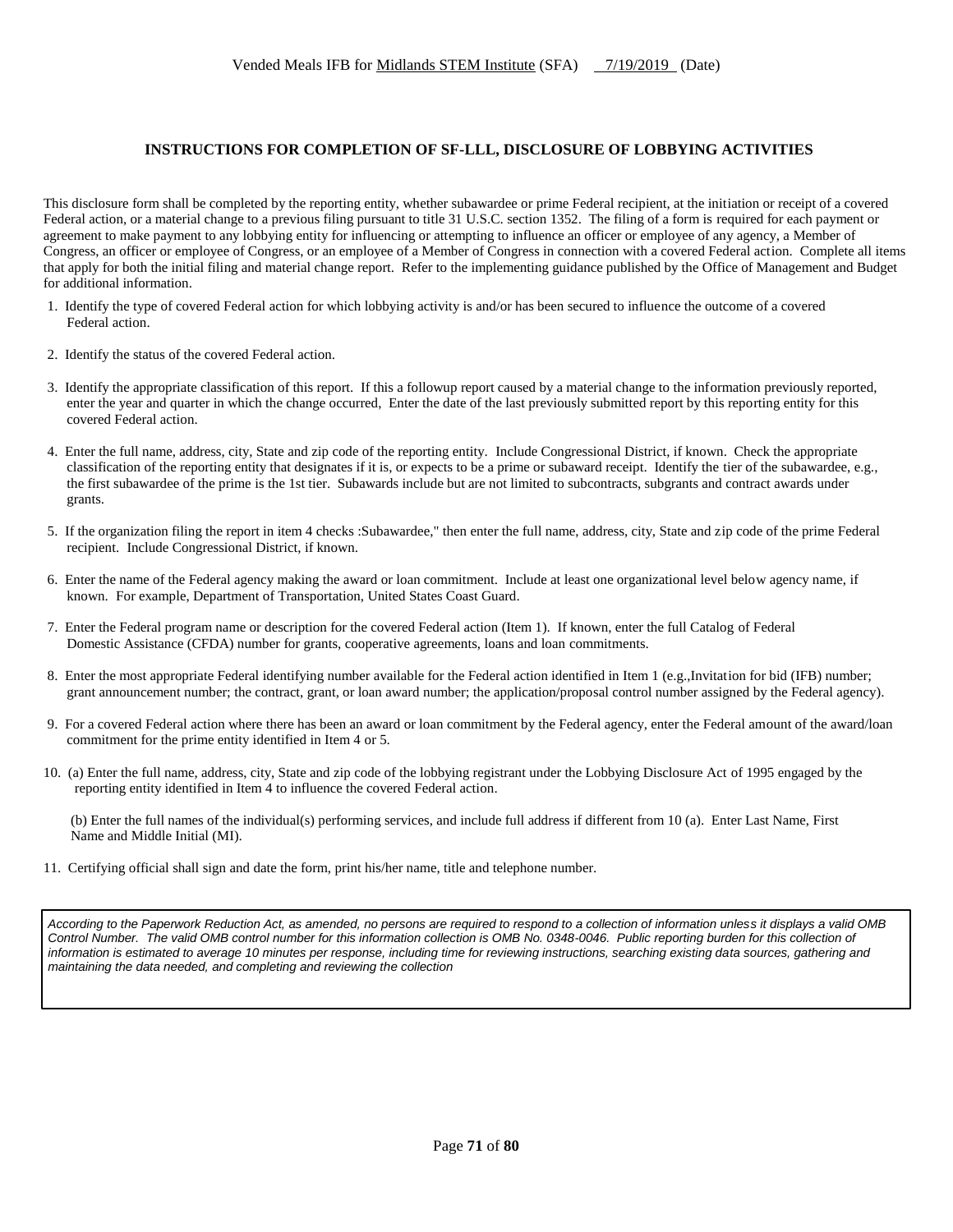## INSTRUCTIONS FOR COMPLETION OF SF-LLL, DISCLOSURE OF LOBBYING ACTIVITIES

This disclosure form shall be completed by the reporting entity, whether subawardee or prime Federal recipient, at the initiation or receipt of a covered Federal action, or a material change to a previous filing pursuant to title 31 U.S.C. section 1352. The filing of a form is required for each payment or agreement to make payment to any lobbying entity for influencing or attempting to influence an officer or employee of any agency, a Member of Congress, an officer or employee of Congress, or an employee of a Member of Congress in connection with a covered Federal action. Complete all items that apply for both the initial filing and material change report. Refer to the implementing guidance published by the Office of Management and Budget for additional information.

1. Identify the type of covered Federal action for which lobbying activity is and/or has been secured to influence the outcome of a covered Federal action.

2. Identify the status of the covered Federal action.

3. Identify the appropriate classification of this report. If this a followup report caused by a material change to the information previously reported, enter the year and quarter in which the change occurred, Enter the date of the last previously submitted report by this reporting entity for this covered Federal action.

4. Enter the full name, address, city, State and zip code of the reporting entity. Include Congressional District, if known. Check the appropriate classification of the reporting entity that designates if it is, or expects to be a prime or subaward receipt. Identify the tier of the subawardee, e.g., the first subawardee of the prime is the 1st tier. Subawards include but are not limited to subcontracts, subgrants and contract awards under grants.

5. If the organization filing the report in item 4 checks :Subawardee," then enter the full name, address, city, State and zip code of the prime Federal recipient. Include Congressional District, if known.

6. Enter the name of the Federal agency making the award or loan commitment. Include at least one organizational level below agency name, if known. For example, Department of Transportation, United States Coast Guard.

7. Enter the Federal program name or description for the covered Federal action (Item 1). If known, enter the full Catalog of Federal Domestic Assistance (CFDA) number for grants, cooperative agreements, loans and loan commitments.

8. Enter the most appropriate Federal identifying number available for the Federal action identified in Item 1 (e.g.,Invitation for bid (IFB) number; grant announcement number; the contract, grant, or loan award number; the application/proposal control number assigned by the Federal agency).

9. For a covered Federal action where there has been an award or loan commitment by the Federal agency, enter the Federal amount of the award/loan commitment for the prime entity identified in Item 4 or 5.

10. (a) Enter the full name, address, city, State and zip code of the lobbying registrant under the Lobbying Disclosure Act of 1995 engaged by the reporting entity identified in Item 4 to influence the covered Federal action.

    (b) Enter the full names of the individual(s) performing services, and include full address if different from 10 (a). Enter Last Name, First Name and Middle Initial (MI).

11. Certifying official shall sign and date the form, print his/her name, title and telephone number.

*According to the Paperwork Reduction Act, as amended, no persons are required to respond to a collection of information unless it displays a valid OMB Control Number. The valid OMB control number for this information collection is OMB No. 0348-0046. Public reporting burden for this collection of information is estimated to average 10 minutes per response, including time for reviewing instructions, searching existing data sources, gathering and maintaining the data needed, and completing and reviewing the collection*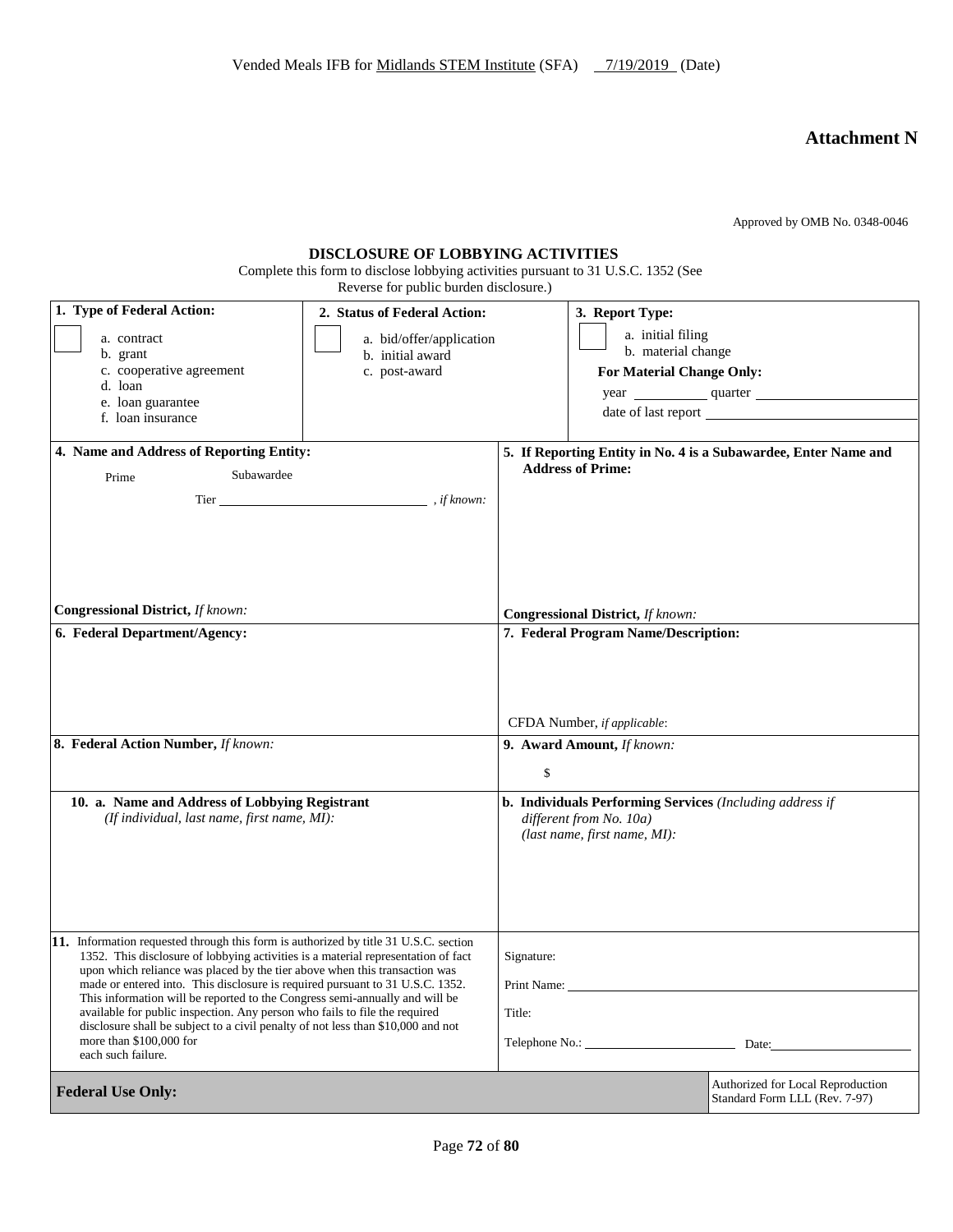Vended Meals IFB for Midlands STEM Institute (SFA) 7/19/2019 (Date)

# Attachment N

Approved by OMB No. 0348-0046

## DISCLOSURE OF LOBBYING ACTIVITIES

Complete this form to disclose lobbying activities pursuant to 31 U.S.C. 1352 (See Reverse for public burden disclosure.)

| **1. Type of Federal Action:** | **2. Status of Federal Action:** | **3. Report Type:** |
|---|---|---|
| ☐ a. contract<br>b. grant<br>c. cooperative agreement<br>d. loan<br>e. loan guarantee<br>f. loan insurance | ☐ a. bid/offer/application<br>b. initial award<br>c. post-award | ☐ a. initial filing<br>b. material change<br>**For Material Change Only:**<br>year ________ quarter ________<br>date of last report ________ |

| **4. Name and Address of Reporting Entity:** | **5. If Reporting Entity in No. 4 is a Subawardee, Enter Name and Address of Prime:** |
|---|---|
| Prime Subawardee<br>Tier ________________ , *if known:*<br><br>**Congressional District,** *If known:* | <br><br>**Congressional District,** *If known:* |
| **6. Federal Department/Agency:** | **7. Federal Program Name/Description:**<br><br>CFDA Number, *if applicable*: |
| **8. Federal Action Number,** *If known:* | **9. Award Amount,** *If known:*<br>$ |
| **10. a. Name and Address of Lobbying Registrant** *(If individual, last name, first name, MI):* | **b. Individuals Performing Services** *(Including address if different from No. 10a) (last name, first name, MI):* |
| **11.** Information requested through this form is authorized by title 31 U.S.C. section 1352. This disclosure of lobbying activities is a material representation of fact upon which reliance was placed by the tier above when this transaction was made or entered into. This disclosure is required pursuant to 31 U.S.C. 1352. This information will be reported to the Congress semi-annually and will be available for public inspection. Any person who fails to file the required disclosure shall be subject to a civil penalty of not less than $10,000 and not more than $100,000 for each such failure. | Signature:<br>Print Name: ________<br>Title:<br>Telephone No.: ________ Date: ________ |
| **Federal Use Only:** | Authorized for Local Reproduction<br>Standard Form LLL (Rev. 7-97) |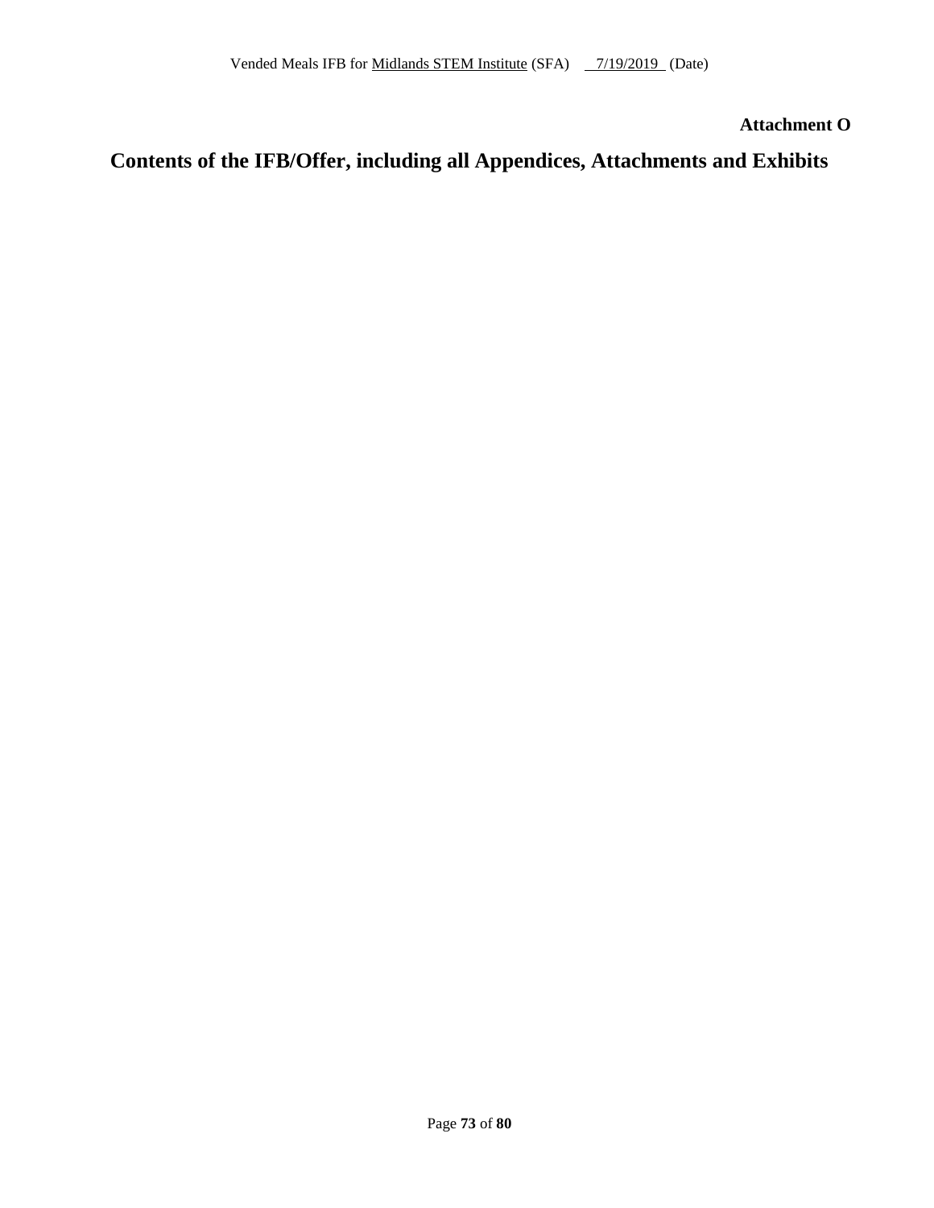**Attachment O**

# Contents of the IFB/Offer, including all Appendices, Attachments and Exhibits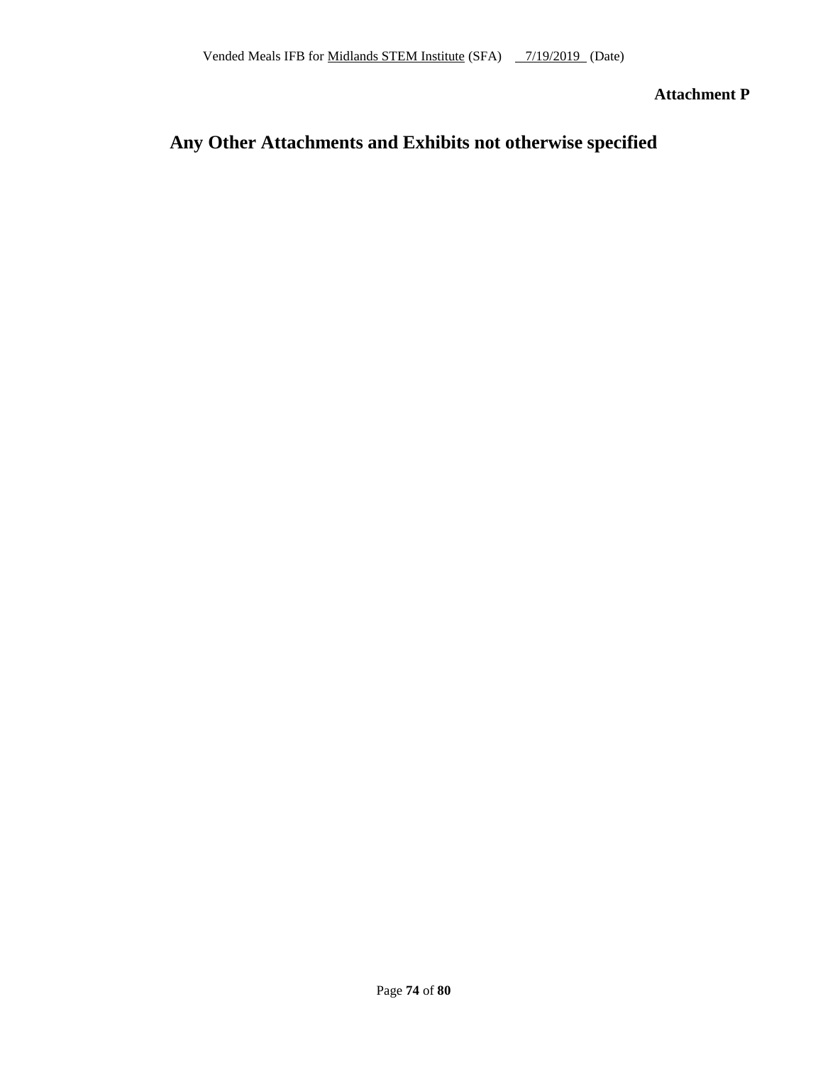**Attachment P**

# Any Other Attachments and Exhibits not otherwise specified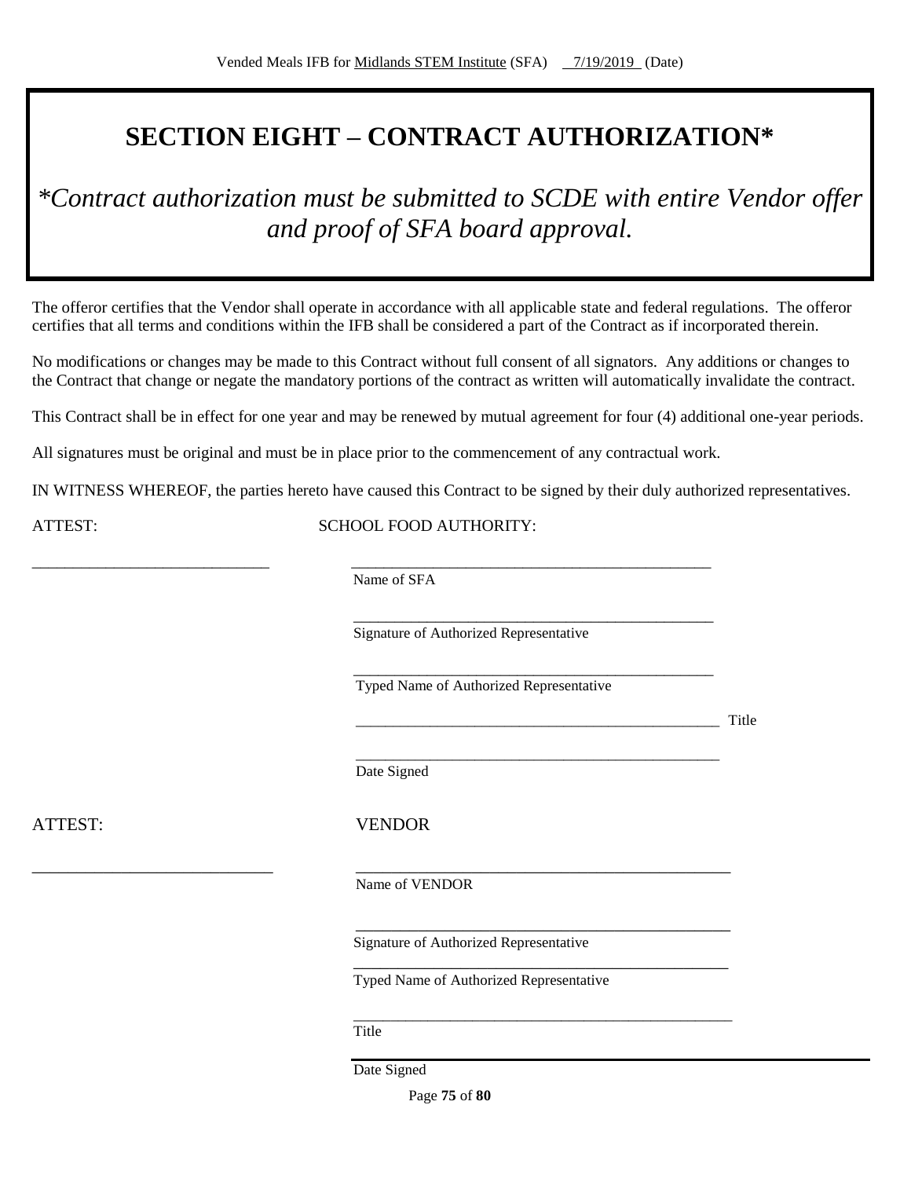# SECTION EIGHT – CONTRACT AUTHORIZATION*

*\*Contract authorization must be submitted to SCDE with entire Vendor offer and proof of SFA board approval.*

The offeror certifies that the Vendor shall operate in accordance with all applicable state and federal regulations. The offeror certifies that all terms and conditions within the IFB shall be considered a part of the Contract as if incorporated therein.

No modifications or changes may be made to this Contract without full consent of all signators. Any additions or changes to the Contract that change or negate the mandatory portions of the contract as written will automatically invalidate the contract.

This Contract shall be in effect for one year and may be renewed by mutual agreement for four (4) additional one-year periods.

All signatures must be original and must be in place prior to the commencement of any contractual work.

IN WITNESS WHEREOF, the parties hereto have caused this Contract to be signed by their duly authorized representatives.

ATTEST: SCHOOL FOOD AUTHORITY:

______________________________ ______________________________________________
Name of SFA

______________________________________________
Signature of Authorized Representative

______________________________________________
Typed Name of Authorized Representative

______________________________________________ Title

______________________________________________
Date Signed

ATTEST: VENDOR

______________________________ ______________________________________________
Name of VENDOR

______________________________________________
Signature of Authorized Representative

______________________________________________
Typed Name of Authorized Representative

______________________________________________
Title

______________________________________________
Date Signed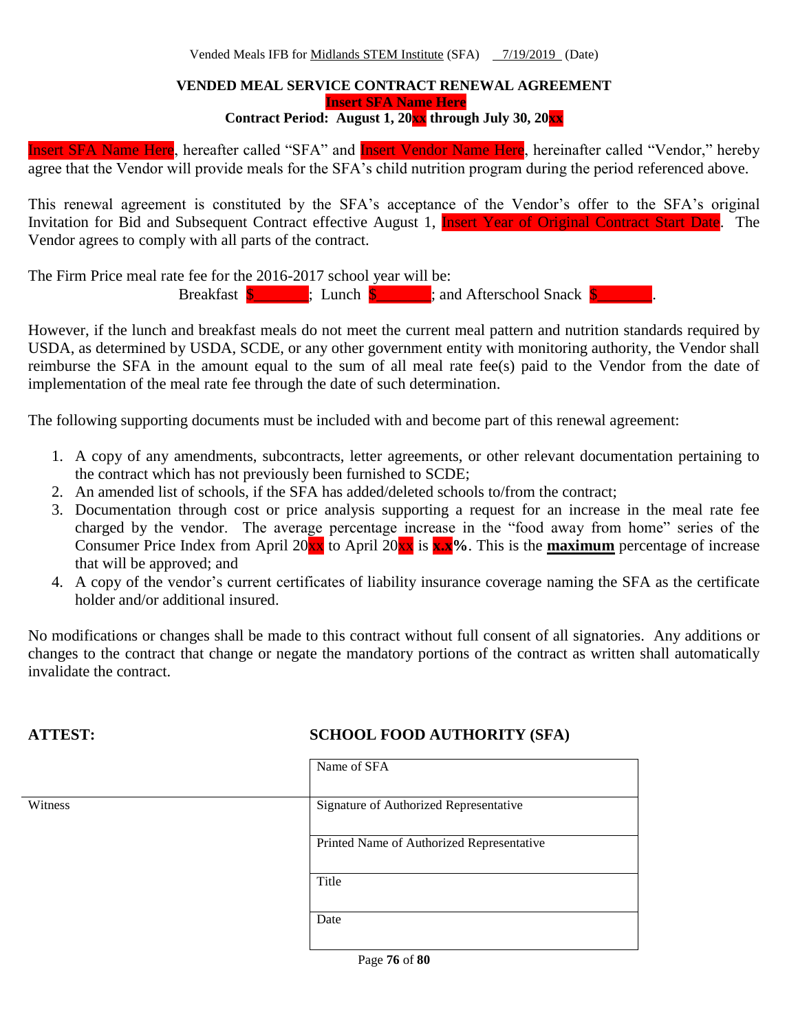**VENDED MEAL SERVICE CONTRACT RENEWAL AGREEMENT**

**Insert SFA Name Here**

**Contract Period: August 1, 20xx through July 30, 20xx**

Insert SFA Name Here, hereafter called "SFA" and Insert Vendor Name Here, hereinafter called "Vendor," hereby agree that the Vendor will provide meals for the SFA's child nutrition program during the period referenced above.

This renewal agreement is constituted by the SFA's acceptance of the Vendor's offer to the SFA's original Invitation for Bid and Subsequent Contract effective August 1, Insert Year of Original Contract Start Date. The Vendor agrees to comply with all parts of the contract.

The Firm Price meal rate fee for the 2016-2017 school year will be:

Breakfast $\_\_\_\_\_\_\_; Lunch $\_\_\_\_\_\_\_; and Afterschool Snack $\_\_\_\_\_\_\_.

However, if the lunch and breakfast meals do not meet the current meal pattern and nutrition standards required by USDA, as determined by USDA, SCDE, or any other government entity with monitoring authority, the Vendor shall reimburse the SFA in the amount equal to the sum of all meal rate fee(s) paid to the Vendor from the date of implementation of the meal rate fee through the date of such determination.

The following supporting documents must be included with and become part of this renewal agreement:

1. A copy of any amendments, subcontracts, letter agreements, or other relevant documentation pertaining to the contract which has not previously been furnished to SCDE;
2. An amended list of schools, if the SFA has added/deleted schools to/from the contract;
3. Documentation through cost or price analysis supporting a request for an increase in the meal rate fee charged by the vendor. The average percentage increase in the "food away from home" series of the Consumer Price Index from April 20xx to April 20xx is **x.x%**. This is the **maximum** percentage of increase that will be approved; and
4. A copy of the vendor's current certificates of liability insurance coverage naming the SFA as the certificate holder and/or additional insured.

No modifications or changes shall be made to this contract without full consent of all signatories. Any additions or changes to the contract that change or negate the mandatory portions of the contract as written shall automatically invalidate the contract.

**ATTEST:**

**SCHOOL FOOD AUTHORITY (SFA)**

| | |
|---|---|
| | Name of SFA |
| Witness | Signature of Authorized Representative |
| | Printed Name of Authorized Representative |
| | Title |
| | Date |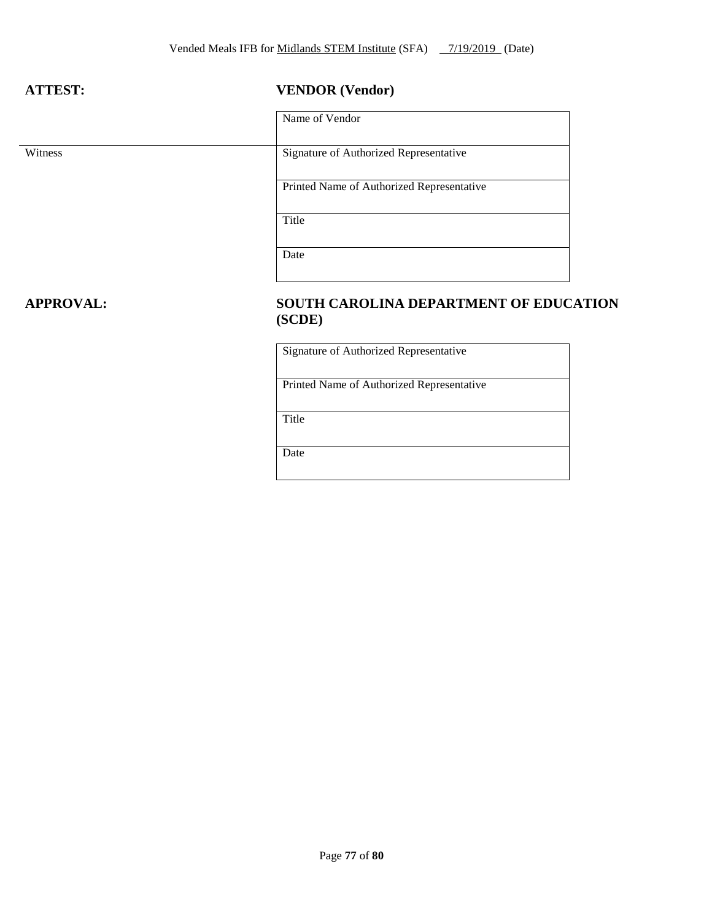**ATTEST:**

**VENDOR (Vendor)**

| Name of Vendor |
|---|
| Signature of Authorized Representative |
| Printed Name of Authorized Representative |
| Title |
| Date |

Witness

**APPROVAL:**

**SOUTH CAROLINA DEPARTMENT OF EDUCATION (SCDE)**

| Signature of Authorized Representative |
|---|
| Printed Name of Authorized Representative |
| Title |
| Date |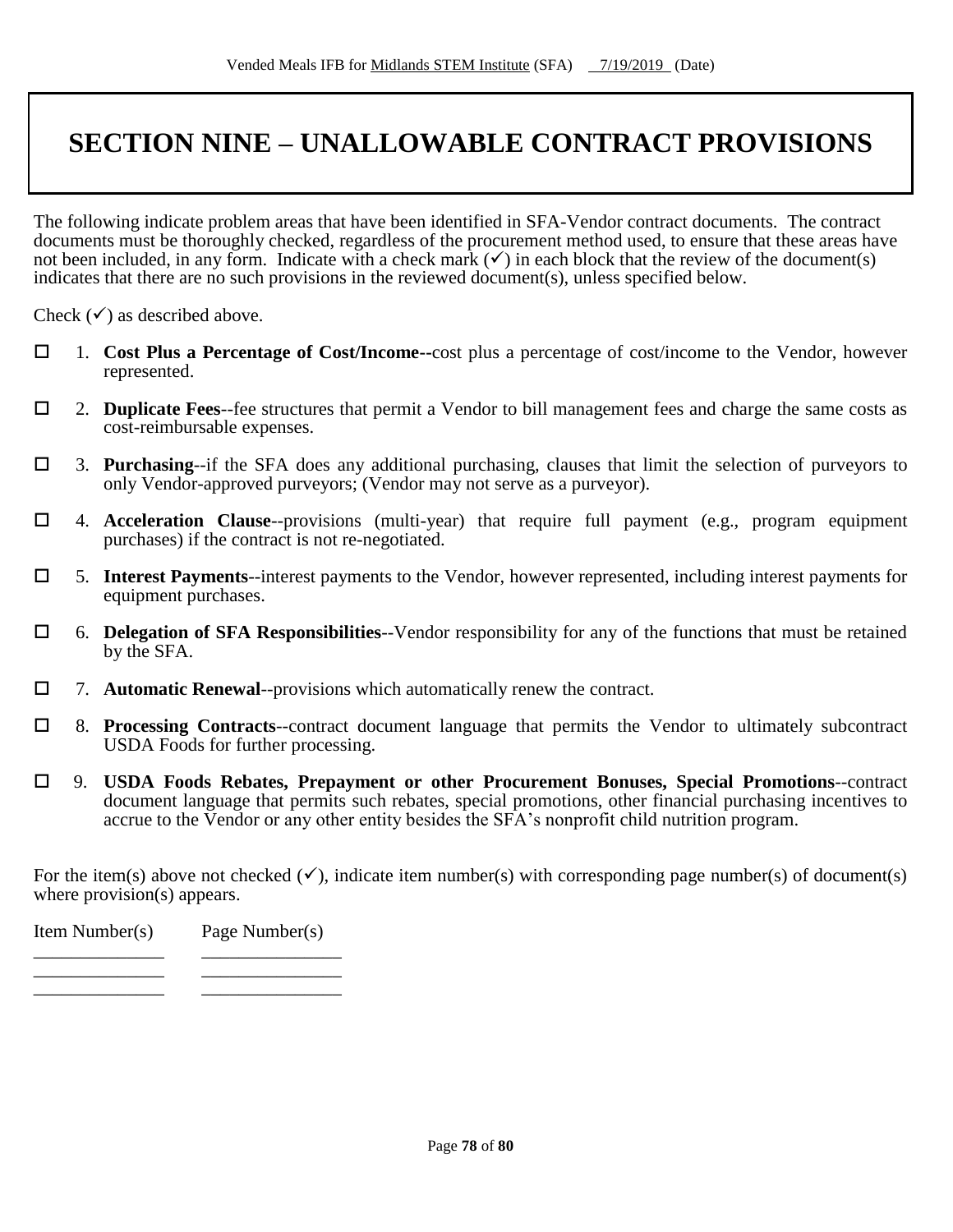# SECTION NINE – UNALLOWABLE CONTRACT PROVISIONS

The following indicate problem areas that have been identified in SFA-Vendor contract documents. The contract documents must be thoroughly checked, regardless of the procurement method used, to ensure that these areas have not been included, in any form. Indicate with a check mark (✓) in each block that the review of the document(s) indicates that there are no such provisions in the reviewed document(s), unless specified below.

Check (✓) as described above.

- ☐ 1. **Cost Plus a Percentage of Cost/Income**--cost plus a percentage of cost/income to the Vendor, however represented.
- ☐ 2. **Duplicate Fees**--fee structures that permit a Vendor to bill management fees and charge the same costs as cost-reimbursable expenses.
- ☐ 3. **Purchasing**--if the SFA does any additional purchasing, clauses that limit the selection of purveyors to only Vendor-approved purveyors; (Vendor may not serve as a purveyor).
- ☐ 4. **Acceleration Clause**--provisions (multi-year) that require full payment (e.g., program equipment purchases) if the contract is not re-negotiated.
- ☐ 5. **Interest Payments**--interest payments to the Vendor, however represented, including interest payments for equipment purchases.
- ☐ 6. **Delegation of SFA Responsibilities**--Vendor responsibility for any of the functions that must be retained by the SFA.
- ☐ 7. **Automatic Renewal**--provisions which automatically renew the contract.
- ☐ 8. **Processing Contracts**--contract document language that permits the Vendor to ultimately subcontract USDA Foods for further processing.
- ☐ 9. **USDA Foods Rebates, Prepayment or other Procurement Bonuses, Special Promotions**--contract document language that permits such rebates, special promotions, other financial purchasing incentives to accrue to the Vendor or any other entity besides the SFA's nonprofit child nutrition program.

For the item(s) above not checked (✓), indicate item number(s) with corresponding page number(s) of document(s) where provision(s) appears.

| Item Number(s) | Page Number(s) |
|---|---|
| ______________ | _______________ |
| ______________ | _______________ |
| ______________ | _______________ |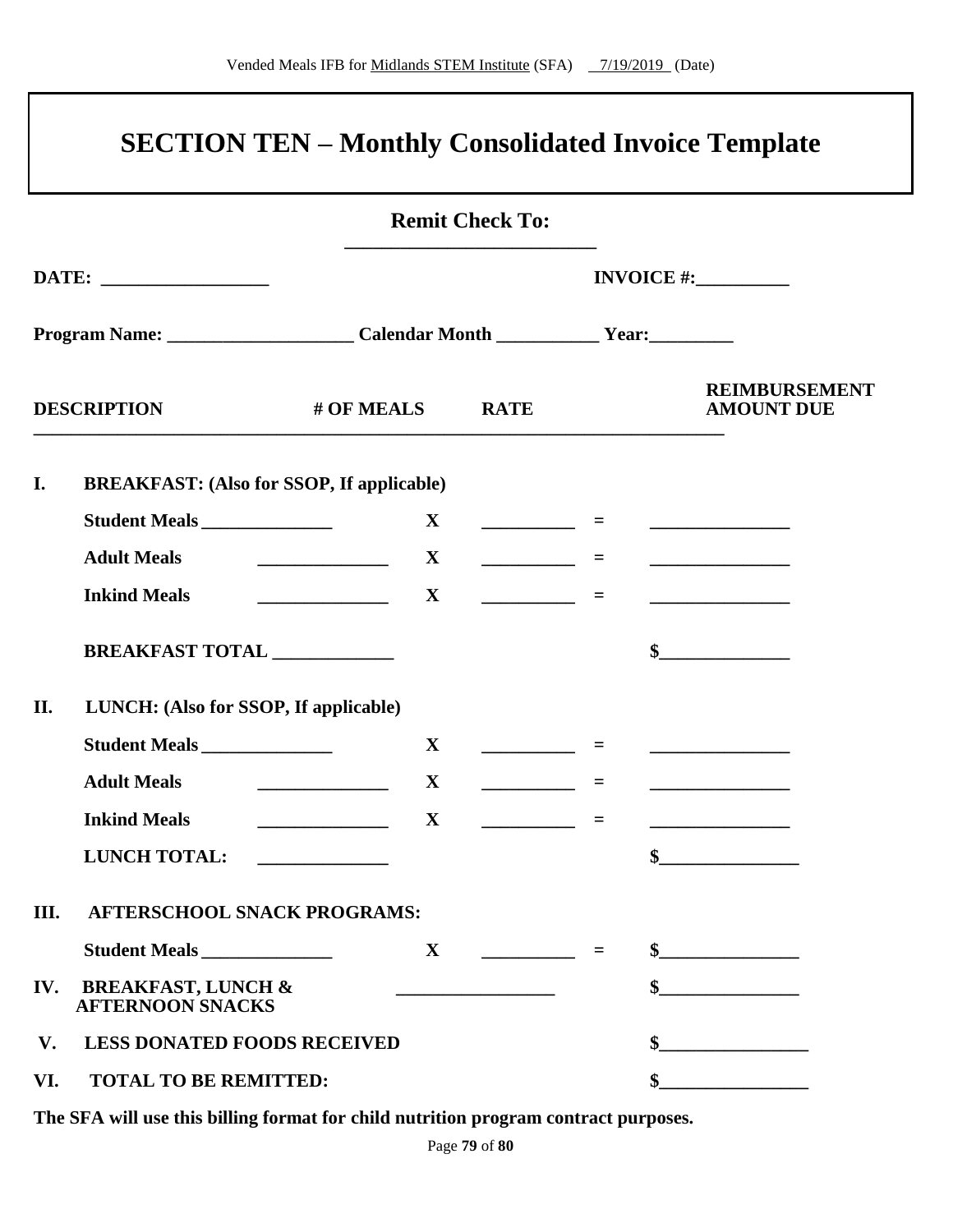# SECTION TEN – Monthly Consolidated Invoice Template

**Remit Check To:**

\_\_\_\_\_\_\_\_\_\_\_\_\_\_\_\_\_\_\_\_\_\_\_\_\_\_\_

**DATE:** \_\_\_\_\_\_\_\_\_\_\_\_\_\_\_\_\_\_ **INVOICE #:**\_\_\_\_\_\_\_\_\_\_

**Program Name:** \_\_\_\_\_\_\_\_\_\_\_\_\_\_\_\_\_\_\_\_ **Calendar Month** \_\_\_\_\_\_\_\_\_\_\_ **Year:**\_\_\_\_\_\_\_\_\_

| DESCRIPTION | # OF MEALS | | RATE | | REIMBURSEMENT AMOUNT DUE |
|---|---|---|---|---|---|
| **I. BREAKFAST: (Also for SSOP, If applicable)** | | | | | |
| **Student Meals** | \_\_\_\_\_\_\_\_\_\_\_\_\_\_ | **X** | \_\_\_\_\_\_\_\_\_\_ | = | \_\_\_\_\_\_\_\_\_\_\_\_\_\_\_ |
| **Adult Meals** | \_\_\_\_\_\_\_\_\_\_\_\_\_\_ | **X** | \_\_\_\_\_\_\_\_\_\_ | = | \_\_\_\_\_\_\_\_\_\_\_\_\_\_\_ |
| **Inkind Meals** | \_\_\_\_\_\_\_\_\_\_\_\_\_\_ | **X** | \_\_\_\_\_\_\_\_\_\_ | = | \_\_\_\_\_\_\_\_\_\_\_\_\_\_\_ |
| **BREAKFAST TOTAL** | \_\_\_\_\_\_\_\_\_\_\_\_\_ | | | | $\_\_\_\_\_\_\_\_\_\_\_\_\_\_ |
| **II. LUNCH: (Also for SSOP, If applicable)** | | | | | |
| **Student Meals** | \_\_\_\_\_\_\_\_\_\_\_\_\_\_ | **X** | \_\_\_\_\_\_\_\_\_\_ | = | \_\_\_\_\_\_\_\_\_\_\_\_\_\_\_ |
| **Adult Meals** | \_\_\_\_\_\_\_\_\_\_\_\_\_\_ | **X** | \_\_\_\_\_\_\_\_\_\_ | = | \_\_\_\_\_\_\_\_\_\_\_\_\_\_\_ |
| **Inkind Meals** | \_\_\_\_\_\_\_\_\_\_\_\_\_\_ | **X** | \_\_\_\_\_\_\_\_\_\_ | = | \_\_\_\_\_\_\_\_\_\_\_\_\_\_\_ |
| **LUNCH TOTAL:** | \_\_\_\_\_\_\_\_\_\_\_\_\_\_ | | | | $\_\_\_\_\_\_\_\_\_\_\_\_\_\_\_ |
| **III. AFTERSCHOOL SNACK PROGRAMS:** | | | | | |
| **Student Meals** | \_\_\_\_\_\_\_\_\_\_\_\_\_\_ | **X** | \_\_\_\_\_\_\_\_\_\_ | = | $\_\_\_\_\_\_\_\_\_\_\_\_\_\_\_ |
| **IV. BREAKFAST, LUNCH & AFTERNOON SNACKS** | \_\_\_\_\_\_\_\_\_\_\_\_\_\_\_\_\_ | | | | $\_\_\_\_\_\_\_\_\_\_\_\_\_\_\_ |
| **V. LESS DONATED FOODS RECEIVED** | | | | | $\_\_\_\_\_\_\_\_\_\_\_\_\_\_\_\_ |
| **VI. TOTAL TO BE REMITTED:** | | | | | $\_\_\_\_\_\_\_\_\_\_\_\_\_\_\_\_ |

**The SFA will use this billing format for child nutrition program contract purposes.**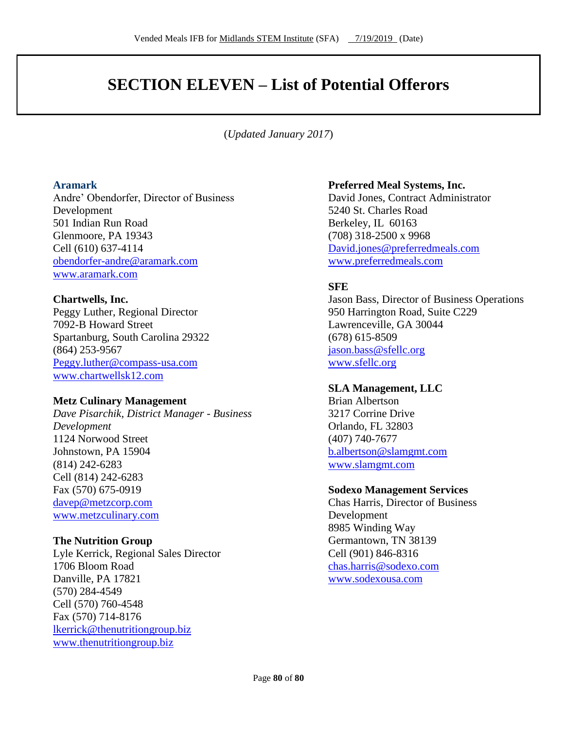# SECTION ELEVEN – List of Potential Offerors

(*Updated January 2017*)

**Aramark**
Andre' Obendorfer, Director of Business Development
501 Indian Run Road
Glenmoore, PA 19343
Cell (610) 637-4114
obendorfer-andre@aramark.com
www.aramark.com

**Chartwells, Inc.**
Peggy Luther, Regional Director
7092-B Howard Street
Spartanburg, South Carolina 29322
(864) 253-9567
Peggy.luther@compass-usa.com
www.chartwellsk12.com

**Metz Culinary Management**
*Dave Pisarchik, District Manager - Business Development*
1124 Norwood Street
Johnstown, PA 15904
(814) 242-6283
Cell (814) 242-6283
Fax (570) 675-0919
davep@metzcorp.com
www.metzculinary.com

**The Nutrition Group**
Lyle Kerrick, Regional Sales Director
1706 Bloom Road
Danville, PA 17821
(570) 284-4549
Cell (570) 760-4548
Fax (570) 714-8176
lkerrick@thenutritiongroup.biz
www.thenutritiongroup.biz

**Preferred Meal Systems, Inc.**
David Jones, Contract Administrator
5240 St. Charles Road
Berkeley, IL 60163
(708) 318-2500 x 9968
David.jones@preferredmeals.com
www.preferredmeals.com

**SFE**
Jason Bass, Director of Business Operations
950 Harrington Road, Suite C229
Lawrenceville, GA 30044
(678) 615-8509
jason.bass@sfellc.org
www.sfellc.org

**SLA Management, LLC**
Brian Albertson
3217 Corrine Drive
Orlando, FL 32803
(407) 740-7677
b.albertson@slamgmt.com
www.slamgmt.com

**Sodexo Management Services**
Chas Harris, Director of Business Development
8985 Winding Way
Germantown, TN 38139
Cell (901) 846-8316
chas.harris@sodexo.com
www.sodexousa.com